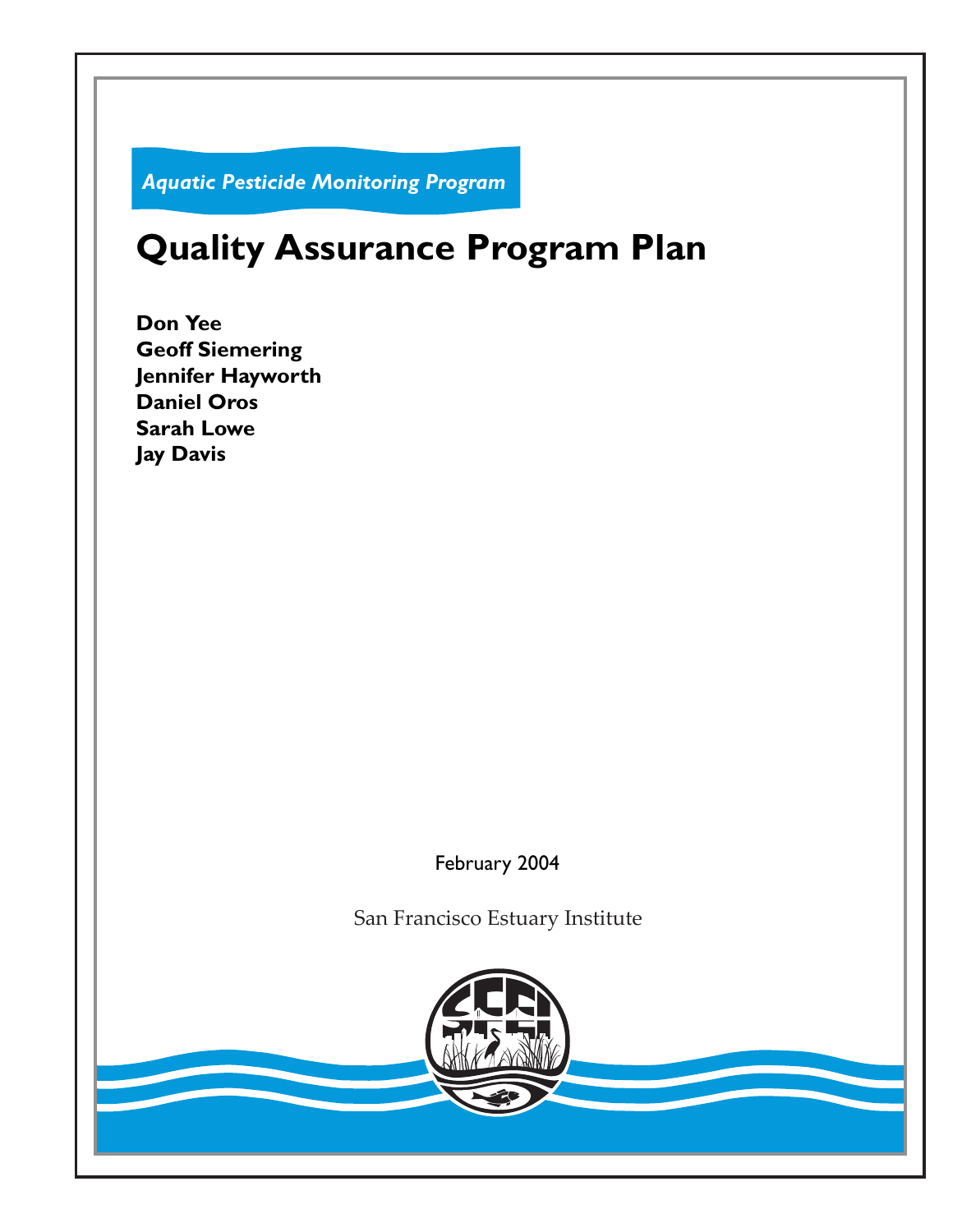*Aquatic Pesticide Monitoring Program*

# Quality Assurance Program Plan

**Don Yee**
**Geoff Siemering**
**Jennifer Hayworth**
**Daniel Oros**
**Sarah Lowe**
**Jay Davis**

February 2004

San Francisco Estuary Institute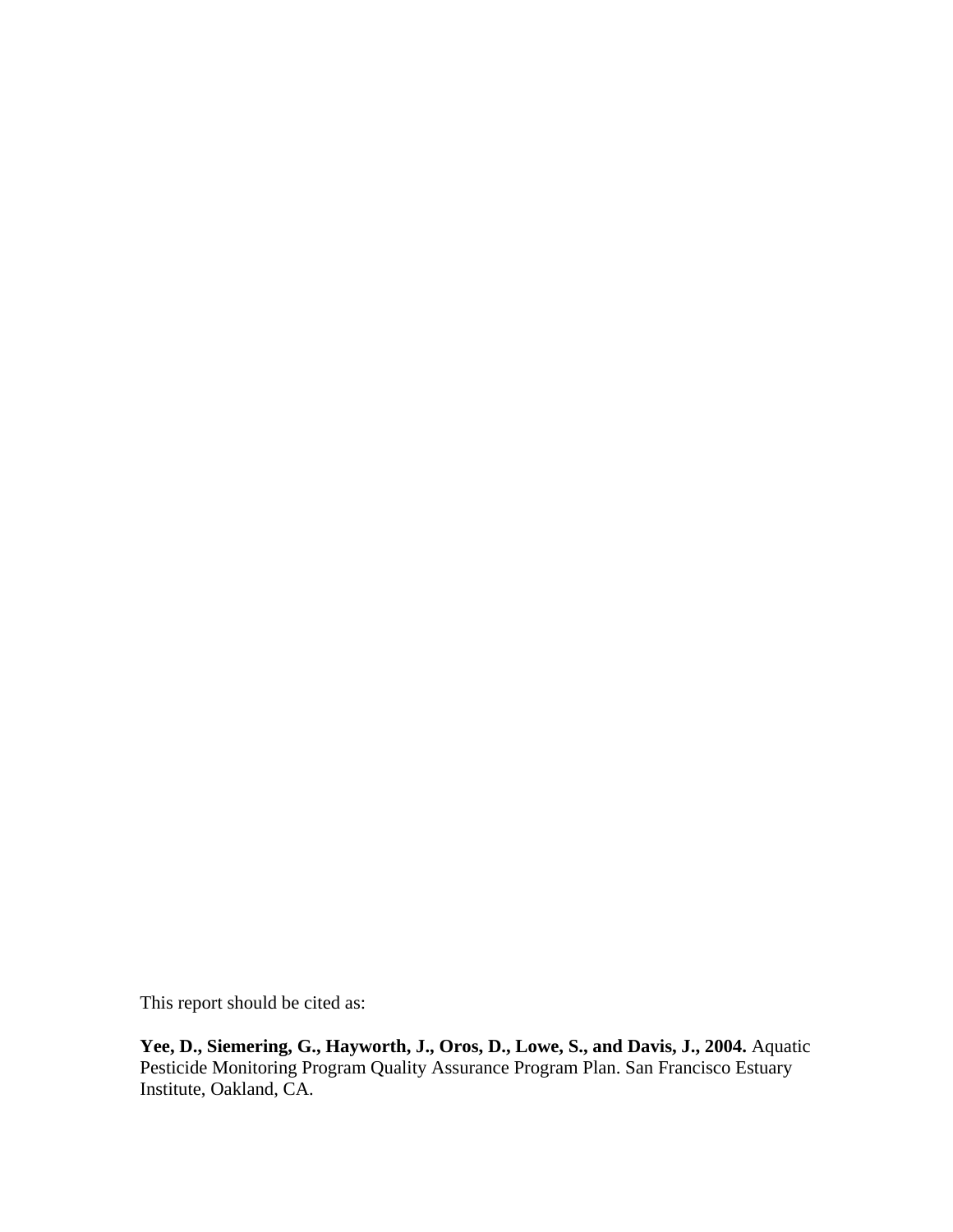This report should be cited as:

**Yee, D., Siemering, G., Hayworth, J., Oros, D., Lowe, S., and Davis, J., 2004.** Aquatic Pesticide Monitoring Program Quality Assurance Program Plan. San Francisco Estuary Institute, Oakland, CA.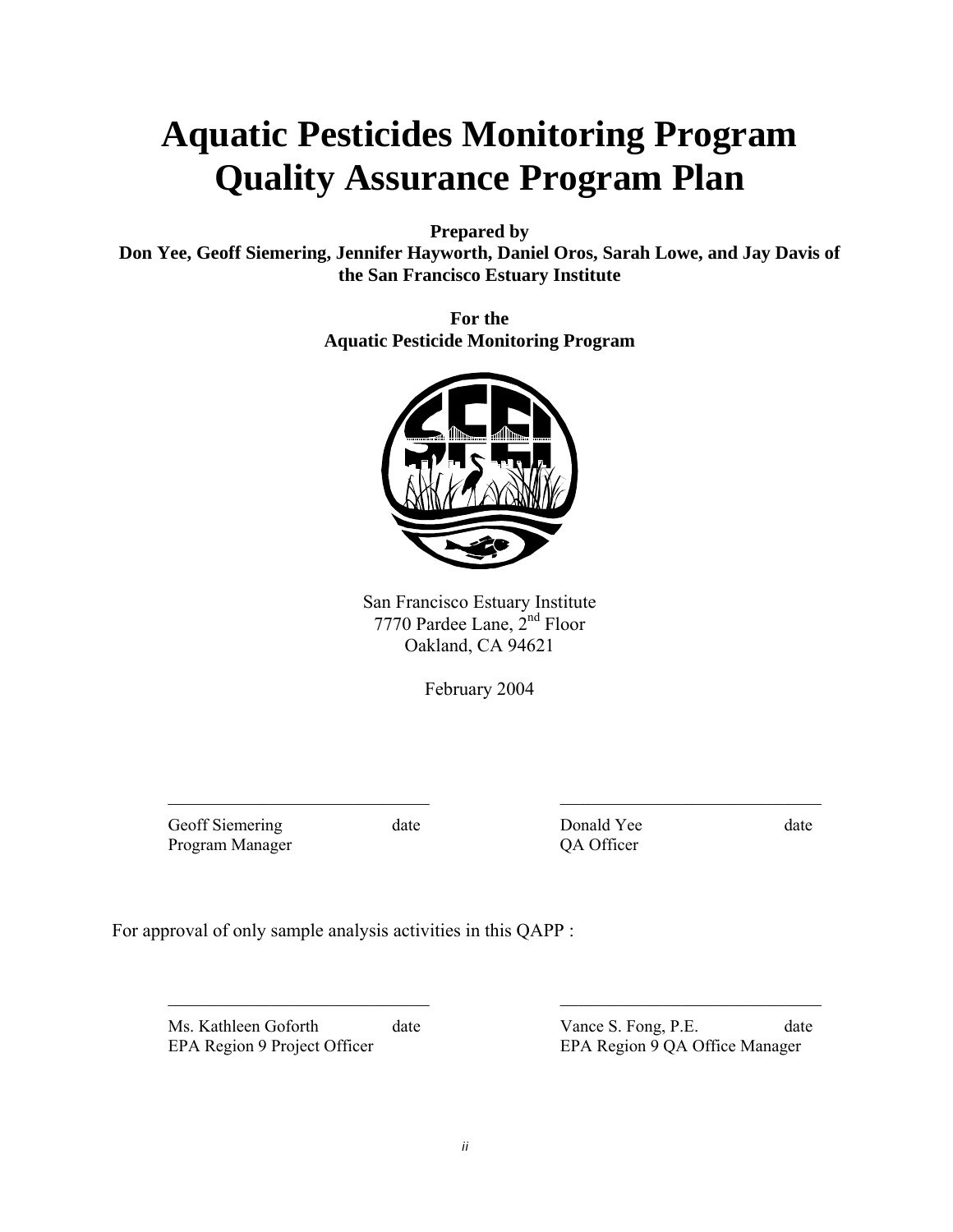# Aquatic Pesticides Monitoring Program Quality Assurance Program Plan

**Prepared by**
**Don Yee, Geoff Siemering, Jennifer Hayworth, Daniel Oros, Sarah Lowe, and Jay Davis of the San Francisco Estuary Institute**

**For the**
**Aquatic Pesticide Monitoring Program**

San Francisco Estuary Institute
7770 Pardee Lane, 2nd Floor
Oakland, CA 94621

February 2004

| | |
|---|---|
| \_\_\_\_\_\_\_\_\_\_\_\_\_\_\_\_\_\_\_\_\_\_\_\_\_\_\_\_\_\_ | \_\_\_\_\_\_\_\_\_\_\_\_\_\_\_\_\_\_\_\_\_\_\_\_\_\_\_\_\_\_ |
| Geoff Siemering date | Donald Yee date |
| Program Manager | QA Officer |

For approval of only sample analysis activities in this QAPP :

| | |
|---|---|
| \_\_\_\_\_\_\_\_\_\_\_\_\_\_\_\_\_\_\_\_\_\_\_\_\_\_\_\_\_\_ | \_\_\_\_\_\_\_\_\_\_\_\_\_\_\_\_\_\_\_\_\_\_\_\_\_\_\_\_\_\_ |
| Ms. Kathleen Goforth date | Vance S. Fong, P.E. date |
| EPA Region 9 Project Officer | EPA Region 9 QA Office Manager |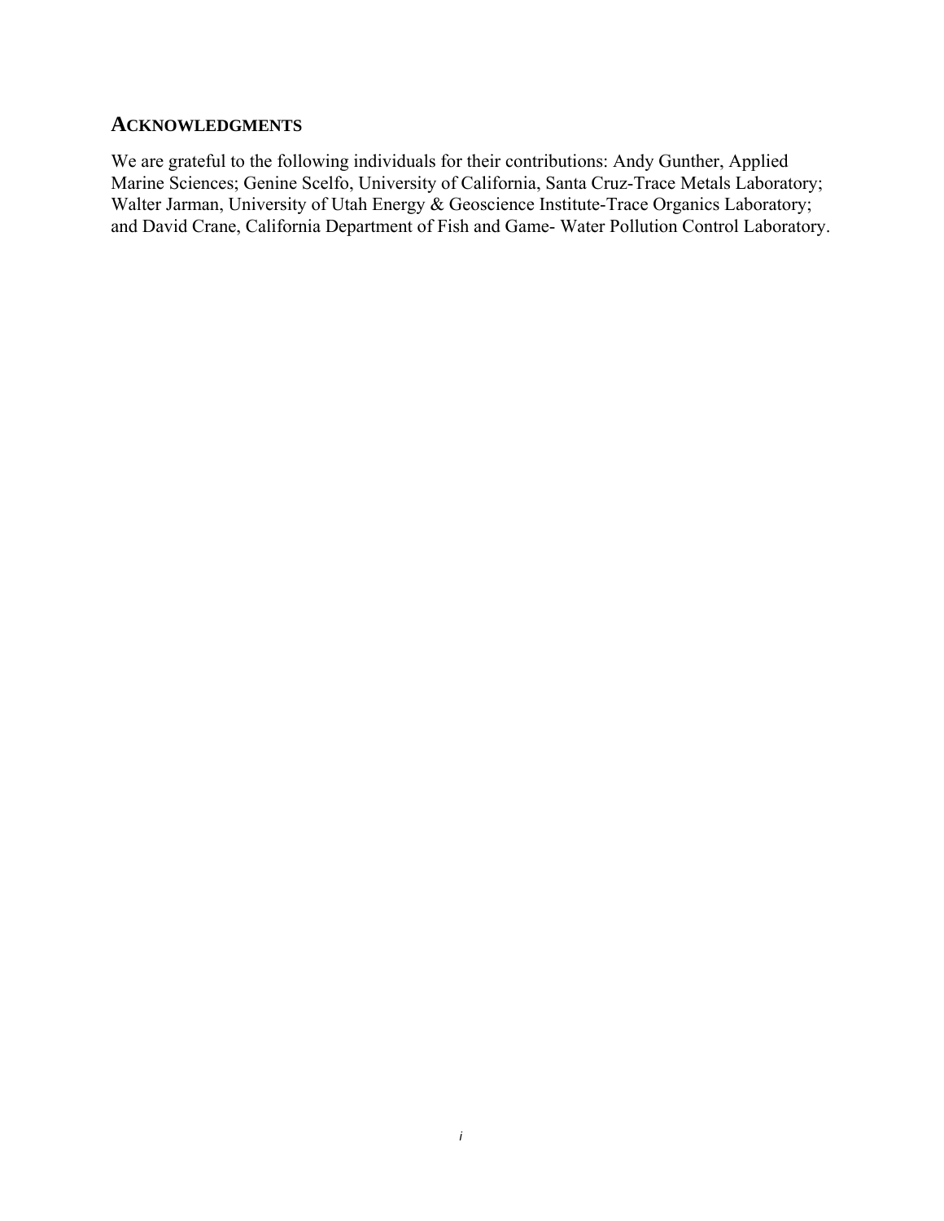## ACKNOWLEDGMENTS

We are grateful to the following individuals for their contributions: Andy Gunther, Applied Marine Sciences; Genine Scelfo, University of California, Santa Cruz-Trace Metals Laboratory; Walter Jarman, University of Utah Energy & Geoscience Institute-Trace Organics Laboratory; and David Crane, California Department of Fish and Game- Water Pollution Control Laboratory.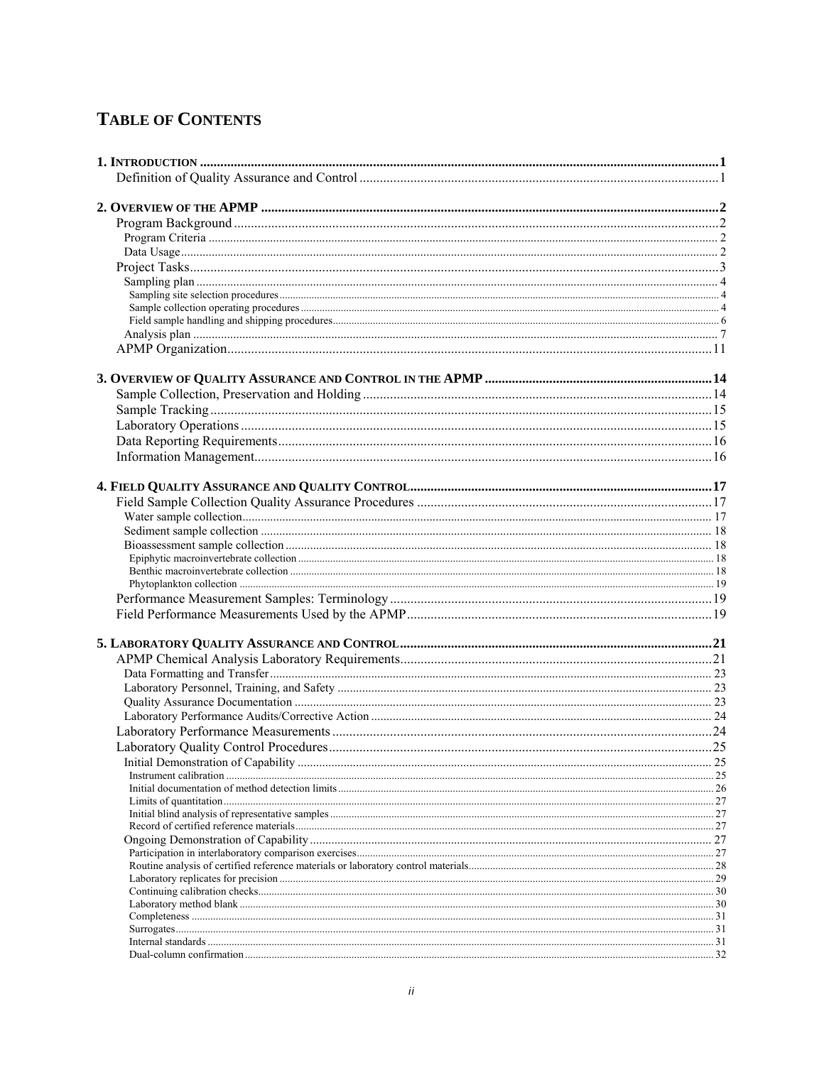# TABLE OF CONTENTS

**1. INTRODUCTION** .......... **1**
- Definition of Quality Assurance and Control .......... 1

**2. OVERVIEW OF THE APMP** .......... **2**
- Program Background .......... 2
  - Program Criteria .......... 2
  - Data Usage .......... 2
- Project Tasks .......... 3
  - Sampling plan .......... 4
    - Sampling site selection procedures .......... 4
    - Sample collection operating procedures .......... 4
    - Field sample handling and shipping procedures .......... 6
  - Analysis plan .......... 7
- APMP Organization .......... 11

**3. OVERVIEW OF QUALITY ASSURANCE AND CONTROL IN THE APMP** .......... **14**
- Sample Collection, Preservation and Holding .......... 14
- Sample Tracking .......... 15
- Laboratory Operations .......... 15
- Data Reporting Requirements .......... 16
- Information Management .......... 16

**4. FIELD QUALITY ASSURANCE AND QUALITY CONTROL** .......... **17**
- Field Sample Collection Quality Assurance Procedures .......... 17
  - Water sample collection .......... 17
  - Sediment sample collection .......... 18
  - Bioassessment sample collection .......... 18
    - Epiphytic macroinvertebrate collection .......... 18
    - Benthic macroinvertebrate collection .......... 18
    - Phytoplankton collection .......... 19
- Performance Measurement Samples: Terminology .......... 19
- Field Performance Measurements Used by the APMP .......... 19

**5. LABORATORY QUALITY ASSURANCE AND CONTROL** .......... **21**
- APMP Chemical Analysis Laboratory Requirements .......... 21
  - Data Formatting and Transfer .......... 23
  - Laboratory Personnel, Training, and Safety .......... 23
  - Quality Assurance Documentation .......... 23
  - Laboratory Performance Audits/Corrective Action .......... 24
- Laboratory Performance Measurements .......... 24
- Laboratory Quality Control Procedures .......... 25
  - Initial Demonstration of Capability .......... 25
    - Instrument calibration .......... 25
    - Initial documentation of method detection limits .......... 26
    - Limits of quantitation .......... 27
    - Initial blind analysis of representative samples .......... 27
    - Record of certified reference materials .......... 27
  - Ongoing Demonstration of Capability .......... 27
    - Participation in interlaboratory comparison exercises .......... 27
    - Routine analysis of certified reference materials or laboratory control materials .......... 28
    - Laboratory replicates for precision .......... 29
    - Continuing calibration checks .......... 30
    - Laboratory method blank .......... 30
    - Completeness .......... 31
    - Surrogates .......... 31
    - Internal standards .......... 31
    - Dual-column confirmation .......... 32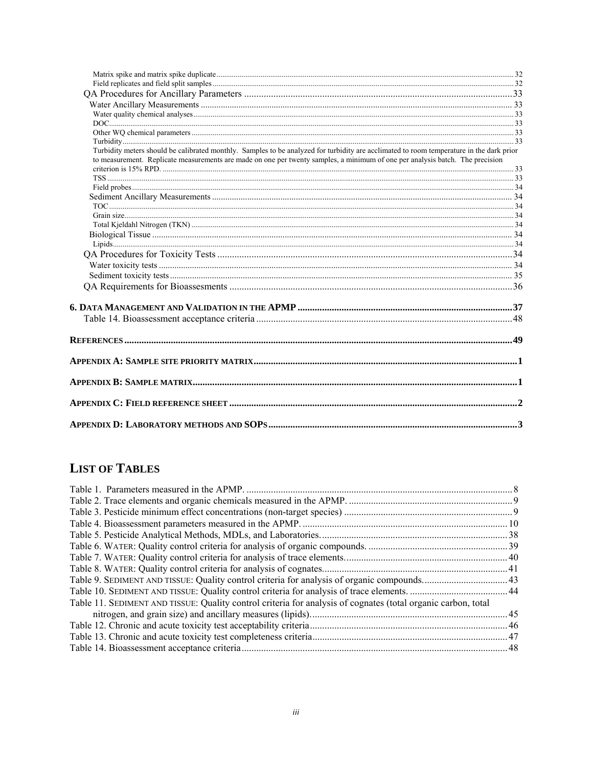Matrix spike and matrix spike duplicate ..... 32
Field replicates and field split samples ..... 32
QA Procedures for Ancillary Parameters ..... 33
Water Ancillary Measurements ..... 33
Water quality chemical analyses ..... 33
DOC ..... 33
Other WQ chemical parameters ..... 33
Turbidity ..... 33
Turbidity meters should be calibrated monthly. Samples to be analyzed for turbidity are acclimated to room temperature in the dark prior to measurement. Replicate measurements are made on one per twenty samples, a minimum of one per analysis batch. The precision criterion is 15% RPD. ..... 33
TSS ..... 33
Field probes ..... 34
Sediment Ancillary Measurements ..... 34
TOC ..... 34
Grain size ..... 34
Total Kjeldahl Nitrogen (TKN) ..... 34
Biological Tissue ..... 34
Lipids ..... 34
QA Procedures for Toxicity Tests ..... 34
Water toxicity tests ..... 34
Sediment toxicity tests ..... 35
QA Requirements for Bioassesments ..... 36

**6. Data Management and Validation in the APMP** ..... 37
Table 14. Bioassessment acceptance criteria ..... 48

**References** ..... 49

**Appendix A: Sample site priority matrix** ..... 1

**Appendix B: Sample matrix** ..... 1

**Appendix C: Field reference sheet** ..... 2

**Appendix D: Laboratory methods and SOPs** ..... 3

## List of Tables

Table 1. Parameters measured in the APMP. ..... 8
Table 2. Trace elements and organic chemicals measured in the APMP. ..... 9
Table 3. Pesticide minimum effect concentrations (non-target species) ..... 9
Table 4. Bioassessment parameters measured in the APMP. ..... 10
Table 5. Pesticide Analytical Methods, MDLs, and Laboratories. ..... 38
Table 6. Water: Quality control criteria for analysis of organic compounds. ..... 39
Table 7. Water: Quality control criteria for analysis of trace elements. ..... 40
Table 8. Water: Quality control criteria for analysis of cognates. ..... 41
Table 9. Sediment and tissue: Quality control criteria for analysis of organic compounds. ..... 43
Table 10. Sediment and tissue: Quality control criteria for analysis of trace elements. ..... 44
Table 11. Sediment and tissue: Quality control criteria for analysis of cognates (total organic carbon, total nitrogen, and grain size) and ancillary measures (lipids). ..... 45
Table 12. Chronic and acute toxicity test acceptability criteria ..... 46
Table 13. Chronic and acute toxicity test completeness criteria ..... 47
Table 14. Bioassessment acceptance criteria ..... 48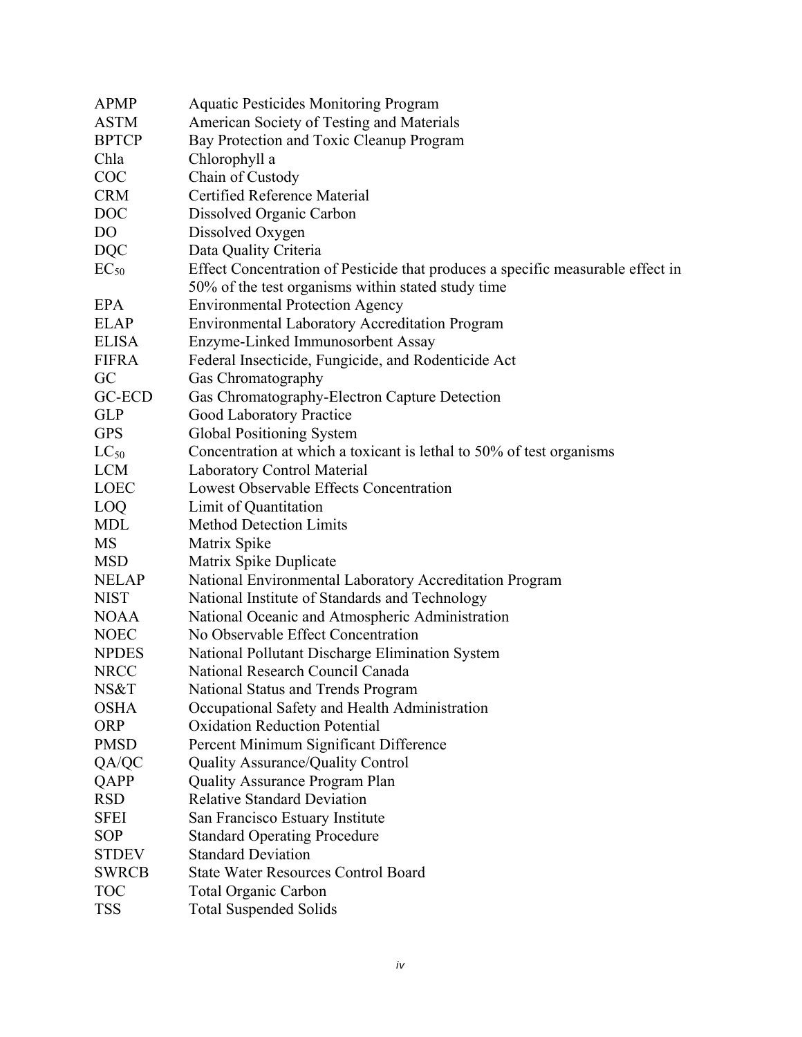| | |
|---|---|
| APMP | Aquatic Pesticides Monitoring Program |
| ASTM | American Society of Testing and Materials |
| BPTCP | Bay Protection and Toxic Cleanup Program |
| Chla | Chlorophyll a |
| COC | Chain of Custody |
| CRM | Certified Reference Material |
| DOC | Dissolved Organic Carbon |
| DO | Dissolved Oxygen |
| DQC | Data Quality Criteria |
| $EC_{50}$ | Effect Concentration of Pesticide that produces a specific measurable effect in 50% of the test organisms within stated study time |
| EPA | Environmental Protection Agency |
| ELAP | Environmental Laboratory Accreditation Program |
| ELISA | Enzyme-Linked Immunosorbent Assay |
| FIFRA | Federal Insecticide, Fungicide, and Rodenticide Act |
| GC | Gas Chromatography |
| GC-ECD | Gas Chromatography-Electron Capture Detection |
| GLP | Good Laboratory Practice |
| GPS | Global Positioning System |
| $LC_{50}$ | Concentration at which a toxicant is lethal to 50% of test organisms |
| LCM | Laboratory Control Material |
| LOEC | Lowest Observable Effects Concentration |
| LOQ | Limit of Quantitation |
| MDL | Method Detection Limits |
| MS | Matrix Spike |
| MSD | Matrix Spike Duplicate |
| NELAP | National Environmental Laboratory Accreditation Program |
| NIST | National Institute of Standards and Technology |
| NOAA | National Oceanic and Atmospheric Administration |
| NOEC | No Observable Effect Concentration |
| NPDES | National Pollutant Discharge Elimination System |
| NRCC | National Research Council Canada |
| NS&T | National Status and Trends Program |
| OSHA | Occupational Safety and Health Administration |
| ORP | Oxidation Reduction Potential |
| PMSD | Percent Minimum Significant Difference |
| QA/QC | Quality Assurance/Quality Control |
| QAPP | Quality Assurance Program Plan |
| RSD | Relative Standard Deviation |
| SFEI | San Francisco Estuary Institute |
| SOP | Standard Operating Procedure |
| STDEV | Standard Deviation |
| SWRCB | State Water Resources Control Board |
| TOC | Total Organic Carbon |
| TSS | Total Suspended Solids |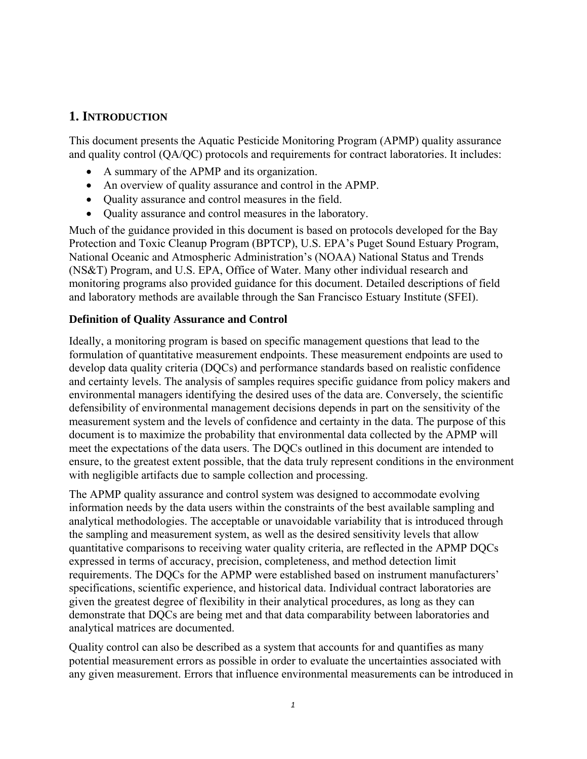# 1. INTRODUCTION

This document presents the Aquatic Pesticide Monitoring Program (APMP) quality assurance and quality control (QA/QC) protocols and requirements for contract laboratories. It includes:

- A summary of the APMP and its organization.
- An overview of quality assurance and control in the APMP.
- Quality assurance and control measures in the field.
- Quality assurance and control measures in the laboratory.

Much of the guidance provided in this document is based on protocols developed for the Bay Protection and Toxic Cleanup Program (BPTCP), U.S. EPA's Puget Sound Estuary Program, National Oceanic and Atmospheric Administration's (NOAA) National Status and Trends (NS&T) Program, and U.S. EPA, Office of Water. Many other individual research and monitoring programs also provided guidance for this document. Detailed descriptions of field and laboratory methods are available through the San Francisco Estuary Institute (SFEI).

**Definition of Quality Assurance and Control**

Ideally, a monitoring program is based on specific management questions that lead to the formulation of quantitative measurement endpoints. These measurement endpoints are used to develop data quality criteria (DQCs) and performance standards based on realistic confidence and certainty levels. The analysis of samples requires specific guidance from policy makers and environmental managers identifying the desired uses of the data are. Conversely, the scientific defensibility of environmental management decisions depends in part on the sensitivity of the measurement system and the levels of confidence and certainty in the data. The purpose of this document is to maximize the probability that environmental data collected by the APMP will meet the expectations of the data users. The DQCs outlined in this document are intended to ensure, to the greatest extent possible, that the data truly represent conditions in the environment with negligible artifacts due to sample collection and processing.

The APMP quality assurance and control system was designed to accommodate evolving information needs by the data users within the constraints of the best available sampling and analytical methodologies. The acceptable or unavoidable variability that is introduced through the sampling and measurement system, as well as the desired sensitivity levels that allow quantitative comparisons to receiving water quality criteria, are reflected in the APMP DQCs expressed in terms of accuracy, precision, completeness, and method detection limit requirements. The DQCs for the APMP were established based on instrument manufacturers' specifications, scientific experience, and historical data. Individual contract laboratories are given the greatest degree of flexibility in their analytical procedures, as long as they can demonstrate that DQCs are being met and that data comparability between laboratories and analytical matrices are documented.

Quality control can also be described as a system that accounts for and quantifies as many potential measurement errors as possible in order to evaluate the uncertainties associated with any given measurement. Errors that influence environmental measurements can be introduced in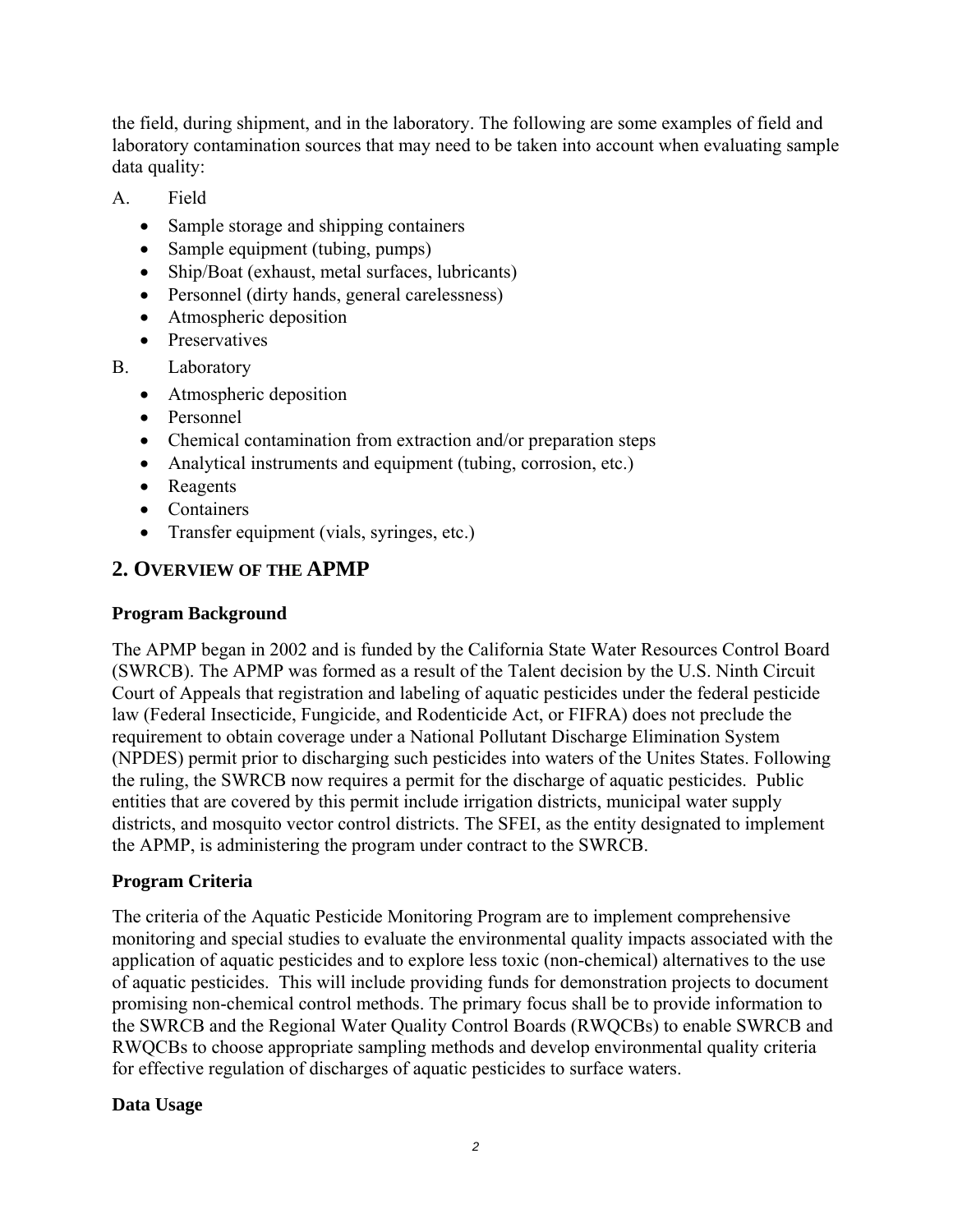the field, during shipment, and in the laboratory. The following are some examples of field and laboratory contamination sources that may need to be taken into account when evaluating sample data quality:

A. Field

- Sample storage and shipping containers
- Sample equipment (tubing, pumps)
- Ship/Boat (exhaust, metal surfaces, lubricants)
- Personnel (dirty hands, general carelessness)
- Atmospheric deposition
- Preservatives

B. Laboratory

- Atmospheric deposition
- Personnel
- Chemical contamination from extraction and/or preparation steps
- Analytical instruments and equipment (tubing, corrosion, etc.)
- Reagents
- Containers
- Transfer equipment (vials, syringes, etc.)

## 2. Overview of the APMP

### Program Background

The APMP began in 2002 and is funded by the California State Water Resources Control Board (SWRCB). The APMP was formed as a result of the Talent decision by the U.S. Ninth Circuit Court of Appeals that registration and labeling of aquatic pesticides under the federal pesticide law (Federal Insecticide, Fungicide, and Rodenticide Act, or FIFRA) does not preclude the requirement to obtain coverage under a National Pollutant Discharge Elimination System (NPDES) permit prior to discharging such pesticides into waters of the Unites States. Following the ruling, the SWRCB now requires a permit for the discharge of aquatic pesticides. Public entities that are covered by this permit include irrigation districts, municipal water supply districts, and mosquito vector control districts. The SFEI, as the entity designated to implement the APMP, is administering the program under contract to the SWRCB.

### Program Criteria

The criteria of the Aquatic Pesticide Monitoring Program are to implement comprehensive monitoring and special studies to evaluate the environmental quality impacts associated with the application of aquatic pesticides and to explore less toxic (non-chemical) alternatives to the use of aquatic pesticides. This will include providing funds for demonstration projects to document promising non-chemical control methods. The primary focus shall be to provide information to the SWRCB and the Regional Water Quality Control Boards (RWQCBs) to enable SWRCB and RWQCBs to choose appropriate sampling methods and develop environmental quality criteria for effective regulation of discharges of aquatic pesticides to surface waters.

### Data Usage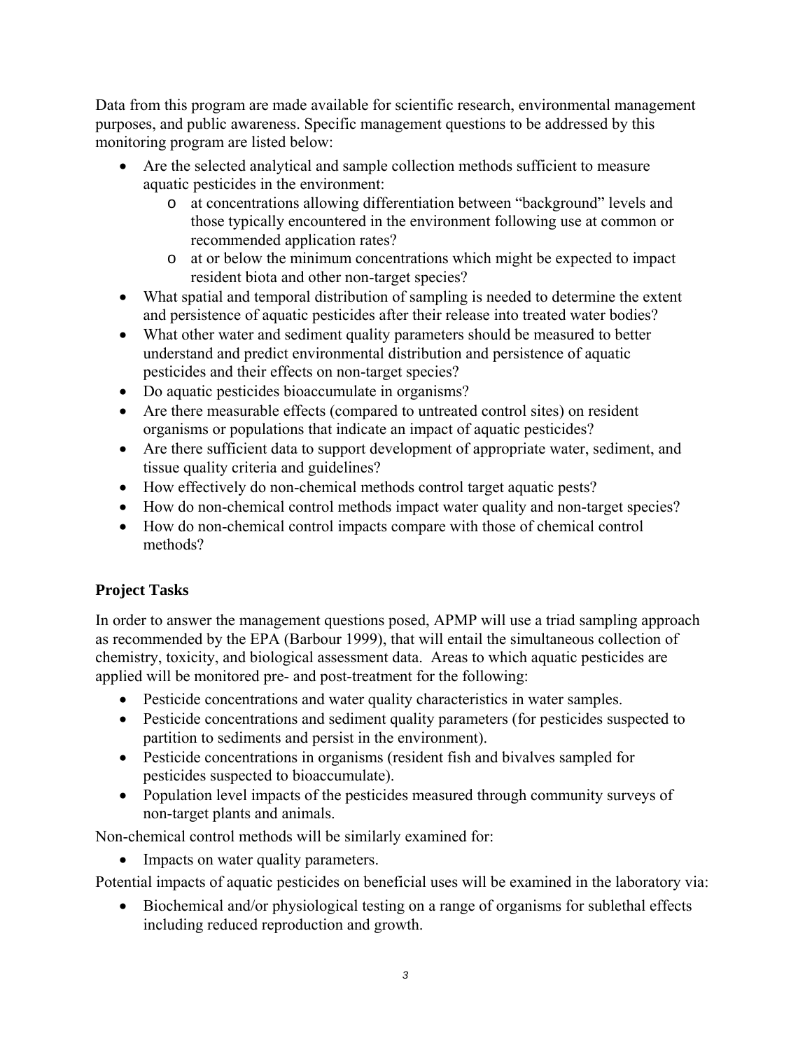Data from this program are made available for scientific research, environmental management purposes, and public awareness. Specific management questions to be addressed by this monitoring program are listed below:

- Are the selected analytical and sample collection methods sufficient to measure aquatic pesticides in the environment:
    - at concentrations allowing differentiation between "background" levels and those typically encountered in the environment following use at common or recommended application rates?
    - at or below the minimum concentrations which might be expected to impact resident biota and other non-target species?
- What spatial and temporal distribution of sampling is needed to determine the extent and persistence of aquatic pesticides after their release into treated water bodies?
- What other water and sediment quality parameters should be measured to better understand and predict environmental distribution and persistence of aquatic pesticides and their effects on non-target species?
- Do aquatic pesticides bioaccumulate in organisms?
- Are there measurable effects (compared to untreated control sites) on resident organisms or populations that indicate an impact of aquatic pesticides?
- Are there sufficient data to support development of appropriate water, sediment, and tissue quality criteria and guidelines?
- How effectively do non-chemical methods control target aquatic pests?
- How do non-chemical control methods impact water quality and non-target species?
- How do non-chemical control impacts compare with those of chemical control methods?

## Project Tasks

In order to answer the management questions posed, APMP will use a triad sampling approach as recommended by the EPA (Barbour 1999), that will entail the simultaneous collection of chemistry, toxicity, and biological assessment data. Areas to which aquatic pesticides are applied will be monitored pre- and post-treatment for the following:

- Pesticide concentrations and water quality characteristics in water samples.
- Pesticide concentrations and sediment quality parameters (for pesticides suspected to partition to sediments and persist in the environment).
- Pesticide concentrations in organisms (resident fish and bivalves sampled for pesticides suspected to bioaccumulate).
- Population level impacts of the pesticides measured through community surveys of non-target plants and animals.

Non-chemical control methods will be similarly examined for:

- Impacts on water quality parameters.

Potential impacts of aquatic pesticides on beneficial uses will be examined in the laboratory via:

- Biochemical and/or physiological testing on a range of organisms for sublethal effects including reduced reproduction and growth.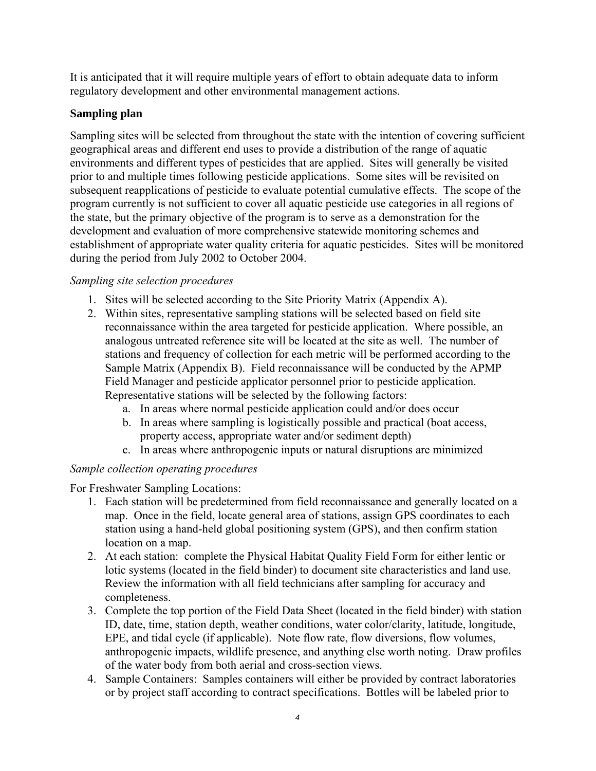It is anticipated that it will require multiple years of effort to obtain adequate data to inform regulatory development and other environmental management actions.

## Sampling plan

Sampling sites will be selected from throughout the state with the intention of covering sufficient geographical areas and different end uses to provide a distribution of the range of aquatic environments and different types of pesticides that are applied. Sites will generally be visited prior to and multiple times following pesticide applications. Some sites will be revisited on subsequent reapplications of pesticide to evaluate potential cumulative effects. The scope of the program currently is not sufficient to cover all aquatic pesticide use categories in all regions of the state, but the primary objective of the program is to serve as a demonstration for the development and evaluation of more comprehensive statewide monitoring schemes and establishment of appropriate water quality criteria for aquatic pesticides. Sites will be monitored during the period from July 2002 to October 2004.

*Sampling site selection procedures*

1. Sites will be selected according to the Site Priority Matrix (Appendix A).
2. Within sites, representative sampling stations will be selected based on field site reconnaissance within the area targeted for pesticide application. Where possible, an analogous untreated reference site will be located at the site as well. The number of stations and frequency of collection for each metric will be performed according to the Sample Matrix (Appendix B). Field reconnaissance will be conducted by the APMP Field Manager and pesticide applicator personnel prior to pesticide application. Representative stations will be selected by the following factors:
    a. In areas where normal pesticide application could and/or does occur
    b. In areas where sampling is logistically possible and practical (boat access, property access, appropriate water and/or sediment depth)
    c. In areas where anthropogenic inputs or natural disruptions are minimized

*Sample collection operating procedures*

For Freshwater Sampling Locations:

1. Each station will be predetermined from field reconnaissance and generally located on a map. Once in the field, locate general area of stations, assign GPS coordinates to each station using a hand-held global positioning system (GPS), and then confirm station location on a map.
2. At each station: complete the Physical Habitat Quality Field Form for either lentic or lotic systems (located in the field binder) to document site characteristics and land use. Review the information with all field technicians after sampling for accuracy and completeness.
3. Complete the top portion of the Field Data Sheet (located in the field binder) with station ID, date, time, station depth, weather conditions, water color/clarity, latitude, longitude, EPE, and tidal cycle (if applicable). Note flow rate, flow diversions, flow volumes, anthropogenic impacts, wildlife presence, and anything else worth noting. Draw profiles of the water body from both aerial and cross-section views.
4. Sample Containers: Samples containers will either be provided by contract laboratories or by project staff according to contract specifications. Bottles will be labeled prior to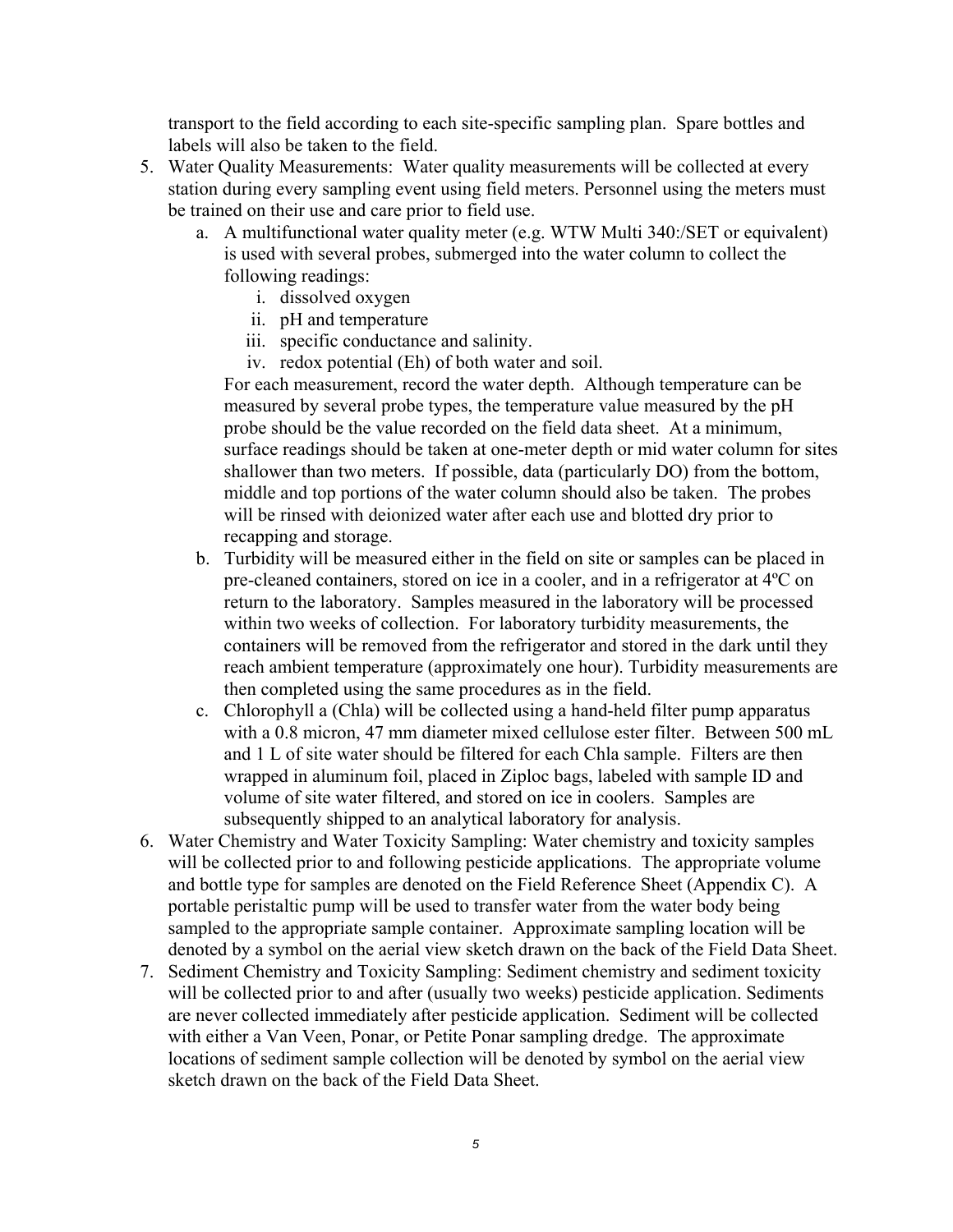transport to the field according to each site-specific sampling plan. Spare bottles and labels will also be taken to the field.

5. Water Quality Measurements: Water quality measurements will be collected at every station during every sampling event using field meters. Personnel using the meters must be trained on their use and care prior to field use.
   a. A multifunctional water quality meter (e.g. WTW Multi 340:/SET or equivalent) is used with several probes, submerged into the water column to collect the following readings:
      i. dissolved oxygen
      ii. pH and temperature
      iii. specific conductance and salinity.
      iv. redox potential (Eh) of both water and soil.

      For each measurement, record the water depth. Although temperature can be measured by several probe types, the temperature value measured by the pH probe should be the value recorded on the field data sheet. At a minimum, surface readings should be taken at one-meter depth or mid water column for sites shallower than two meters. If possible, data (particularly DO) from the bottom, middle and top portions of the water column should also be taken. The probes will be rinsed with deionized water after each use and blotted dry prior to recapping and storage.
   b. Turbidity will be measured either in the field on site or samples can be placed in pre-cleaned containers, stored on ice in a cooler, and in a refrigerator at 4ºC on return to the laboratory. Samples measured in the laboratory will be processed within two weeks of collection. For laboratory turbidity measurements, the containers will be removed from the refrigerator and stored in the dark until they reach ambient temperature (approximately one hour). Turbidity measurements are then completed using the same procedures as in the field.
   c. Chlorophyll a (Chla) will be collected using a hand-held filter pump apparatus with a 0.8 micron, 47 mm diameter mixed cellulose ester filter. Between 500 mL and 1 L of site water should be filtered for each Chla sample. Filters are then wrapped in aluminum foil, placed in Ziploc bags, labeled with sample ID and volume of site water filtered, and stored on ice in coolers. Samples are subsequently shipped to an analytical laboratory for analysis.
6. Water Chemistry and Water Toxicity Sampling: Water chemistry and toxicity samples will be collected prior to and following pesticide applications. The appropriate volume and bottle type for samples are denoted on the Field Reference Sheet (Appendix C). A portable peristaltic pump will be used to transfer water from the water body being sampled to the appropriate sample container. Approximate sampling location will be denoted by a symbol on the aerial view sketch drawn on the back of the Field Data Sheet.
7. Sediment Chemistry and Toxicity Sampling: Sediment chemistry and sediment toxicity will be collected prior to and after (usually two weeks) pesticide application. Sediments are never collected immediately after pesticide application. Sediment will be collected with either a Van Veen, Ponar, or Petite Ponar sampling dredge. The approximate locations of sediment sample collection will be denoted by symbol on the aerial view sketch drawn on the back of the Field Data Sheet.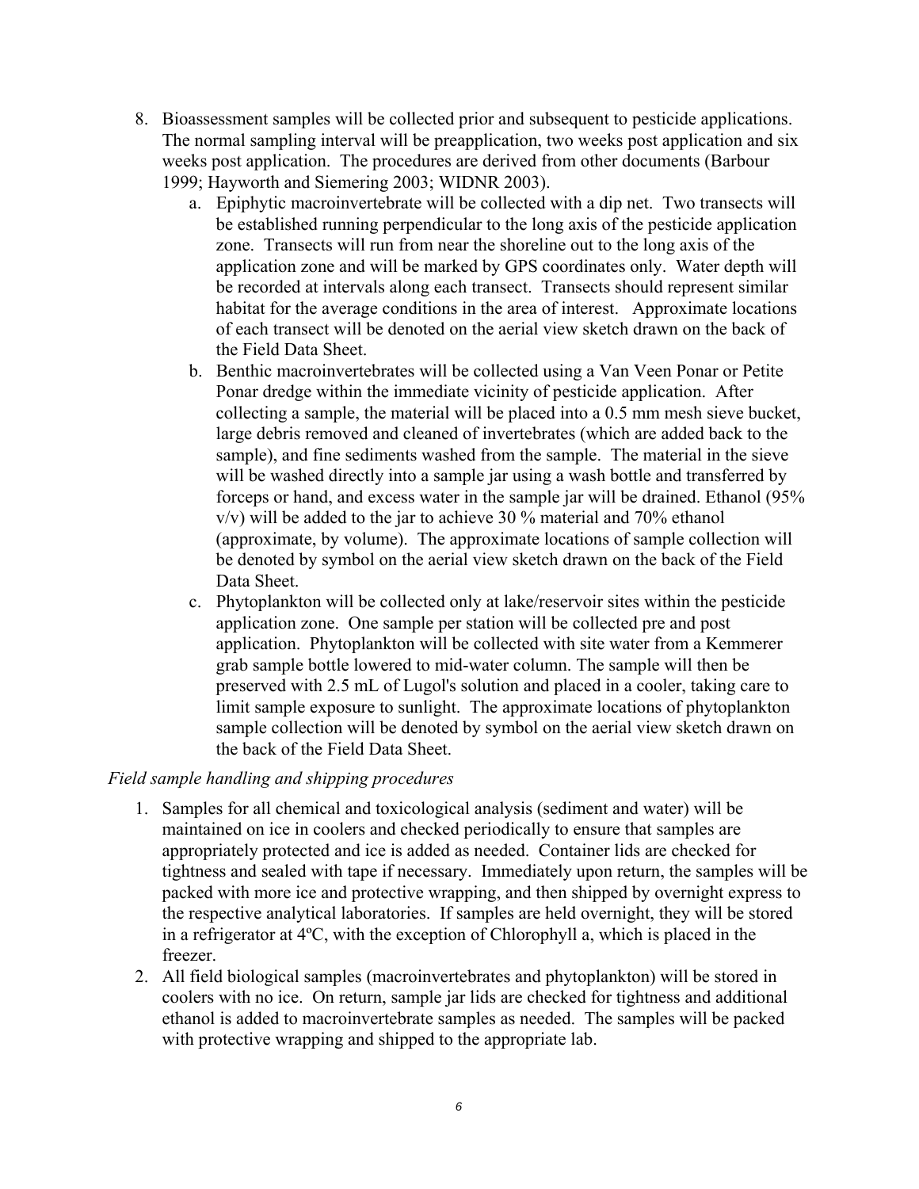8. Bioassessment samples will be collected prior and subsequent to pesticide applications. The normal sampling interval will be preapplication, two weeks post application and six weeks post application. The procedures are derived from other documents (Barbour 1999; Hayworth and Siemering 2003; WIDNR 2003).
   a. Epiphytic macroinvertebrate will be collected with a dip net. Two transects will be established running perpendicular to the long axis of the pesticide application zone. Transects will run from near the shoreline out to the long axis of the application zone and will be marked by GPS coordinates only. Water depth will be recorded at intervals along each transect. Transects should represent similar habitat for the average conditions in the area of interest. Approximate locations of each transect will be denoted on the aerial view sketch drawn on the back of the Field Data Sheet.
   b. Benthic macroinvertebrates will be collected using a Van Veen Ponar or Petite Ponar dredge within the immediate vicinity of pesticide application. After collecting a sample, the material will be placed into a 0.5 mm mesh sieve bucket, large debris removed and cleaned of invertebrates (which are added back to the sample), and fine sediments washed from the sample. The material in the sieve will be washed directly into a sample jar using a wash bottle and transferred by forceps or hand, and excess water in the sample jar will be drained. Ethanol (95% v/v) will be added to the jar to achieve 30 % material and 70% ethanol (approximate, by volume). The approximate locations of sample collection will be denoted by symbol on the aerial view sketch drawn on the back of the Field Data Sheet.
   c. Phytoplankton will be collected only at lake/reservoir sites within the pesticide application zone. One sample per station will be collected pre and post application. Phytoplankton will be collected with site water from a Kemmerer grab sample bottle lowered to mid-water column. The sample will then be preserved with 2.5 mL of Lugol's solution and placed in a cooler, taking care to limit sample exposure to sunlight. The approximate locations of phytoplankton sample collection will be denoted by symbol on the aerial view sketch drawn on the back of the Field Data Sheet.

*Field sample handling and shipping procedures*

1. Samples for all chemical and toxicological analysis (sediment and water) will be maintained on ice in coolers and checked periodically to ensure that samples are appropriately protected and ice is added as needed. Container lids are checked for tightness and sealed with tape if necessary. Immediately upon return, the samples will be packed with more ice and protective wrapping, and then shipped by overnight express to the respective analytical laboratories. If samples are held overnight, they will be stored in a refrigerator at 4ºC, with the exception of Chlorophyll a, which is placed in the freezer.
2. All field biological samples (macroinvertebrates and phytoplankton) will be stored in coolers with no ice. On return, sample jar lids are checked for tightness and additional ethanol is added to macroinvertebrate samples as needed. The samples will be packed with protective wrapping and shipped to the appropriate lab.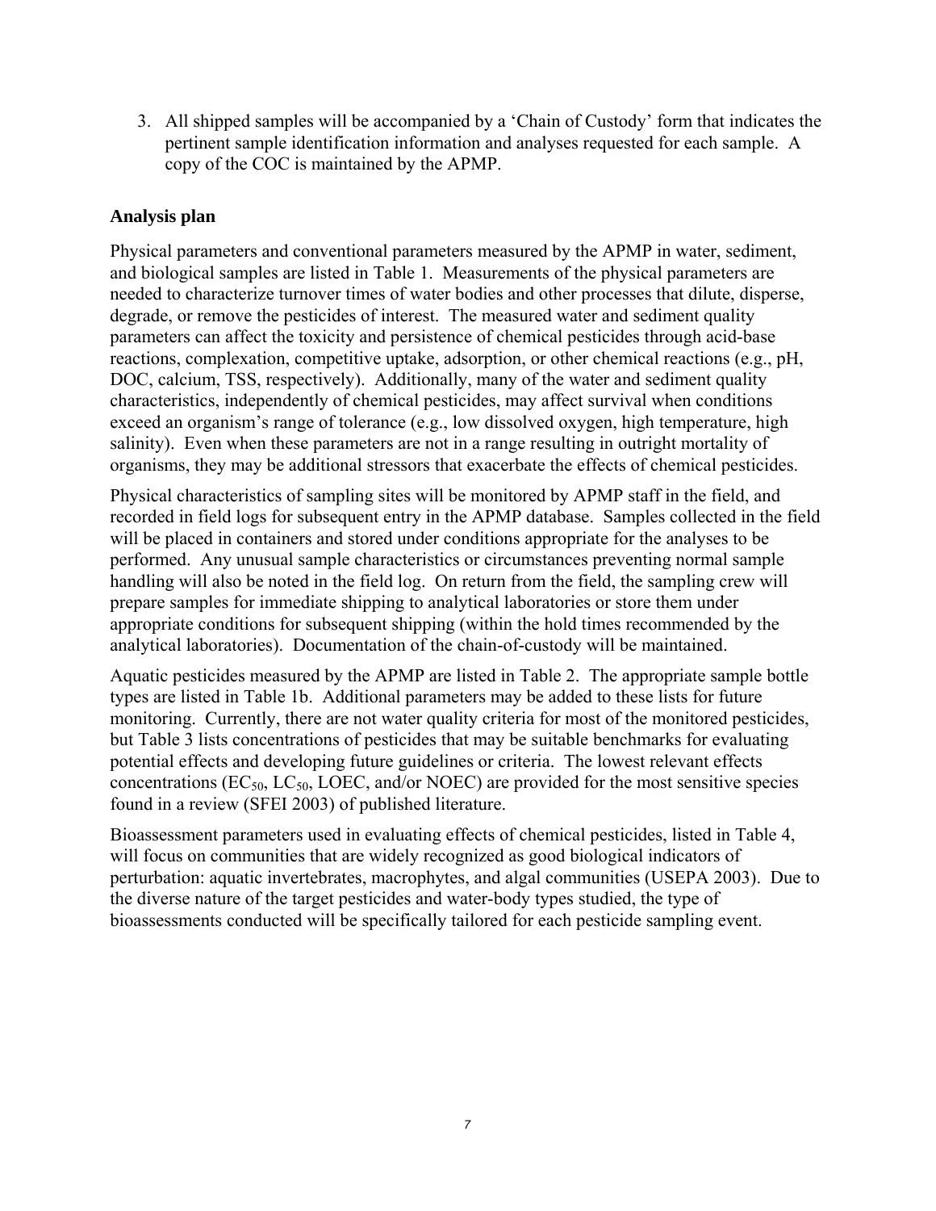3. All shipped samples will be accompanied by a 'Chain of Custody' form that indicates the pertinent sample identification information and analyses requested for each sample. A copy of the COC is maintained by the APMP.

## Analysis plan

Physical parameters and conventional parameters measured by the APMP in water, sediment, and biological samples are listed in Table 1. Measurements of the physical parameters are needed to characterize turnover times of water bodies and other processes that dilute, disperse, degrade, or remove the pesticides of interest. The measured water and sediment quality parameters can affect the toxicity and persistence of chemical pesticides through acid-base reactions, complexation, competitive uptake, adsorption, or other chemical reactions (e.g., pH, DOC, calcium, TSS, respectively). Additionally, many of the water and sediment quality characteristics, independently of chemical pesticides, may affect survival when conditions exceed an organism's range of tolerance (e.g., low dissolved oxygen, high temperature, high salinity). Even when these parameters are not in a range resulting in outright mortality of organisms, they may be additional stressors that exacerbate the effects of chemical pesticides.

Physical characteristics of sampling sites will be monitored by APMP staff in the field, and recorded in field logs for subsequent entry in the APMP database. Samples collected in the field will be placed in containers and stored under conditions appropriate for the analyses to be performed. Any unusual sample characteristics or circumstances preventing normal sample handling will also be noted in the field log. On return from the field, the sampling crew will prepare samples for immediate shipping to analytical laboratories or store them under appropriate conditions for subsequent shipping (within the hold times recommended by the analytical laboratories). Documentation of the chain-of-custody will be maintained.

Aquatic pesticides measured by the APMP are listed in Table 2. The appropriate sample bottle types are listed in Table 1b. Additional parameters may be added to these lists for future monitoring. Currently, there are not water quality criteria for most of the monitored pesticides, but Table 3 lists concentrations of pesticides that may be suitable benchmarks for evaluating potential effects and developing future guidelines or criteria. The lowest relevant effects concentrations ($EC_{50}$, $LC_{50}$, LOEC, and/or NOEC) are provided for the most sensitive species found in a review (SFEI 2003) of published literature.

Bioassessment parameters used in evaluating effects of chemical pesticides, listed in Table 4, will focus on communities that are widely recognized as good biological indicators of perturbation: aquatic invertebrates, macrophytes, and algal communities (USEPA 2003). Due to the diverse nature of the target pesticides and water-body types studied, the type of bioassessments conducted will be specifically tailored for each pesticide sampling event.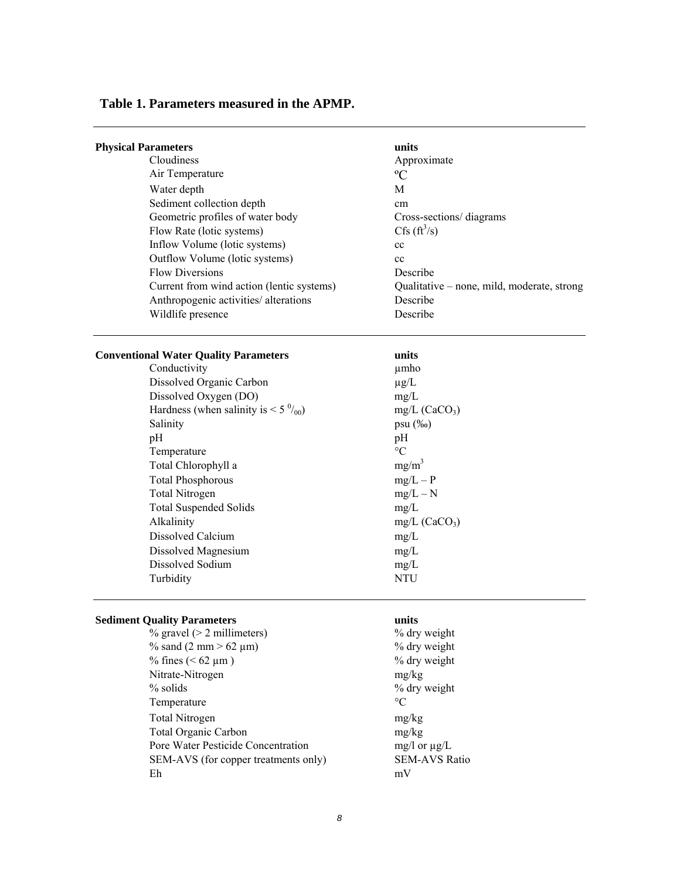**Table 1. Parameters measured in the APMP.**

| **Physical Parameters** | **units** |
|---|---|
| Cloudiness | Approximate |
| Air Temperature | ºC |
| Water depth | M |
| Sediment collection depth | cm |
| Geometric profiles of water body | Cross-sections/ diagrams |
| Flow Rate (lotic systems) | Cfs ($ft^3$/s) |
| Inflow Volume (lotic systems) | cc |
| Outflow Volume (lotic systems) | cc |
| Flow Diversions | Describe |
| Current from wind action (lentic systems) | Qualitative – none, mild, moderate, strong |
| Anthropogenic activities/ alterations | Describe |
| Wildlife presence | Describe |
| **Conventional Water Quality Parameters** | **units** |
| Conductivity | µmho |
| Dissolved Organic Carbon | µg/L |
| Dissolved Oxygen (DO) | mg/L |
| Hardness (when salinity is < 5 $^0/_{00}$) | mg/L ($CaCO_3$) |
| Salinity | psu (‰) |
| pH | pH |
| Temperature | °C |
| Total Chlorophyll a | mg/$m^3$ |
| Total Phosphorous | mg/L – P |
| Total Nitrogen | mg/L – N |
| Total Suspended Solids | mg/L |
| Alkalinity | mg/L ($CaCO_3$) |
| Dissolved Calcium | mg/L |
| Dissolved Magnesium | mg/L |
| Dissolved Sodium | mg/L |
| Turbidity | NTU |
| **Sediment Quality Parameters** | **units** |
| % gravel (> 2 millimeters) | % dry weight |
| % sand (2 mm > 62 µm) | % dry weight |
| % fines (< 62 µm ) | % dry weight |
| Nitrate-Nitrogen | mg/kg |
| % solids | % dry weight |
| Temperature | °C |
| Total Nitrogen | mg/kg |
| Total Organic Carbon | mg/kg |
| Pore Water Pesticide Concentration | mg/l or µg/L |
| SEM-AVS (for copper treatments only) | SEM-AVS Ratio |
| Eh | mV |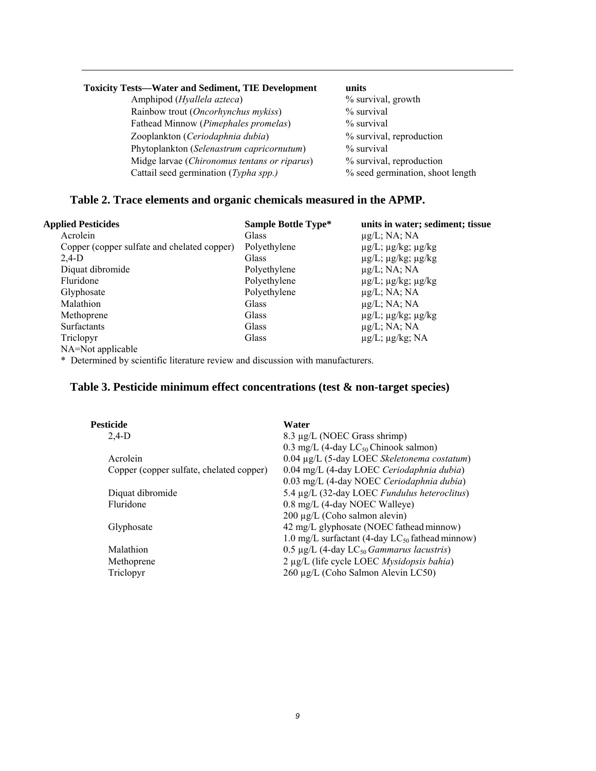| Toxicity Tests—Water and Sediment, TIE Development | units |
|---|---|
| Amphipod (*Hyallela azteca*) | % survival, growth |
| Rainbow trout (*Oncorhynchus mykiss*) | % survival |
| Fathead Minnow (*Pimephales promelas*) | % survival |
| Zooplankton (*Ceriodaphnia dubia*) | % survival, reproduction |
| Phytoplankton (*Selenastrum capricornutum*) | % survival |
| Midge larvae (*Chironomus tentans or riparus*) | % survival, reproduction |
| Cattail seed germination (*Typha spp.)* | % seed germination, shoot length |

## Table 2. Trace elements and organic chemicals measured in the APMP.

| Applied Pesticides | Sample Bottle Type* | units in water; sediment; tissue |
|---|---|---|
| Acrolein | Glass | µg/L; NA; NA |
| Copper (copper sulfate and chelated copper) | Polyethylene | µg/L; µg/kg; µg/kg |
| 2,4-D | Glass | µg/L; µg/kg; µg/kg |
| Diquat dibromide | Polyethylene | µg/L; NA; NA |
| Fluridone | Polyethylene | µg/L; µg/kg; µg/kg |
| Glyphosate | Polyethylene | µg/L; NA; NA |
| Malathion | Glass | µg/L; NA; NA |
| Methoprene | Glass | µg/L; µg/kg; µg/kg |
| Surfactants | Glass | µg/L; NA; NA |
| Triclopyr | Glass | µg/L; µg/kg; NA |

NA=Not applicable

\* Determined by scientific literature review and discussion with manufacturers.

## Table 3. Pesticide minimum effect concentrations (test & non-target species)

| Pesticide | Water |
|---|---|
| 2,4-D | 8.3 µg/L (NOEC Grass shrimp) |
| | 0.3 mg/L (4-day $LC_{50}$ Chinook salmon) |
| Acrolein | 0.04 µg/L (5-day LOEC *Skeletonema costatum*) |
| Copper (copper sulfate, chelated copper) | 0.04 mg/L (4-day LOEC *Ceriodaphnia dubia*) |
| | 0.03 mg/L (4-day NOEC *Ceriodaphnia dubia*) |
| Diquat dibromide | 5.4 µg/L (32-day LOEC *Fundulus heteroclitus*) |
| Fluridone | 0.8 mg/L (4-day NOEC Walleye) |
| | 200 µg/L (Coho salmon alevin) |
| Glyphosate | 42 mg/L glyphosate (NOEC fathead minnow) |
| | 1.0 mg/L surfactant (4-day $LC_{50}$ fathead minnow) |
| Malathion | 0.5 µg/L (4-day $LC_{50}$ *Gammarus lacustris*) |
| Methoprene | 2 µg/L (life cycle LOEC *Mysidopsis bahia*) |
| Triclopyr | 260 µg/L (Coho Salmon Alevin LC50) |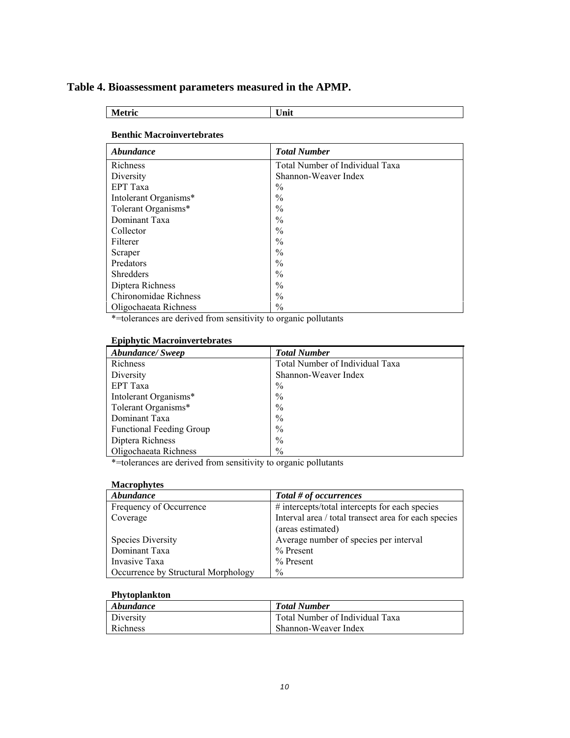## Table 4. Bioassessment parameters measured in the APMP.

| Metric | Unit |
|---|---|

**Benthic Macroinvertebrates**

| *Abundance* | *Total Number* |
|---|---|
| Richness | Total Number of Individual Taxa |
| Diversity | Shannon-Weaver Index |
| EPT Taxa | % |
| Intolerant Organisms* | % |
| Tolerant Organisms* | % |
| Dominant Taxa | % |
| Collector | % |
| Filterer | % |
| Scraper | % |
| Predators | % |
| Shredders | % |
| Diptera Richness | % |
| Chironomidae Richness | % |
| Oligochaeata Richness | % |

*=tolerances are derived from sensitivity to organic pollutants

**Epiphytic Macroinvertebrates**

| *Abundance/ Sweep* | *Total Number* |
|---|---|
| Richness | Total Number of Individual Taxa |
| Diversity | Shannon-Weaver Index |
| EPT Taxa | % |
| Intolerant Organisms* | % |
| Tolerant Organisms* | % |
| Dominant Taxa | % |
| Functional Feeding Group | % |
| Diptera Richness | % |
| Oligochaeata Richness | % |

*=tolerances are derived from sensitivity to organic pollutants

**Macrophytes**

| *Abundance* | *Total # of occurrences* |
|---|---|
| Frequency of Occurrence | # intercepts/total intercepts for each species |
| Coverage | Interval area / total transect area for each species (areas estimated) |
| Species Diversity | Average number of species per interval |
| Dominant Taxa | % Present |
| Invasive Taxa | % Present |
| Occurrence by Structural Morphology | % |

**Phytoplankton**

| *Abundance* | *Total Number* |
|---|---|
| Diversity | Total Number of Individual Taxa |
| Richness | Shannon-Weaver Index |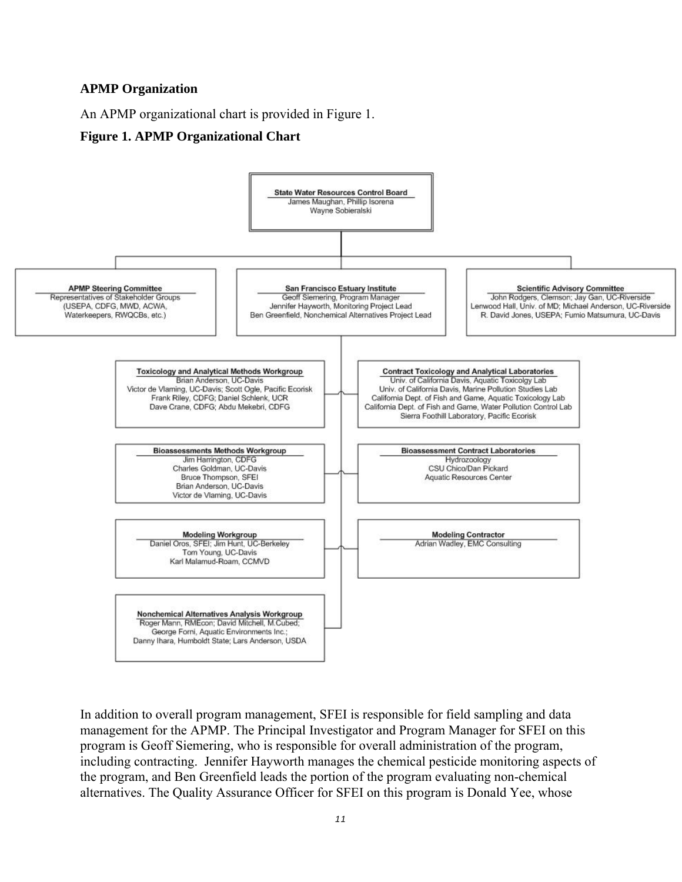**APMP Organization**

An APMP organizational chart is provided in Figure 1.

**Figure 1. APMP Organizational Chart**

**State Water Resources Control Board**
James Maughan, Phillip Isorena
Wayne Sobieralski

**APMP Steering Committee**
Representatives of Stakeholder Groups
(USEPA, CDFG, MWD, ACWA, Waterkeepers, RWQCBs, etc.)

**San Francisco Estuary Institute**
Geoff Siemering, Program Manager
Jennifer Hayworth, Monitoring Project Lead
Ben Greenfield, Nonchemical Alternatives Project Lead

**Scientific Advisory Committee**
John Rodgers, Clemson; Jay Gan, UC-Riverside
Lenwood Hall, Univ. of MD; Michael Anderson, UC-Riverside
R. David Jones, USEPA; Fumio Matsumura, UC-Davis

**Toxicology and Analytical Methods Workgroup**
Brian Anderson, UC-Davis
Victor de Vlaming, UC-Davis; Scott Ogle, Pacific Ecorisk
Frank Riley, CDFG; Daniel Schlenk, UCR
Dave Crane, CDFG; Abdu Mekebri, CDFG

**Contract Toxicology and Analytical Laboratories**
Univ. of California Davis, Aquatic Toxicolgy Lab
Univ. of California Davis, Marine Pollution Studies Lab
California Dept. of Fish and Game, Aquatic Toxicology Lab
California Dept. of Fish and Game, Water Pollution Control Lab
Sierra Foothill Laboratory, Pacific Ecorisk

**Bioassessments Methods Workgroup**
Jim Harrington, CDFG
Charles Goldman, UC-Davis
Bruce Thompson, SFEI
Brian Anderson, UC-Davis
Victor de Vlaming, UC-Davis

**Bioassessment Contract Laboratories**
Hydrozoology
CSU Chico/Dan Pickard
Aquatic Resources Center

**Modeling Workgroup**
Daniel Oros, SFEI; Jim Hunt, UC-Berkeley
Tom Young, UC-Davis
Karl Malamud-Roam, CCMVD

**Modeling Contractor**
Adrian Wadley, EMC Consulting

**Nonchemical Alternatives Analysis Workgroup**
Roger Mann, RMEcon; David Mitchell, M.Cubed;
George Forni, Aquatic Environments Inc.;
Danny Ihara, Humboldt State; Lars Anderson, USDA

In addition to overall program management, SFEI is responsible for field sampling and data management for the APMP. The Principal Investigator and Program Manager for SFEI on this program is Geoff Siemering, who is responsible for overall administration of the program, including contracting. Jennifer Hayworth manages the chemical pesticide monitoring aspects of the program, and Ben Greenfield leads the portion of the program evaluating non-chemical alternatives. The Quality Assurance Officer for SFEI on this program is Donald Yee, whose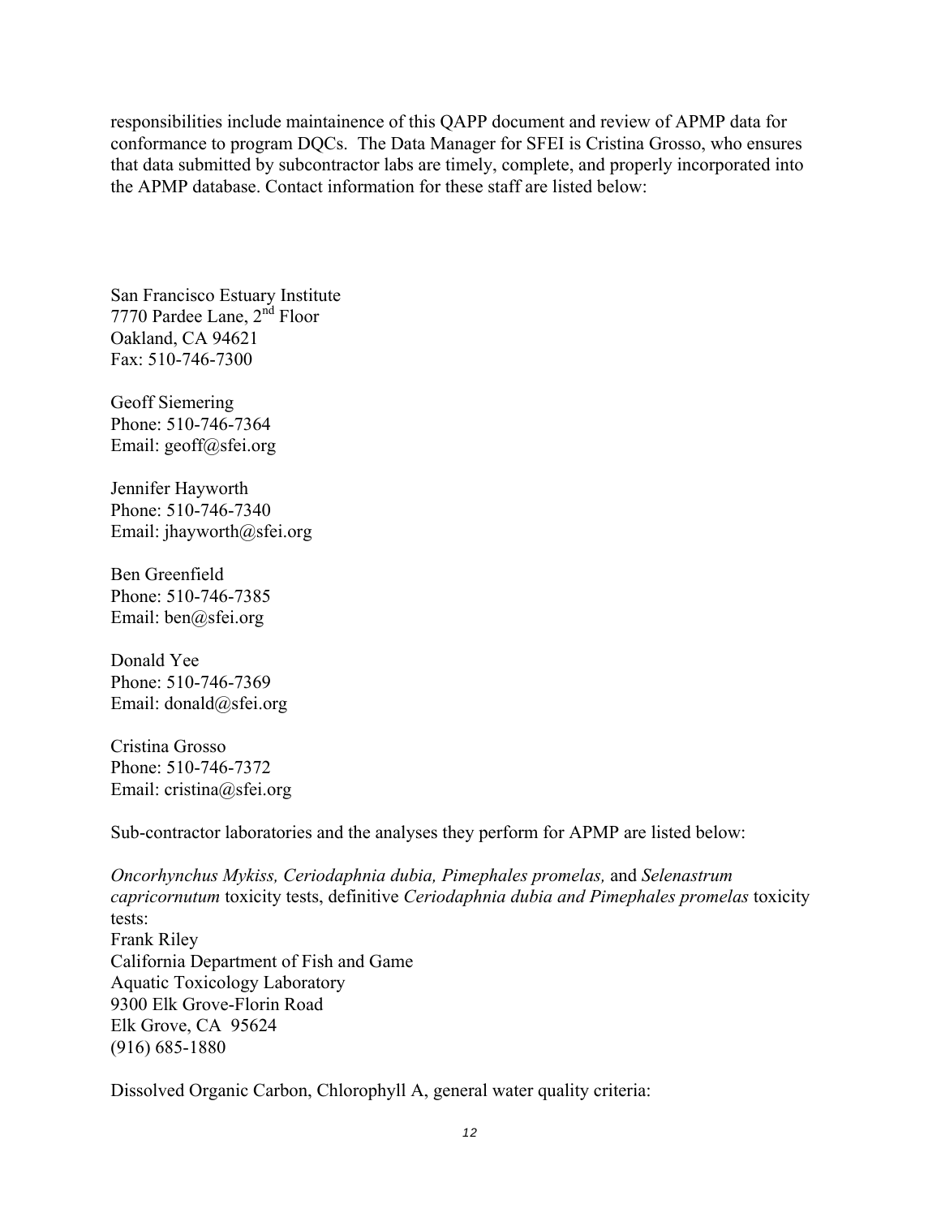responsibilities include maintainence of this QAPP document and review of APMP data for conformance to program DQCs. The Data Manager for SFEI is Cristina Grosso, who ensures that data submitted by subcontractor labs are timely, complete, and properly incorporated into the APMP database. Contact information for these staff are listed below:

San Francisco Estuary Institute  
7770 Pardee Lane, 2nd Floor  
Oakland, CA 94621  
Fax: 510-746-7300

Geoff Siemering  
Phone: 510-746-7364  
Email: geoff@sfei.org

Jennifer Hayworth  
Phone: 510-746-7340  
Email: jhayworth@sfei.org

Ben Greenfield  
Phone: 510-746-7385  
Email: ben@sfei.org

Donald Yee  
Phone: 510-746-7369  
Email: donald@sfei.org

Cristina Grosso  
Phone: 510-746-7372  
Email: cristina@sfei.org

Sub-contractor laboratories and the analyses they perform for APMP are listed below:

*Oncorhynchus Mykiss, Ceriodaphnia dubia, Pimephales promelas,* and *Selenastrum capricornutum* toxicity tests, definitive *Ceriodaphnia dubia and Pimephales promelas* toxicity tests:  
Frank Riley  
California Department of Fish and Game  
Aquatic Toxicology Laboratory  
9300 Elk Grove-Florin Road  
Elk Grove, CA 95624  
(916) 685-1880

Dissolved Organic Carbon, Chlorophyll A, general water quality criteria: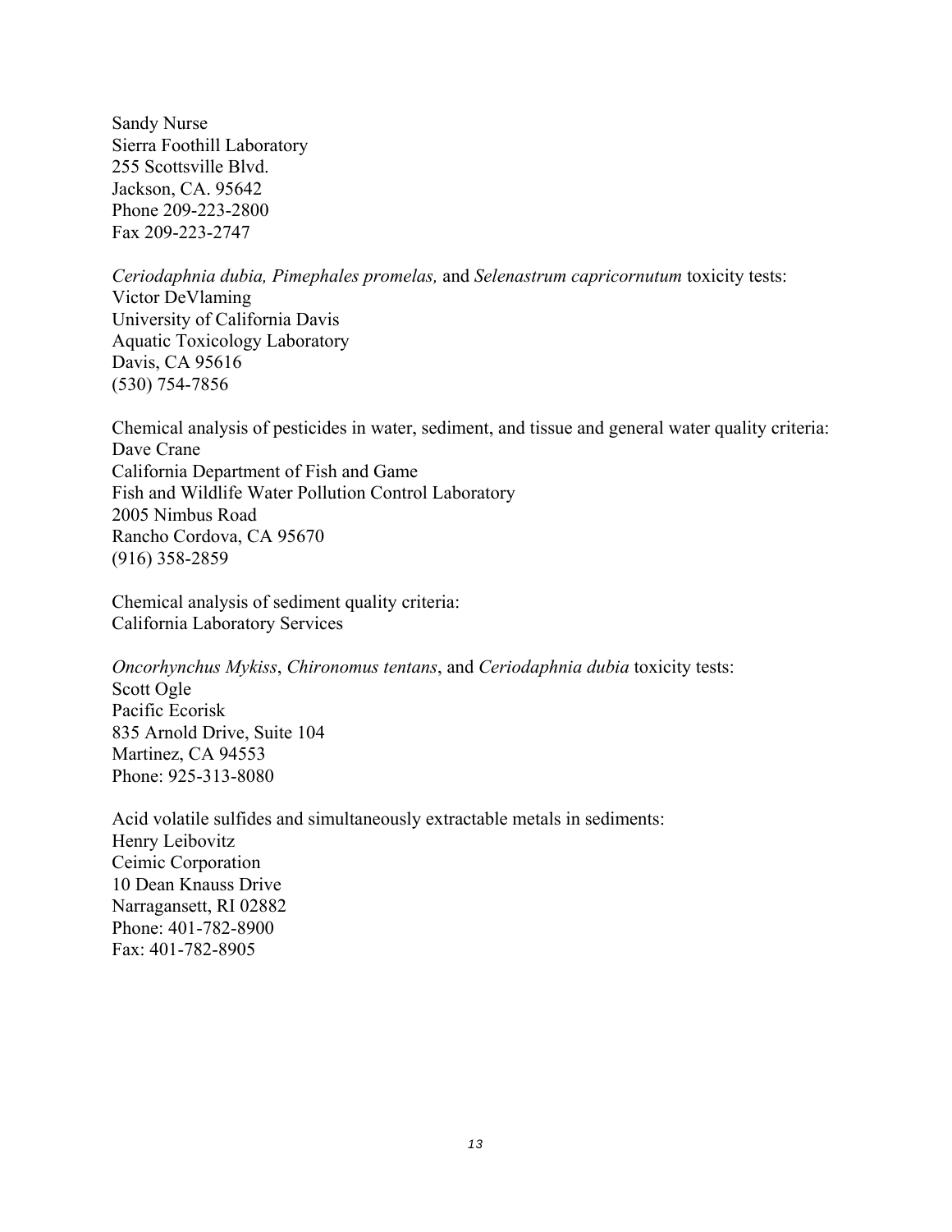Sandy Nurse  
Sierra Foothill Laboratory  
255 Scottsville Blvd.  
Jackson, CA. 95642  
Phone 209-223-2800  
Fax 209-223-2747

*Ceriodaphnia dubia, Pimephales promelas,* and *Selenastrum capricornutum* toxicity tests:  
Victor DeVlaming  
University of California Davis  
Aquatic Toxicology Laboratory  
Davis, CA 95616  
(530) 754-7856

Chemical analysis of pesticides in water, sediment, and tissue and general water quality criteria:  
Dave Crane  
California Department of Fish and Game  
Fish and Wildlife Water Pollution Control Laboratory  
2005 Nimbus Road  
Rancho Cordova, CA 95670  
(916) 358-2859

Chemical analysis of sediment quality criteria:  
California Laboratory Services

*Oncorhynchus Mykiss*, *Chironomus tentans*, and *Ceriodaphnia dubia* toxicity tests:  
Scott Ogle  
Pacific Ecorisk  
835 Arnold Drive, Suite 104  
Martinez, CA 94553  
Phone: 925-313-8080

Acid volatile sulfides and simultaneously extractable metals in sediments:  
Henry Leibovitz  
Ceimic Corporation  
10 Dean Knauss Drive  
Narragansett, RI 02882  
Phone: 401-782-8900  
Fax: 401-782-8905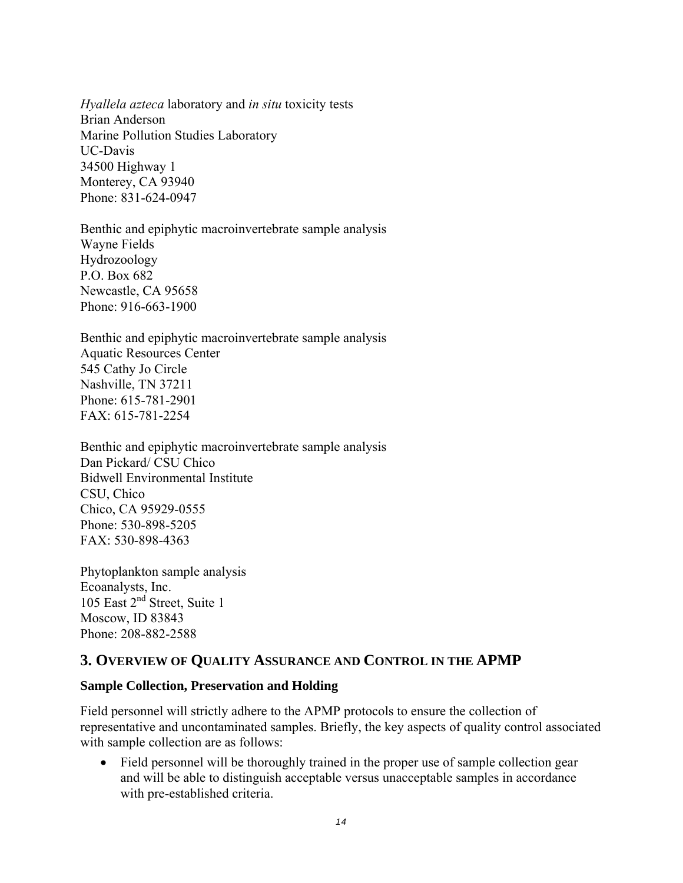*Hyallela azteca* laboratory and *in situ* toxicity tests
Brian Anderson
Marine Pollution Studies Laboratory
UC-Davis
34500 Highway 1
Monterey, CA 93940
Phone: 831-624-0947

Benthic and epiphytic macroinvertebrate sample analysis
Wayne Fields
Hydrozoology
P.O. Box 682
Newcastle, CA 95658
Phone: 916-663-1900

Benthic and epiphytic macroinvertebrate sample analysis
Aquatic Resources Center
545 Cathy Jo Circle
Nashville, TN 37211
Phone: 615-781-2901
FAX: 615-781-2254

Benthic and epiphytic macroinvertebrate sample analysis
Dan Pickard/ CSU Chico
Bidwell Environmental Institute
CSU, Chico
Chico, CA 95929-0555
Phone: 530-898-5205
FAX: 530-898-4363

Phytoplankton sample analysis
Ecoanalysts, Inc.
105 East 2nd Street, Suite 1
Moscow, ID 83843
Phone: 208-882-2588

## 3. Overview of Quality Assurance and Control in the APMP

### Sample Collection, Preservation and Holding

Field personnel will strictly adhere to the APMP protocols to ensure the collection of representative and uncontaminated samples. Briefly, the key aspects of quality control associated with sample collection are as follows:

- Field personnel will be thoroughly trained in the proper use of sample collection gear and will be able to distinguish acceptable versus unacceptable samples in accordance with pre-established criteria.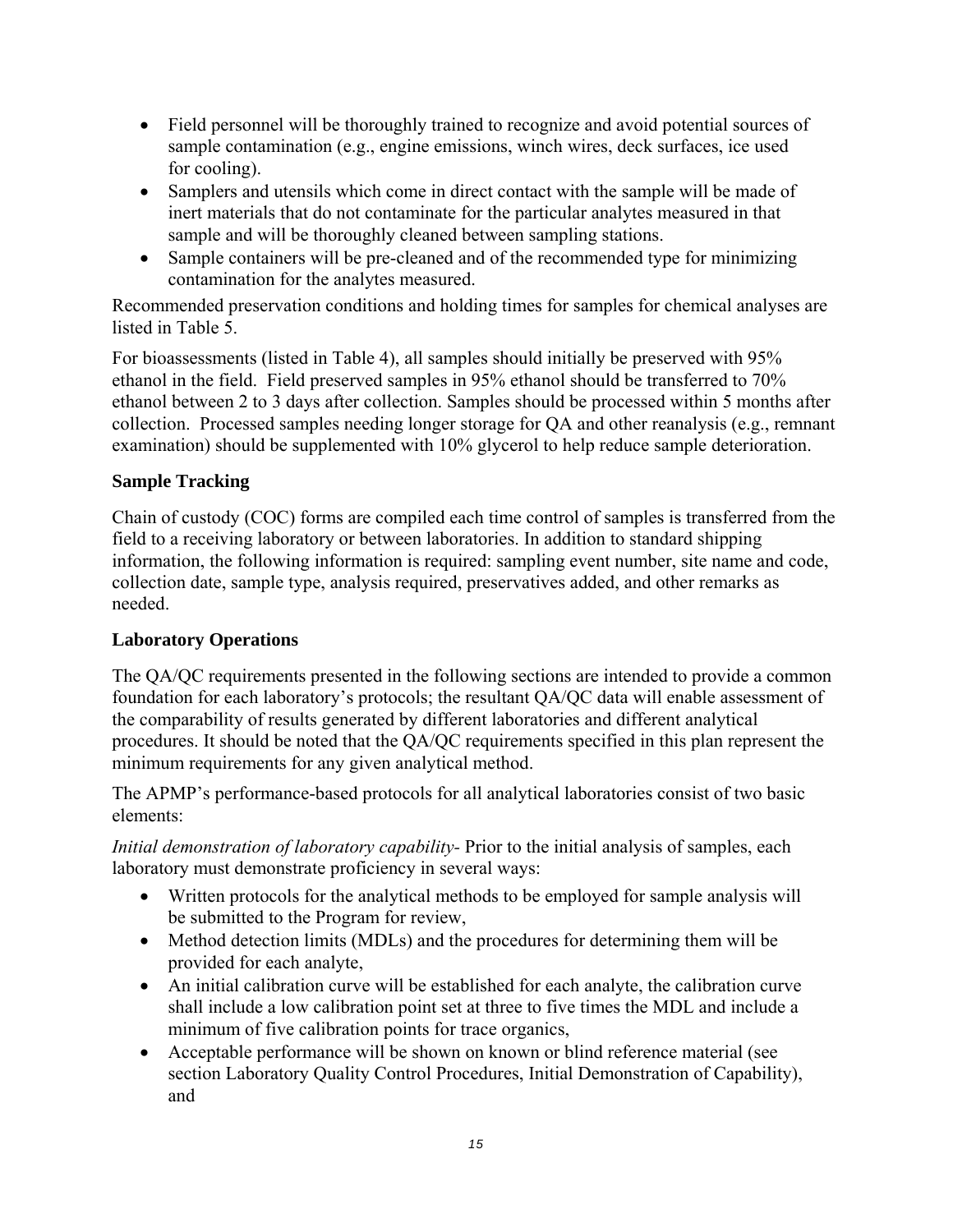- Field personnel will be thoroughly trained to recognize and avoid potential sources of sample contamination (e.g., engine emissions, winch wires, deck surfaces, ice used for cooling).
- Samplers and utensils which come in direct contact with the sample will be made of inert materials that do not contaminate for the particular analytes measured in that sample and will be thoroughly cleaned between sampling stations.
- Sample containers will be pre-cleaned and of the recommended type for minimizing contamination for the analytes measured.

Recommended preservation conditions and holding times for samples for chemical analyses are listed in Table 5.

For bioassessments (listed in Table 4), all samples should initially be preserved with 95% ethanol in the field. Field preserved samples in 95% ethanol should be transferred to 70% ethanol between 2 to 3 days after collection. Samples should be processed within 5 months after collection. Processed samples needing longer storage for QA and other reanalysis (e.g., remnant examination) should be supplemented with 10% glycerol to help reduce sample deterioration.

### Sample Tracking

Chain of custody (COC) forms are compiled each time control of samples is transferred from the field to a receiving laboratory or between laboratories. In addition to standard shipping information, the following information is required: sampling event number, site name and code, collection date, sample type, analysis required, preservatives added, and other remarks as needed.

### Laboratory Operations

The QA/QC requirements presented in the following sections are intended to provide a common foundation for each laboratory's protocols; the resultant QA/QC data will enable assessment of the comparability of results generated by different laboratories and different analytical procedures. It should be noted that the QA/QC requirements specified in this plan represent the minimum requirements for any given analytical method.

The APMP's performance-based protocols for all analytical laboratories consist of two basic elements:

*Initial demonstration of laboratory capability*- Prior to the initial analysis of samples, each laboratory must demonstrate proficiency in several ways:

- Written protocols for the analytical methods to be employed for sample analysis will be submitted to the Program for review,
- Method detection limits (MDLs) and the procedures for determining them will be provided for each analyte,
- An initial calibration curve will be established for each analyte, the calibration curve shall include a low calibration point set at three to five times the MDL and include a minimum of five calibration points for trace organics,
- Acceptable performance will be shown on known or blind reference material (see section Laboratory Quality Control Procedures, Initial Demonstration of Capability), and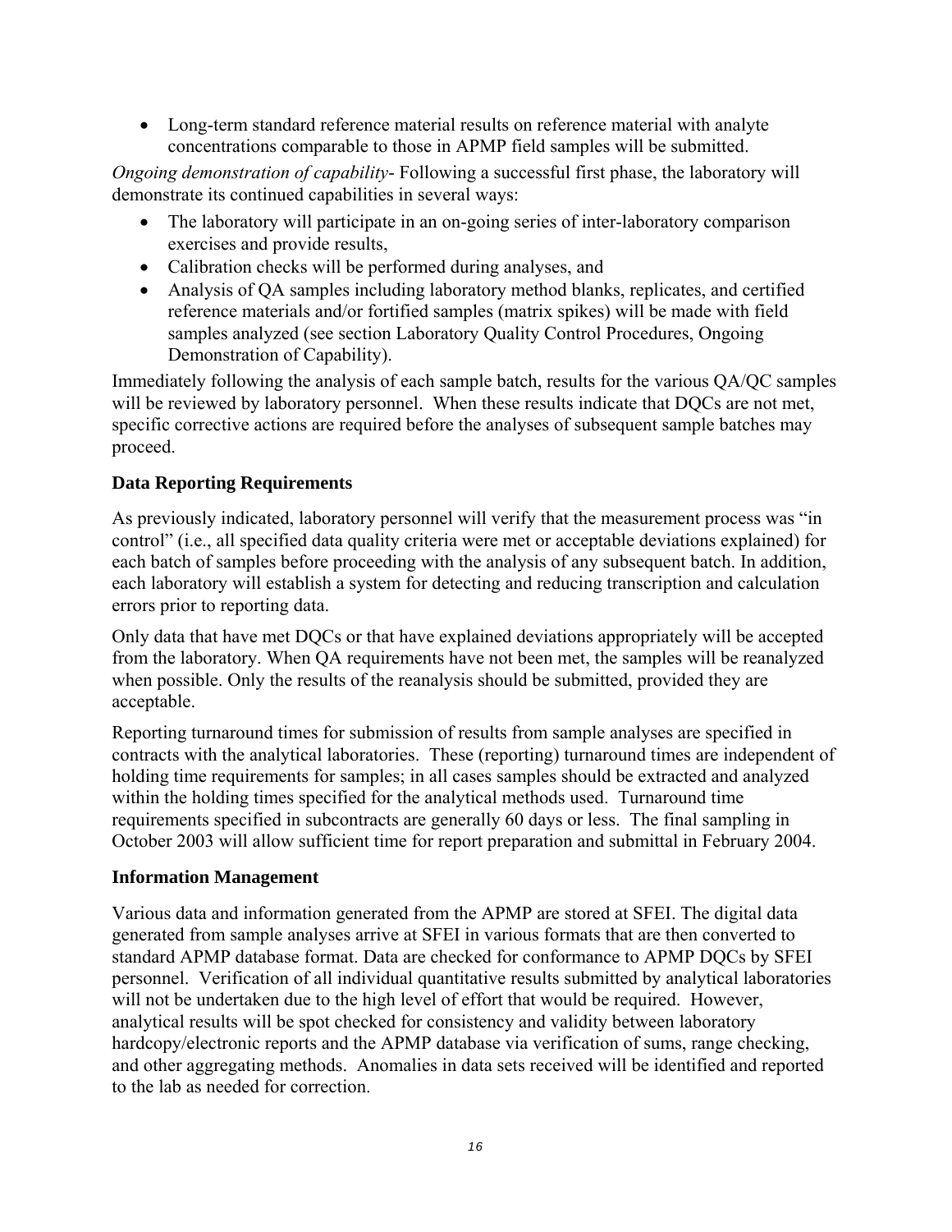- Long-term standard reference material results on reference material with analyte concentrations comparable to those in APMP field samples will be submitted.

*Ongoing demonstration of capability*- Following a successful first phase, the laboratory will demonstrate its continued capabilities in several ways:

- The laboratory will participate in an on-going series of inter-laboratory comparison exercises and provide results,
- Calibration checks will be performed during analyses, and
- Analysis of QA samples including laboratory method blanks, replicates, and certified reference materials and/or fortified samples (matrix spikes) will be made with field samples analyzed (see section Laboratory Quality Control Procedures, Ongoing Demonstration of Capability).

Immediately following the analysis of each sample batch, results for the various QA/QC samples will be reviewed by laboratory personnel. When these results indicate that DQCs are not met, specific corrective actions are required before the analyses of subsequent sample batches may proceed.

### Data Reporting Requirements

As previously indicated, laboratory personnel will verify that the measurement process was "in control" (i.e., all specified data quality criteria were met or acceptable deviations explained) for each batch of samples before proceeding with the analysis of any subsequent batch. In addition, each laboratory will establish a system for detecting and reducing transcription and calculation errors prior to reporting data.

Only data that have met DQCs or that have explained deviations appropriately will be accepted from the laboratory. When QA requirements have not been met, the samples will be reanalyzed when possible. Only the results of the reanalysis should be submitted, provided they are acceptable.

Reporting turnaround times for submission of results from sample analyses are specified in contracts with the analytical laboratories. These (reporting) turnaround times are independent of holding time requirements for samples; in all cases samples should be extracted and analyzed within the holding times specified for the analytical methods used. Turnaround time requirements specified in subcontracts are generally 60 days or less. The final sampling in October 2003 will allow sufficient time for report preparation and submittal in February 2004.

### Information Management

Various data and information generated from the APMP are stored at SFEI. The digital data generated from sample analyses arrive at SFEI in various formats that are then converted to standard APMP database format. Data are checked for conformance to APMP DQCs by SFEI personnel. Verification of all individual quantitative results submitted by analytical laboratories will not be undertaken due to the high level of effort that would be required. However, analytical results will be spot checked for consistency and validity between laboratory hardcopy/electronic reports and the APMP database via verification of sums, range checking, and other aggregating methods. Anomalies in data sets received will be identified and reported to the lab as needed for correction.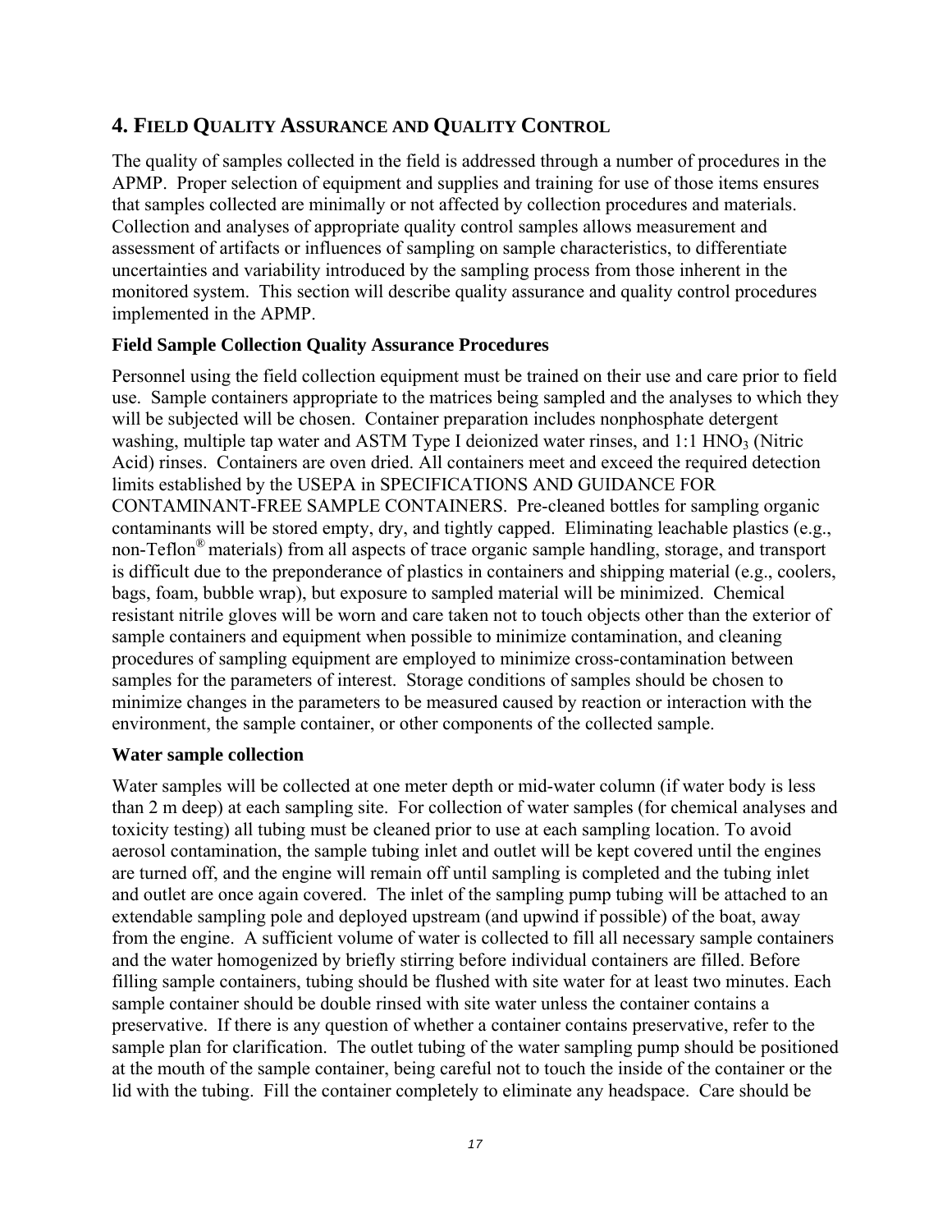## 4. Field Quality Assurance and Quality Control

The quality of samples collected in the field is addressed through a number of procedures in the APMP. Proper selection of equipment and supplies and training for use of those items ensures that samples collected are minimally or not affected by collection procedures and materials. Collection and analyses of appropriate quality control samples allows measurement and assessment of artifacts or influences of sampling on sample characteristics, to differentiate uncertainties and variability introduced by the sampling process from those inherent in the monitored system. This section will describe quality assurance and quality control procedures implemented in the APMP.

### Field Sample Collection Quality Assurance Procedures

Personnel using the field collection equipment must be trained on their use and care prior to field use. Sample containers appropriate to the matrices being sampled and the analyses to which they will be subjected will be chosen. Container preparation includes nonphosphate detergent washing, multiple tap water and ASTM Type I deionized water rinses, and 1:1 $HNO_3$ (Nitric Acid) rinses. Containers are oven dried. All containers meet and exceed the required detection limits established by the USEPA in SPECIFICATIONS AND GUIDANCE FOR CONTAMINANT-FREE SAMPLE CONTAINERS. Pre-cleaned bottles for sampling organic contaminants will be stored empty, dry, and tightly capped. Eliminating leachable plastics (e.g., non-Teflon® materials) from all aspects of trace organic sample handling, storage, and transport is difficult due to the preponderance of plastics in containers and shipping material (e.g., coolers, bags, foam, bubble wrap), but exposure to sampled material will be minimized. Chemical resistant nitrile gloves will be worn and care taken not to touch objects other than the exterior of sample containers and equipment when possible to minimize contamination, and cleaning procedures of sampling equipment are employed to minimize cross-contamination between samples for the parameters of interest. Storage conditions of samples should be chosen to minimize changes in the parameters to be measured caused by reaction or interaction with the environment, the sample container, or other components of the collected sample.

### Water sample collection

Water samples will be collected at one meter depth or mid-water column (if water body is less than 2 m deep) at each sampling site. For collection of water samples (for chemical analyses and toxicity testing) all tubing must be cleaned prior to use at each sampling location. To avoid aerosol contamination, the sample tubing inlet and outlet will be kept covered until the engines are turned off, and the engine will remain off until sampling is completed and the tubing inlet and outlet are once again covered. The inlet of the sampling pump tubing will be attached to an extendable sampling pole and deployed upstream (and upwind if possible) of the boat, away from the engine. A sufficient volume of water is collected to fill all necessary sample containers and the water homogenized by briefly stirring before individual containers are filled. Before filling sample containers, tubing should be flushed with site water for at least two minutes. Each sample container should be double rinsed with site water unless the container contains a preservative. If there is any question of whether a container contains preservative, refer to the sample plan for clarification. The outlet tubing of the water sampling pump should be positioned at the mouth of the sample container, being careful not to touch the inside of the container or the lid with the tubing. Fill the container completely to eliminate any headspace. Care should be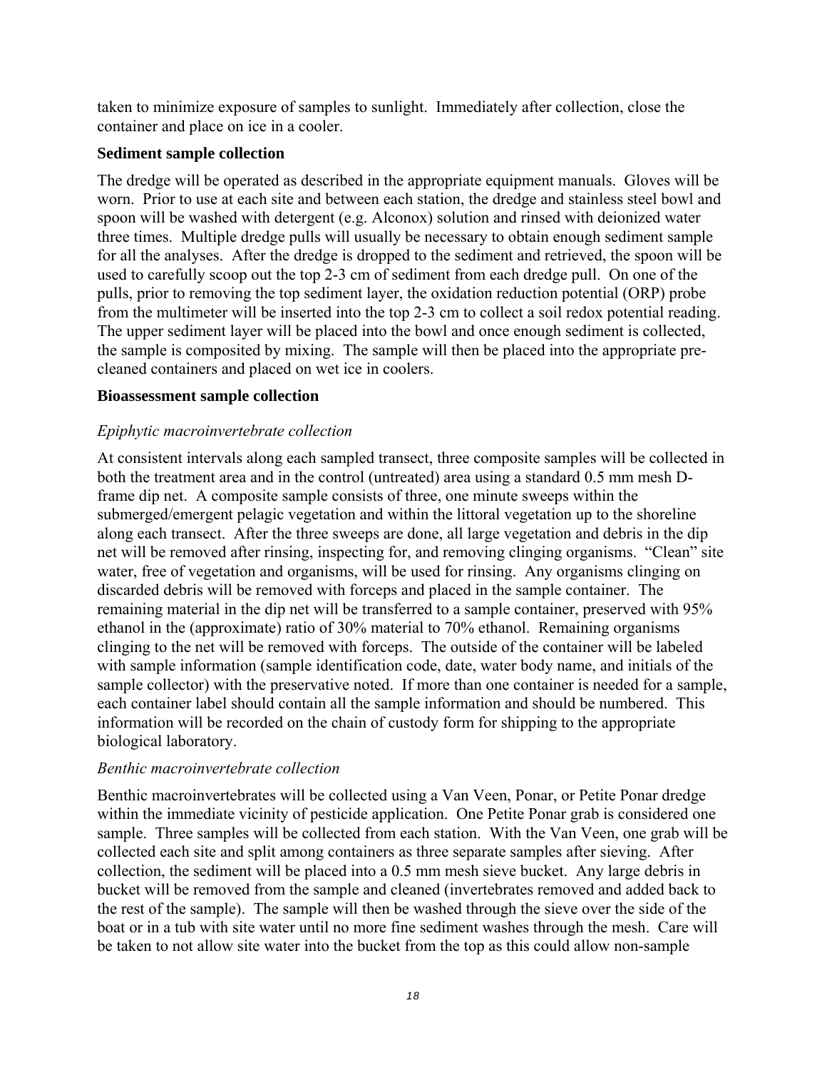taken to minimize exposure of samples to sunlight. Immediately after collection, close the container and place on ice in a cooler.

**Sediment sample collection**

The dredge will be operated as described in the appropriate equipment manuals. Gloves will be worn. Prior to use at each site and between each station, the dredge and stainless steel bowl and spoon will be washed with detergent (e.g. Alconox) solution and rinsed with deionized water three times. Multiple dredge pulls will usually be necessary to obtain enough sediment sample for all the analyses. After the dredge is dropped to the sediment and retrieved, the spoon will be used to carefully scoop out the top 2-3 cm of sediment from each dredge pull. On one of the pulls, prior to removing the top sediment layer, the oxidation reduction potential (ORP) probe from the multimeter will be inserted into the top 2-3 cm to collect a soil redox potential reading. The upper sediment layer will be placed into the bowl and once enough sediment is collected, the sample is composited by mixing. The sample will then be placed into the appropriate pre-cleaned containers and placed on wet ice in coolers.

**Bioassessment sample collection**

*Epiphytic macroinvertebrate collection*

At consistent intervals along each sampled transect, three composite samples will be collected in both the treatment area and in the control (untreated) area using a standard 0.5 mm mesh D-frame dip net. A composite sample consists of three, one minute sweeps within the submerged/emergent pelagic vegetation and within the littoral vegetation up to the shoreline along each transect. After the three sweeps are done, all large vegetation and debris in the dip net will be removed after rinsing, inspecting for, and removing clinging organisms. "Clean" site water, free of vegetation and organisms, will be used for rinsing. Any organisms clinging on discarded debris will be removed with forceps and placed in the sample container. The remaining material in the dip net will be transferred to a sample container, preserved with 95% ethanol in the (approximate) ratio of 30% material to 70% ethanol. Remaining organisms clinging to the net will be removed with forceps. The outside of the container will be labeled with sample information (sample identification code, date, water body name, and initials of the sample collector) with the preservative noted. If more than one container is needed for a sample, each container label should contain all the sample information and should be numbered. This information will be recorded on the chain of custody form for shipping to the appropriate biological laboratory.

*Benthic macroinvertebrate collection*

Benthic macroinvertebrates will be collected using a Van Veen, Ponar, or Petite Ponar dredge within the immediate vicinity of pesticide application. One Petite Ponar grab is considered one sample. Three samples will be collected from each station. With the Van Veen, one grab will be collected each site and split among containers as three separate samples after sieving. After collection, the sediment will be placed into a 0.5 mm mesh sieve bucket. Any large debris in bucket will be removed from the sample and cleaned (invertebrates removed and added back to the rest of the sample). The sample will then be washed through the sieve over the side of the boat or in a tub with site water until no more fine sediment washes through the mesh. Care will be taken to not allow site water into the bucket from the top as this could allow non-sample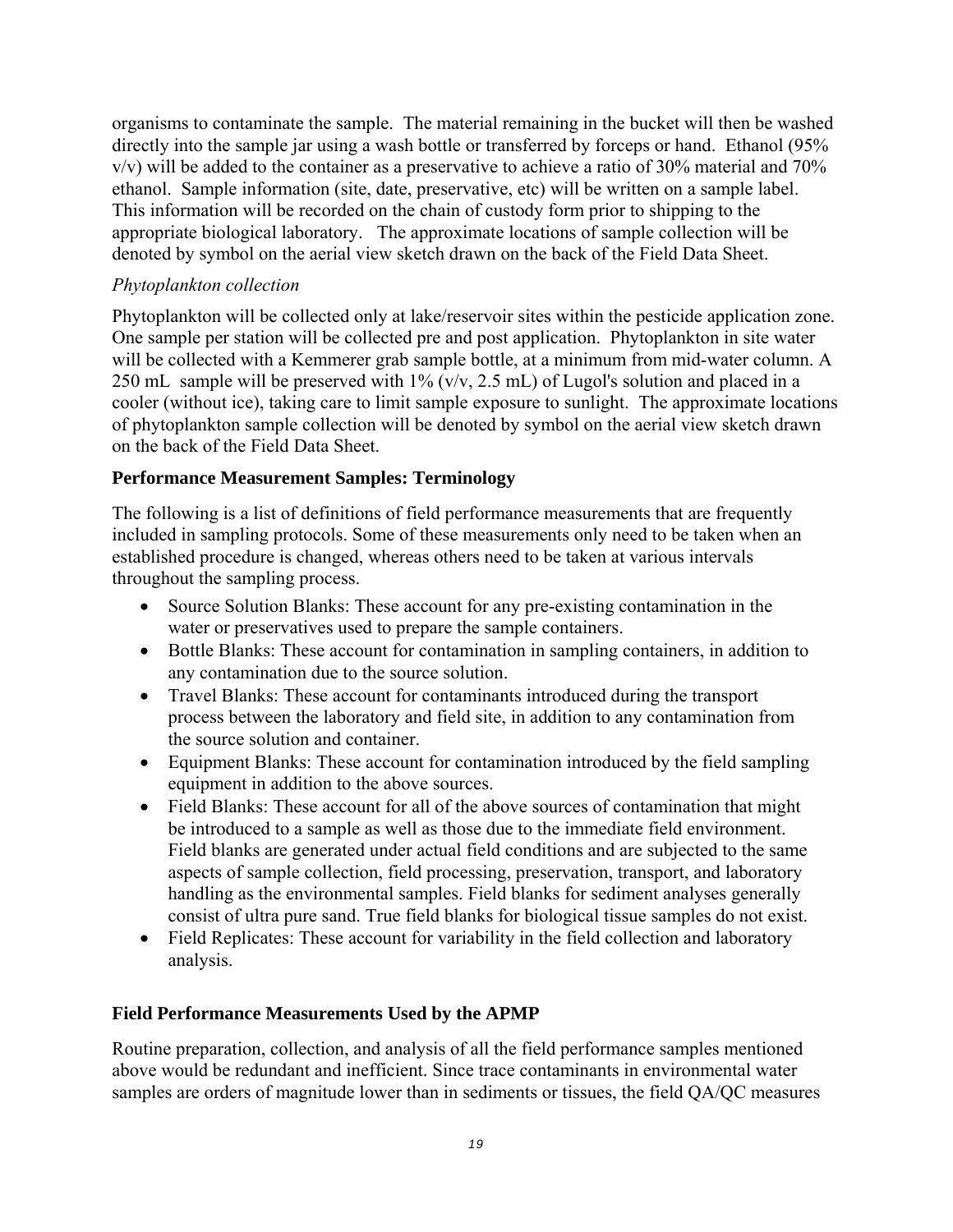organisms to contaminate the sample. The material remaining in the bucket will then be washed directly into the sample jar using a wash bottle or transferred by forceps or hand. Ethanol (95% v/v) will be added to the container as a preservative to achieve a ratio of 30% material and 70% ethanol. Sample information (site, date, preservative, etc) will be written on a sample label. This information will be recorded on the chain of custody form prior to shipping to the appropriate biological laboratory. The approximate locations of sample collection will be denoted by symbol on the aerial view sketch drawn on the back of the Field Data Sheet.

*Phytoplankton collection*

Phytoplankton will be collected only at lake/reservoir sites within the pesticide application zone. One sample per station will be collected pre and post application. Phytoplankton in site water will be collected with a Kemmerer grab sample bottle, at a minimum from mid-water column. A 250 mL sample will be preserved with 1% (v/v, 2.5 mL) of Lugol's solution and placed in a cooler (without ice), taking care to limit sample exposure to sunlight. The approximate locations of phytoplankton sample collection will be denoted by symbol on the aerial view sketch drawn on the back of the Field Data Sheet.

**Performance Measurement Samples: Terminology**

The following is a list of definitions of field performance measurements that are frequently included in sampling protocols. Some of these measurements only need to be taken when an established procedure is changed, whereas others need to be taken at various intervals throughout the sampling process.

- Source Solution Blanks: These account for any pre-existing contamination in the water or preservatives used to prepare the sample containers.
- Bottle Blanks: These account for contamination in sampling containers, in addition to any contamination due to the source solution.
- Travel Blanks: These account for contaminants introduced during the transport process between the laboratory and field site, in addition to any contamination from the source solution and container.
- Equipment Blanks: These account for contamination introduced by the field sampling equipment in addition to the above sources.
- Field Blanks: These account for all of the above sources of contamination that might be introduced to a sample as well as those due to the immediate field environment. Field blanks are generated under actual field conditions and are subjected to the same aspects of sample collection, field processing, preservation, transport, and laboratory handling as the environmental samples. Field blanks for sediment analyses generally consist of ultra pure sand. True field blanks for biological tissue samples do not exist.
- Field Replicates: These account for variability in the field collection and laboratory analysis.

**Field Performance Measurements Used by the APMP**

Routine preparation, collection, and analysis of all the field performance samples mentioned above would be redundant and inefficient. Since trace contaminants in environmental water samples are orders of magnitude lower than in sediments or tissues, the field QA/QC measures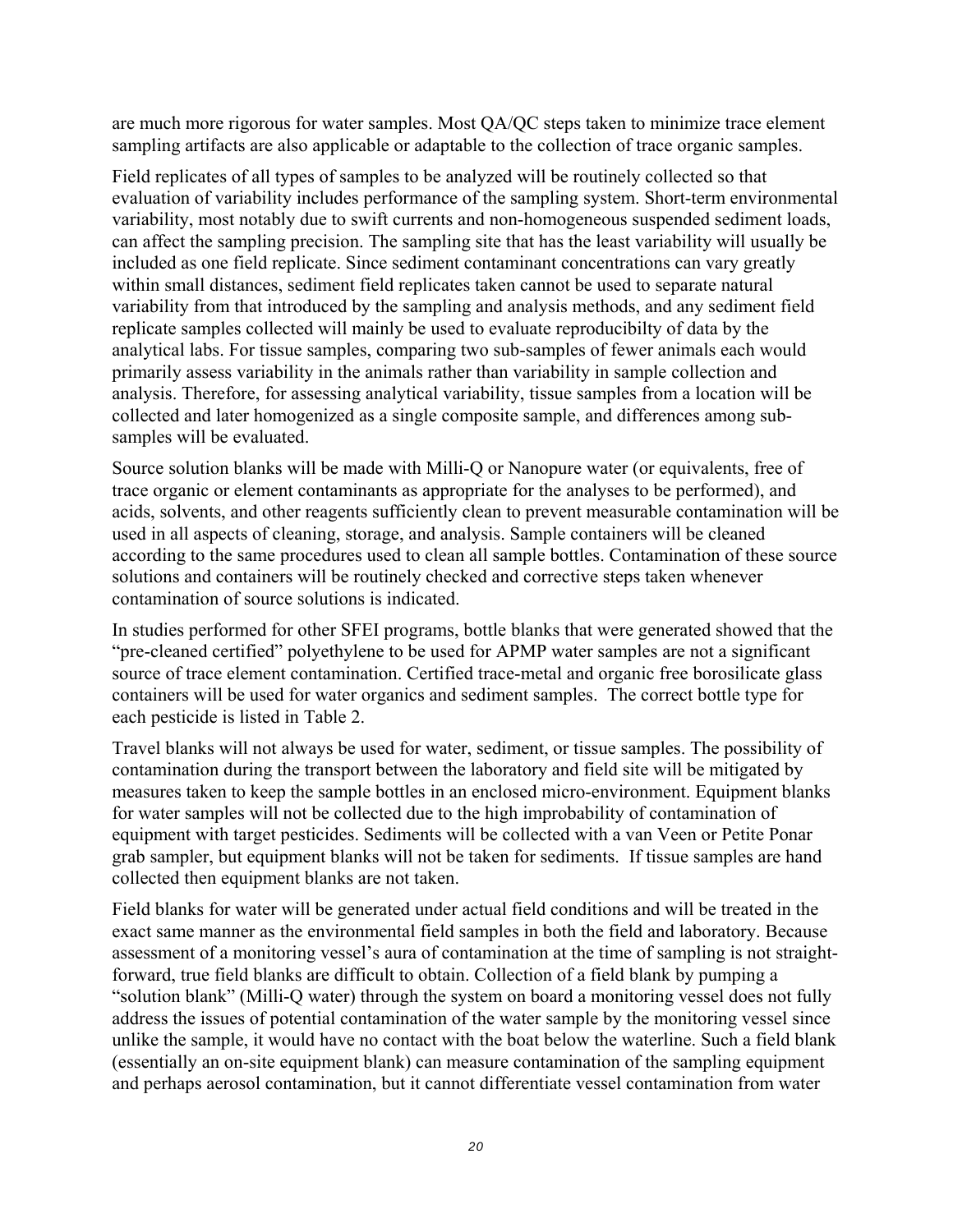are much more rigorous for water samples. Most QA/QC steps taken to minimize trace element sampling artifacts are also applicable or adaptable to the collection of trace organic samples.

Field replicates of all types of samples to be analyzed will be routinely collected so that evaluation of variability includes performance of the sampling system. Short-term environmental variability, most notably due to swift currents and non-homogeneous suspended sediment loads, can affect the sampling precision. The sampling site that has the least variability will usually be included as one field replicate. Since sediment contaminant concentrations can vary greatly within small distances, sediment field replicates taken cannot be used to separate natural variability from that introduced by the sampling and analysis methods, and any sediment field replicate samples collected will mainly be used to evaluate reproducibilty of data by the analytical labs. For tissue samples, comparing two sub-samples of fewer animals each would primarily assess variability in the animals rather than variability in sample collection and analysis. Therefore, for assessing analytical variability, tissue samples from a location will be collected and later homogenized as a single composite sample, and differences among sub-samples will be evaluated.

Source solution blanks will be made with Milli-Q or Nanopure water (or equivalents, free of trace organic or element contaminants as appropriate for the analyses to be performed), and acids, solvents, and other reagents sufficiently clean to prevent measurable contamination will be used in all aspects of cleaning, storage, and analysis. Sample containers will be cleaned according to the same procedures used to clean all sample bottles. Contamination of these source solutions and containers will be routinely checked and corrective steps taken whenever contamination of source solutions is indicated.

In studies performed for other SFEI programs, bottle blanks that were generated showed that the "pre-cleaned certified" polyethylene to be used for APMP water samples are not a significant source of trace element contamination. Certified trace-metal and organic free borosilicate glass containers will be used for water organics and sediment samples. The correct bottle type for each pesticide is listed in Table 2.

Travel blanks will not always be used for water, sediment, or tissue samples. The possibility of contamination during the transport between the laboratory and field site will be mitigated by measures taken to keep the sample bottles in an enclosed micro-environment. Equipment blanks for water samples will not be collected due to the high improbability of contamination of equipment with target pesticides. Sediments will be collected with a van Veen or Petite Ponar grab sampler, but equipment blanks will not be taken for sediments. If tissue samples are hand collected then equipment blanks are not taken.

Field blanks for water will be generated under actual field conditions and will be treated in the exact same manner as the environmental field samples in both the field and laboratory. Because assessment of a monitoring vessel's aura of contamination at the time of sampling is not straight-forward, true field blanks are difficult to obtain. Collection of a field blank by pumping a "solution blank" (Milli-Q water) through the system on board a monitoring vessel does not fully address the issues of potential contamination of the water sample by the monitoring vessel since unlike the sample, it would have no contact with the boat below the waterline. Such a field blank (essentially an on-site equipment blank) can measure contamination of the sampling equipment and perhaps aerosol contamination, but it cannot differentiate vessel contamination from water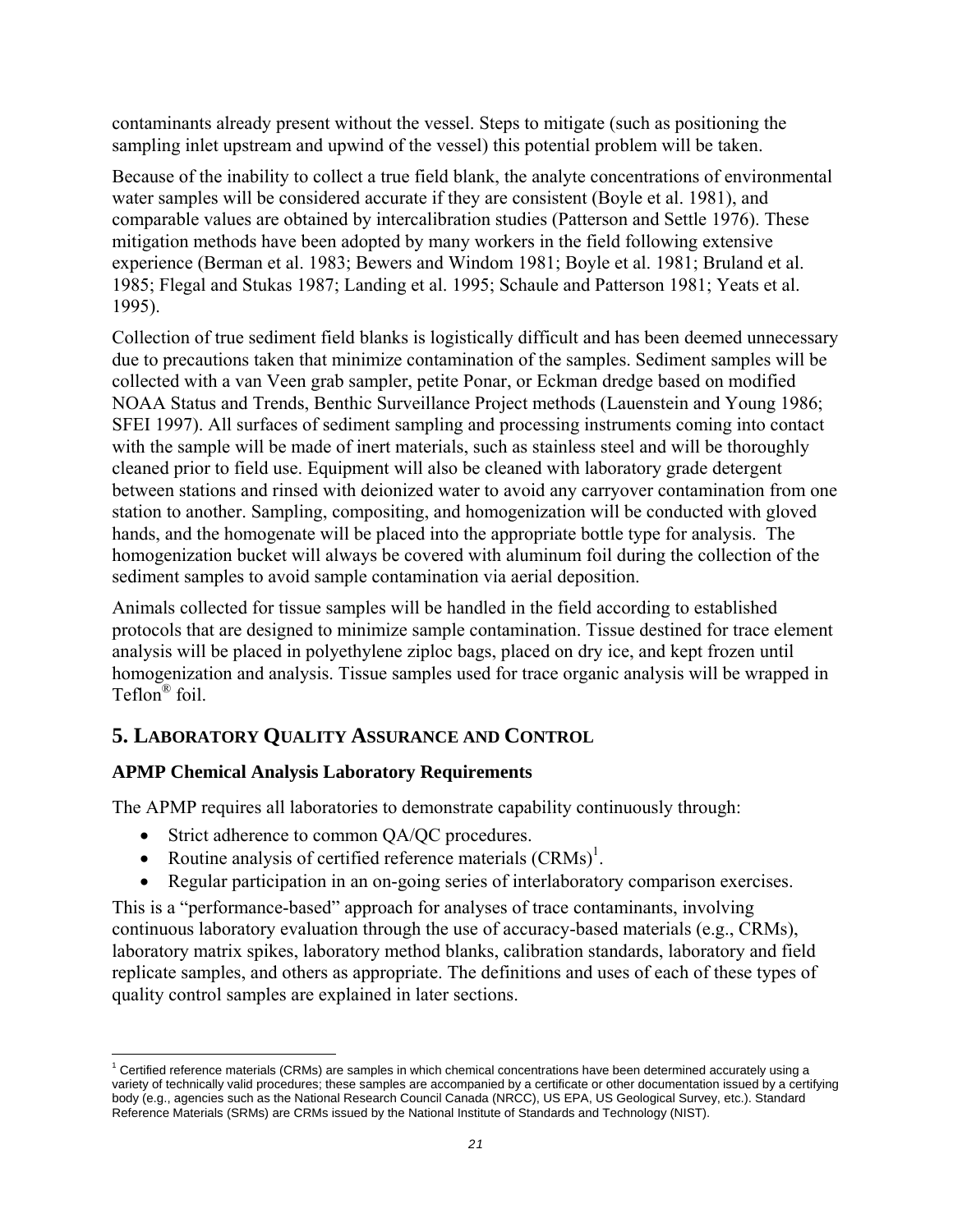contaminants already present without the vessel. Steps to mitigate (such as positioning the sampling inlet upstream and upwind of the vessel) this potential problem will be taken.

Because of the inability to collect a true field blank, the analyte concentrations of environmental water samples will be considered accurate if they are consistent (Boyle et al. 1981), and comparable values are obtained by intercalibration studies (Patterson and Settle 1976). These mitigation methods have been adopted by many workers in the field following extensive experience (Berman et al. 1983; Bewers and Windom 1981; Boyle et al. 1981; Bruland et al. 1985; Flegal and Stukas 1987; Landing et al. 1995; Schaule and Patterson 1981; Yeats et al. 1995).

Collection of true sediment field blanks is logistically difficult and has been deemed unnecessary due to precautions taken that minimize contamination of the samples. Sediment samples will be collected with a van Veen grab sampler, petite Ponar, or Eckman dredge based on modified NOAA Status and Trends, Benthic Surveillance Project methods (Lauenstein and Young 1986; SFEI 1997). All surfaces of sediment sampling and processing instruments coming into contact with the sample will be made of inert materials, such as stainless steel and will be thoroughly cleaned prior to field use. Equipment will also be cleaned with laboratory grade detergent between stations and rinsed with deionized water to avoid any carryover contamination from one station to another. Sampling, compositing, and homogenization will be conducted with gloved hands, and the homogenate will be placed into the appropriate bottle type for analysis. The homogenization bucket will always be covered with aluminum foil during the collection of the sediment samples to avoid sample contamination via aerial deposition.

Animals collected for tissue samples will be handled in the field according to established protocols that are designed to minimize sample contamination. Tissue destined for trace element analysis will be placed in polyethylene ziploc bags, placed on dry ice, and kept frozen until homogenization and analysis. Tissue samples used for trace organic analysis will be wrapped in Teflon® foil.

## 5. Laboratory Quality Assurance and Control

### APMP Chemical Analysis Laboratory Requirements

The APMP requires all laboratories to demonstrate capability continuously through:

- Strict adherence to common QA/QC procedures.
- Routine analysis of certified reference materials (CRMs)[1].
- Regular participation in an on-going series of interlaboratory comparison exercises.

This is a "performance-based" approach for analyses of trace contaminants, involving continuous laboratory evaluation through the use of accuracy-based materials (e.g., CRMs), laboratory matrix spikes, laboratory method blanks, calibration standards, laboratory and field replicate samples, and others as appropriate. The definitions and uses of each of these types of quality control samples are explained in later sections.

[1] Certified reference materials (CRMs) are samples in which chemical concentrations have been determined accurately using a variety of technically valid procedures; these samples are accompanied by a certificate or other documentation issued by a certifying body (e.g., agencies such as the National Research Council Canada (NRCC), US EPA, US Geological Survey, etc.). Standard Reference Materials (SRMs) are CRMs issued by the National Institute of Standards and Technology (NIST).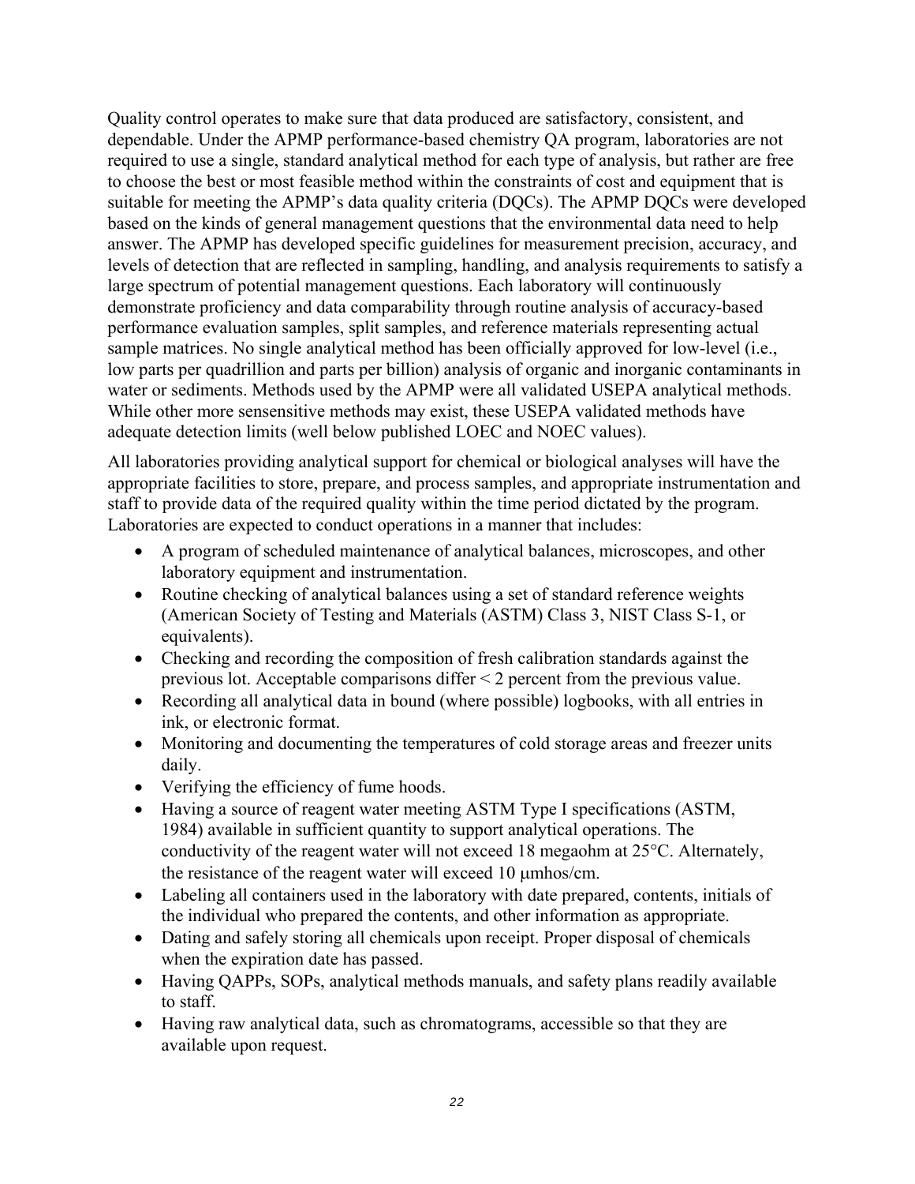Quality control operates to make sure that data produced are satisfactory, consistent, and dependable. Under the APMP performance-based chemistry QA program, laboratories are not required to use a single, standard analytical method for each type of analysis, but rather are free to choose the best or most feasible method within the constraints of cost and equipment that is suitable for meeting the APMP's data quality criteria (DQCs). The APMP DQCs were developed based on the kinds of general management questions that the environmental data need to help answer. The APMP has developed specific guidelines for measurement precision, accuracy, and levels of detection that are reflected in sampling, handling, and analysis requirements to satisfy a large spectrum of potential management questions. Each laboratory will continuously demonstrate proficiency and data comparability through routine analysis of accuracy-based performance evaluation samples, split samples, and reference materials representing actual sample matrices. No single analytical method has been officially approved for low-level (i.e., low parts per quadrillion and parts per billion) analysis of organic and inorganic contaminants in water or sediments. Methods used by the APMP were all validated USEPA analytical methods. While other more sensensitive methods may exist, these USEPA validated methods have adequate detection limits (well below published LOEC and NOEC values).

All laboratories providing analytical support for chemical or biological analyses will have the appropriate facilities to store, prepare, and process samples, and appropriate instrumentation and staff to provide data of the required quality within the time period dictated by the program. Laboratories are expected to conduct operations in a manner that includes:

- A program of scheduled maintenance of analytical balances, microscopes, and other laboratory equipment and instrumentation.
- Routine checking of analytical balances using a set of standard reference weights (American Society of Testing and Materials (ASTM) Class 3, NIST Class S-1, or equivalents).
- Checking and recording the composition of fresh calibration standards against the previous lot. Acceptable comparisons differ < 2 percent from the previous value.
- Recording all analytical data in bound (where possible) logbooks, with all entries in ink, or electronic format.
- Monitoring and documenting the temperatures of cold storage areas and freezer units daily.
- Verifying the efficiency of fume hoods.
- Having a source of reagent water meeting ASTM Type I specifications (ASTM, 1984) available in sufficient quantity to support analytical operations. The conductivity of the reagent water will not exceed 18 megaohm at 25°C. Alternately, the resistance of the reagent water will exceed 10 μmhos/cm.
- Labeling all containers used in the laboratory with date prepared, contents, initials of the individual who prepared the contents, and other information as appropriate.
- Dating and safely storing all chemicals upon receipt. Proper disposal of chemicals when the expiration date has passed.
- Having QAPPs, SOPs, analytical methods manuals, and safety plans readily available to staff.
- Having raw analytical data, such as chromatograms, accessible so that they are available upon request.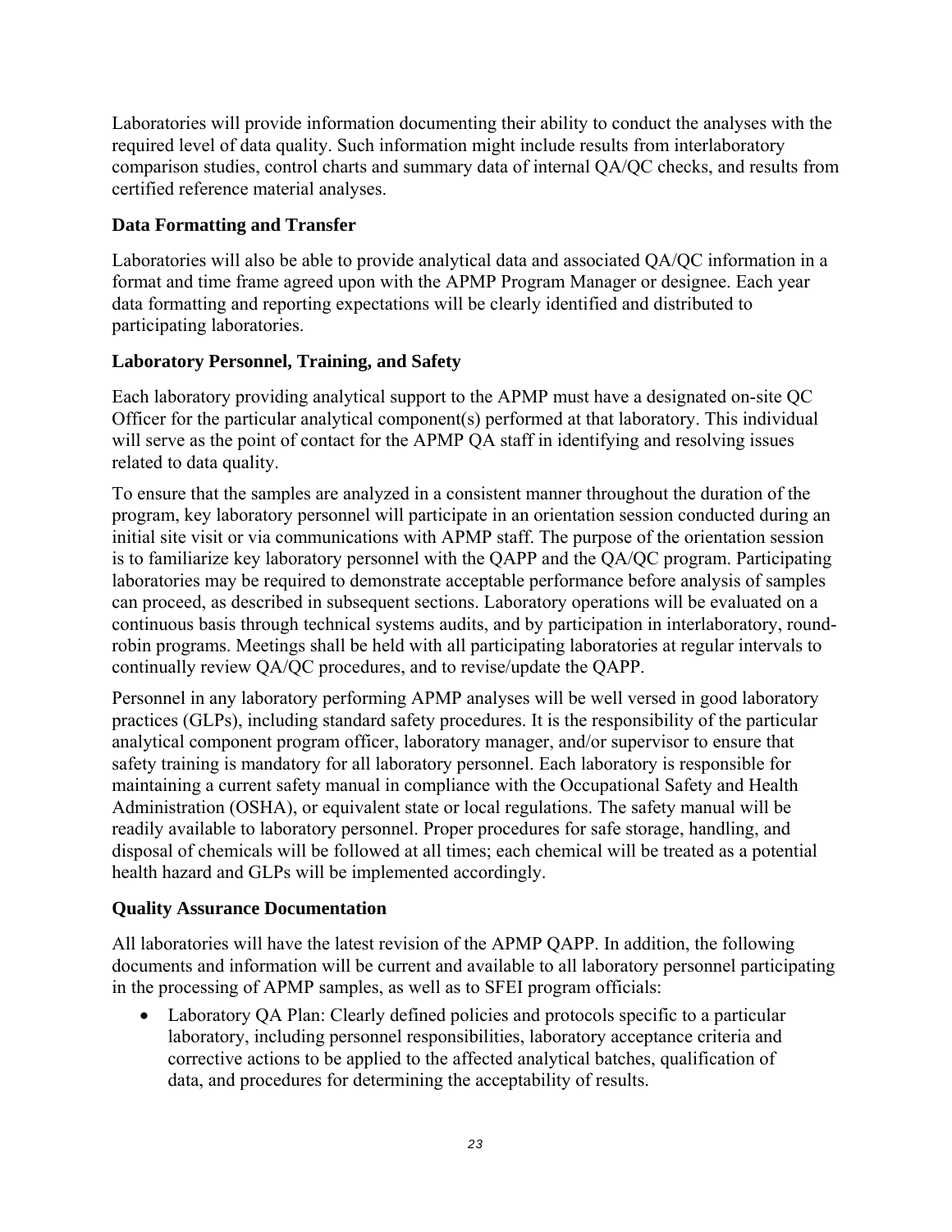Laboratories will provide information documenting their ability to conduct the analyses with the required level of data quality. Such information might include results from interlaboratory comparison studies, control charts and summary data of internal QA/QC checks, and results from certified reference material analyses.

### Data Formatting and Transfer

Laboratories will also be able to provide analytical data and associated QA/QC information in a format and time frame agreed upon with the APMP Program Manager or designee. Each year data formatting and reporting expectations will be clearly identified and distributed to participating laboratories.

### Laboratory Personnel, Training, and Safety

Each laboratory providing analytical support to the APMP must have a designated on-site QC Officer for the particular analytical component(s) performed at that laboratory. This individual will serve as the point of contact for the APMP QA staff in identifying and resolving issues related to data quality.

To ensure that the samples are analyzed in a consistent manner throughout the duration of the program, key laboratory personnel will participate in an orientation session conducted during an initial site visit or via communications with APMP staff. The purpose of the orientation session is to familiarize key laboratory personnel with the QAPP and the QA/QC program. Participating laboratories may be required to demonstrate acceptable performance before analysis of samples can proceed, as described in subsequent sections. Laboratory operations will be evaluated on a continuous basis through technical systems audits, and by participation in interlaboratory, round-robin programs. Meetings shall be held with all participating laboratories at regular intervals to continually review QA/QC procedures, and to revise/update the QAPP.

Personnel in any laboratory performing APMP analyses will be well versed in good laboratory practices (GLPs), including standard safety procedures. It is the responsibility of the particular analytical component program officer, laboratory manager, and/or supervisor to ensure that safety training is mandatory for all laboratory personnel. Each laboratory is responsible for maintaining a current safety manual in compliance with the Occupational Safety and Health Administration (OSHA), or equivalent state or local regulations. The safety manual will be readily available to laboratory personnel. Proper procedures for safe storage, handling, and disposal of chemicals will be followed at all times; each chemical will be treated as a potential health hazard and GLPs will be implemented accordingly.

### Quality Assurance Documentation

All laboratories will have the latest revision of the APMP QAPP. In addition, the following documents and information will be current and available to all laboratory personnel participating in the processing of APMP samples, as well as to SFEI program officials:

- Laboratory QA Plan: Clearly defined policies and protocols specific to a particular laboratory, including personnel responsibilities, laboratory acceptance criteria and corrective actions to be applied to the affected analytical batches, qualification of data, and procedures for determining the acceptability of results.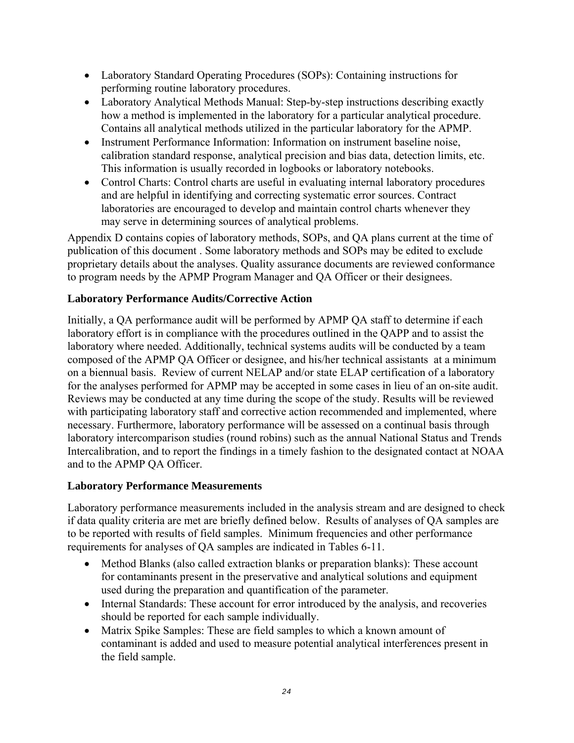- Laboratory Standard Operating Procedures (SOPs): Containing instructions for performing routine laboratory procedures.
- Laboratory Analytical Methods Manual: Step-by-step instructions describing exactly how a method is implemented in the laboratory for a particular analytical procedure. Contains all analytical methods utilized in the particular laboratory for the APMP.
- Instrument Performance Information: Information on instrument baseline noise, calibration standard response, analytical precision and bias data, detection limits, etc. This information is usually recorded in logbooks or laboratory notebooks.
- Control Charts: Control charts are useful in evaluating internal laboratory procedures and are helpful in identifying and correcting systematic error sources. Contract laboratories are encouraged to develop and maintain control charts whenever they may serve in determining sources of analytical problems.

Appendix D contains copies of laboratory methods, SOPs, and QA plans current at the time of publication of this document . Some laboratory methods and SOPs may be edited to exclude proprietary details about the analyses. Quality assurance documents are reviewed conformance to program needs by the APMP Program Manager and QA Officer or their designees.

**Laboratory Performance Audits/Corrective Action**

Initially, a QA performance audit will be performed by APMP QA staff to determine if each laboratory effort is in compliance with the procedures outlined in the QAPP and to assist the laboratory where needed. Additionally, technical systems audits will be conducted by a team composed of the APMP QA Officer or designee, and his/her technical assistants at a minimum on a biennual basis. Review of current NELAP and/or state ELAP certification of a laboratory for the analyses performed for APMP may be accepted in some cases in lieu of an on-site audit. Reviews may be conducted at any time during the scope of the study. Results will be reviewed with participating laboratory staff and corrective action recommended and implemented, where necessary. Furthermore, laboratory performance will be assessed on a continual basis through laboratory intercomparison studies (round robins) such as the annual National Status and Trends Intercalibration, and to report the findings in a timely fashion to the designated contact at NOAA and to the APMP QA Officer.

**Laboratory Performance Measurements**

Laboratory performance measurements included in the analysis stream and are designed to check if data quality criteria are met are briefly defined below. Results of analyses of QA samples are to be reported with results of field samples. Minimum frequencies and other performance requirements for analyses of QA samples are indicated in Tables 6-11.

- Method Blanks (also called extraction blanks or preparation blanks): These account for contaminants present in the preservative and analytical solutions and equipment used during the preparation and quantification of the parameter.
- Internal Standards: These account for error introduced by the analysis, and recoveries should be reported for each sample individually.
- Matrix Spike Samples: These are field samples to which a known amount of contaminant is added and used to measure potential analytical interferences present in the field sample.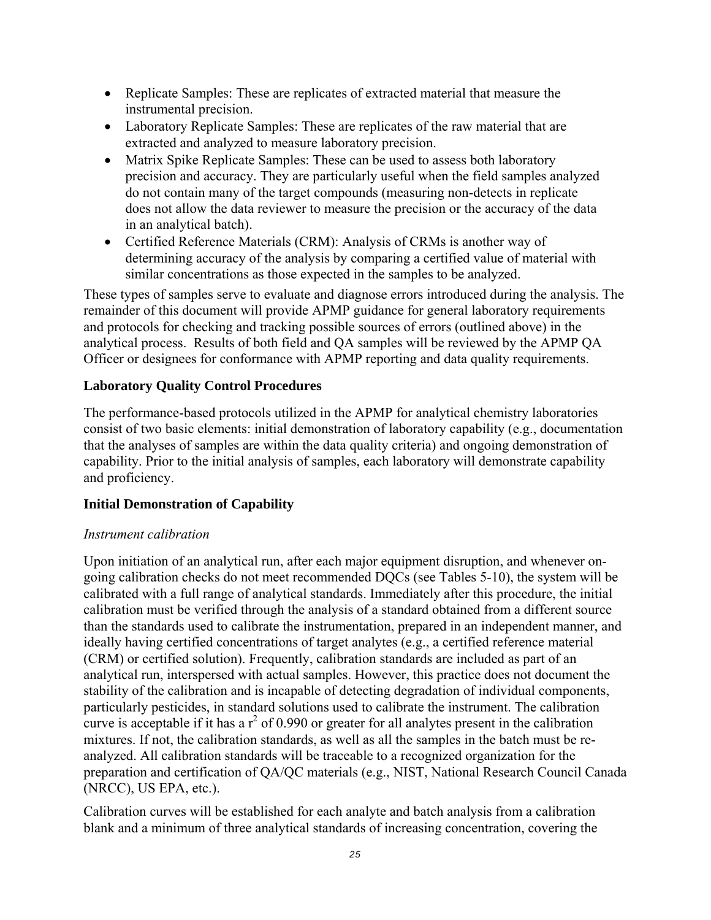- Replicate Samples: These are replicates of extracted material that measure the instrumental precision.
- Laboratory Replicate Samples: These are replicates of the raw material that are extracted and analyzed to measure laboratory precision.
- Matrix Spike Replicate Samples: These can be used to assess both laboratory precision and accuracy. They are particularly useful when the field samples analyzed do not contain many of the target compounds (measuring non-detects in replicate does not allow the data reviewer to measure the precision or the accuracy of the data in an analytical batch).
- Certified Reference Materials (CRM): Analysis of CRMs is another way of determining accuracy of the analysis by comparing a certified value of material with similar concentrations as those expected in the samples to be analyzed.

These types of samples serve to evaluate and diagnose errors introduced during the analysis. The remainder of this document will provide APMP guidance for general laboratory requirements and protocols for checking and tracking possible sources of errors (outlined above) in the analytical process. Results of both field and QA samples will be reviewed by the APMP QA Officer or designees for conformance with APMP reporting and data quality requirements.

**Laboratory Quality Control Procedures**

The performance-based protocols utilized in the APMP for analytical chemistry laboratories consist of two basic elements: initial demonstration of laboratory capability (e.g., documentation that the analyses of samples are within the data quality criteria) and ongoing demonstration of capability. Prior to the initial analysis of samples, each laboratory will demonstrate capability and proficiency.

**Initial Demonstration of Capability**

*Instrument calibration*

Upon initiation of an analytical run, after each major equipment disruption, and whenever on-going calibration checks do not meet recommended DQCs (see Tables 5-10), the system will be calibrated with a full range of analytical standards. Immediately after this procedure, the initial calibration must be verified through the analysis of a standard obtained from a different source than the standards used to calibrate the instrumentation, prepared in an independent manner, and ideally having certified concentrations of target analytes (e.g., a certified reference material (CRM) or certified solution). Frequently, calibration standards are included as part of an analytical run, interspersed with actual samples. However, this practice does not document the stability of the calibration and is incapable of detecting degradation of individual components, particularly pesticides, in standard solutions used to calibrate the instrument. The calibration curve is acceptable if it has a $r^2$ of 0.990 or greater for all analytes present in the calibration mixtures. If not, the calibration standards, as well as all the samples in the batch must be re-analyzed. All calibration standards will be traceable to a recognized organization for the preparation and certification of QA/QC materials (e.g., NIST, National Research Council Canada (NRCC), US EPA, etc.).

Calibration curves will be established for each analyte and batch analysis from a calibration blank and a minimum of three analytical standards of increasing concentration, covering the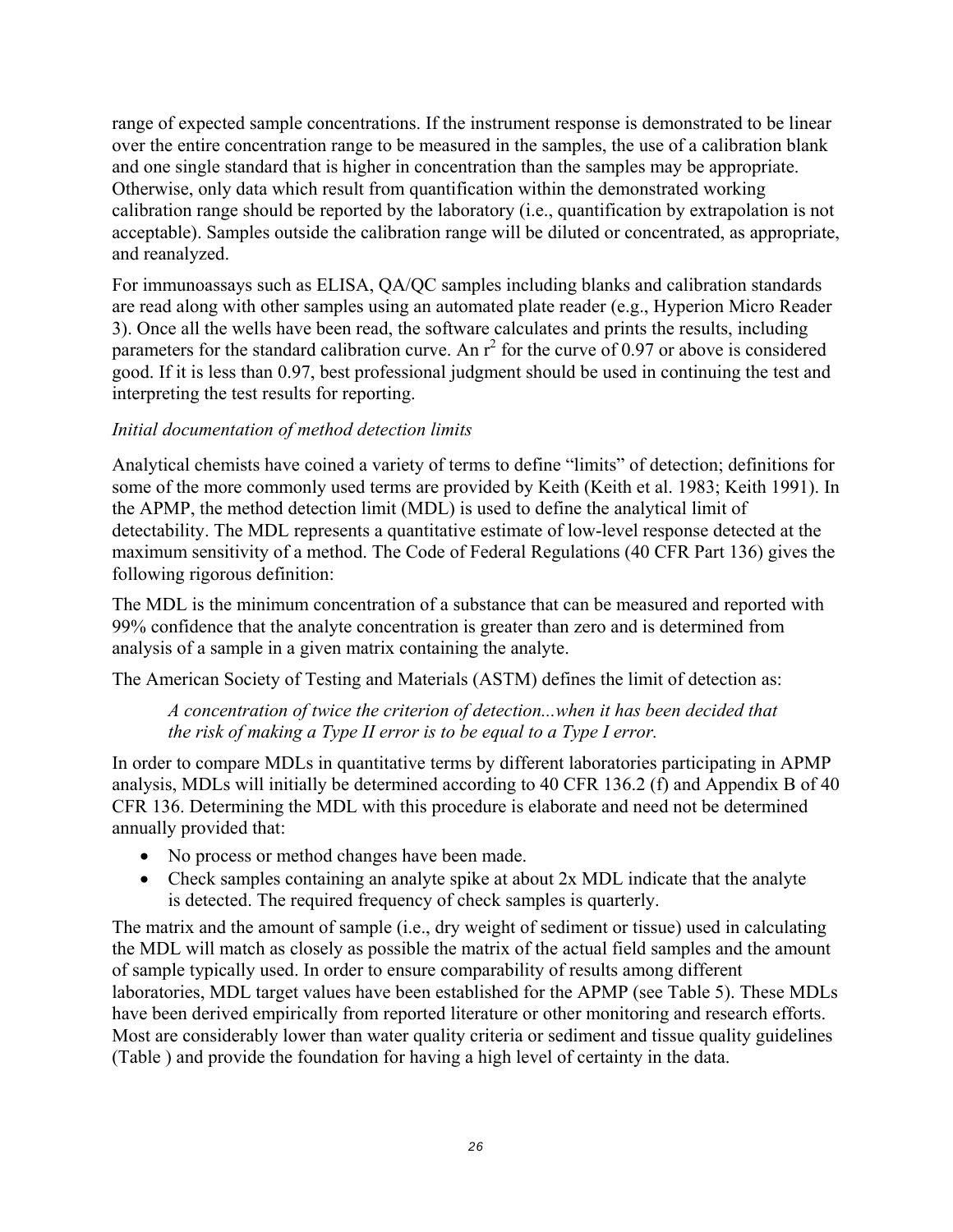range of expected sample concentrations. If the instrument response is demonstrated to be linear over the entire concentration range to be measured in the samples, the use of a calibration blank and one single standard that is higher in concentration than the samples may be appropriate. Otherwise, only data which result from quantification within the demonstrated working calibration range should be reported by the laboratory (i.e., quantification by extrapolation is not acceptable). Samples outside the calibration range will be diluted or concentrated, as appropriate, and reanalyzed.

For immunoassays such as ELISA, QA/QC samples including blanks and calibration standards are read along with other samples using an automated plate reader (e.g., Hyperion Micro Reader 3). Once all the wells have been read, the software calculates and prints the results, including parameters for the standard calibration curve. An $r^2$ for the curve of 0.97 or above is considered good. If it is less than 0.97, best professional judgment should be used in continuing the test and interpreting the test results for reporting.

*Initial documentation of method detection limits*

Analytical chemists have coined a variety of terms to define "limits" of detection; definitions for some of the more commonly used terms are provided by Keith (Keith et al. 1983; Keith 1991). In the APMP, the method detection limit (MDL) is used to define the analytical limit of detectability. The MDL represents a quantitative estimate of low-level response detected at the maximum sensitivity of a method. The Code of Federal Regulations (40 CFR Part 136) gives the following rigorous definition:

The MDL is the minimum concentration of a substance that can be measured and reported with 99% confidence that the analyte concentration is greater than zero and is determined from analysis of a sample in a given matrix containing the analyte.

The American Society of Testing and Materials (ASTM) defines the limit of detection as:

> *A concentration of twice the criterion of detection...when it has been decided that the risk of making a Type II error is to be equal to a Type I error.*

In order to compare MDLs in quantitative terms by different laboratories participating in APMP analysis, MDLs will initially be determined according to 40 CFR 136.2 (f) and Appendix B of 40 CFR 136. Determining the MDL with this procedure is elaborate and need not be determined annually provided that:

- No process or method changes have been made.
- Check samples containing an analyte spike at about 2x MDL indicate that the analyte is detected. The required frequency of check samples is quarterly.

The matrix and the amount of sample (i.e., dry weight of sediment or tissue) used in calculating the MDL will match as closely as possible the matrix of the actual field samples and the amount of sample typically used. In order to ensure comparability of results among different laboratories, MDL target values have been established for the APMP (see Table 5). These MDLs have been derived empirically from reported literature or other monitoring and research efforts. Most are considerably lower than water quality criteria or sediment and tissue quality guidelines (Table ) and provide the foundation for having a high level of certainty in the data.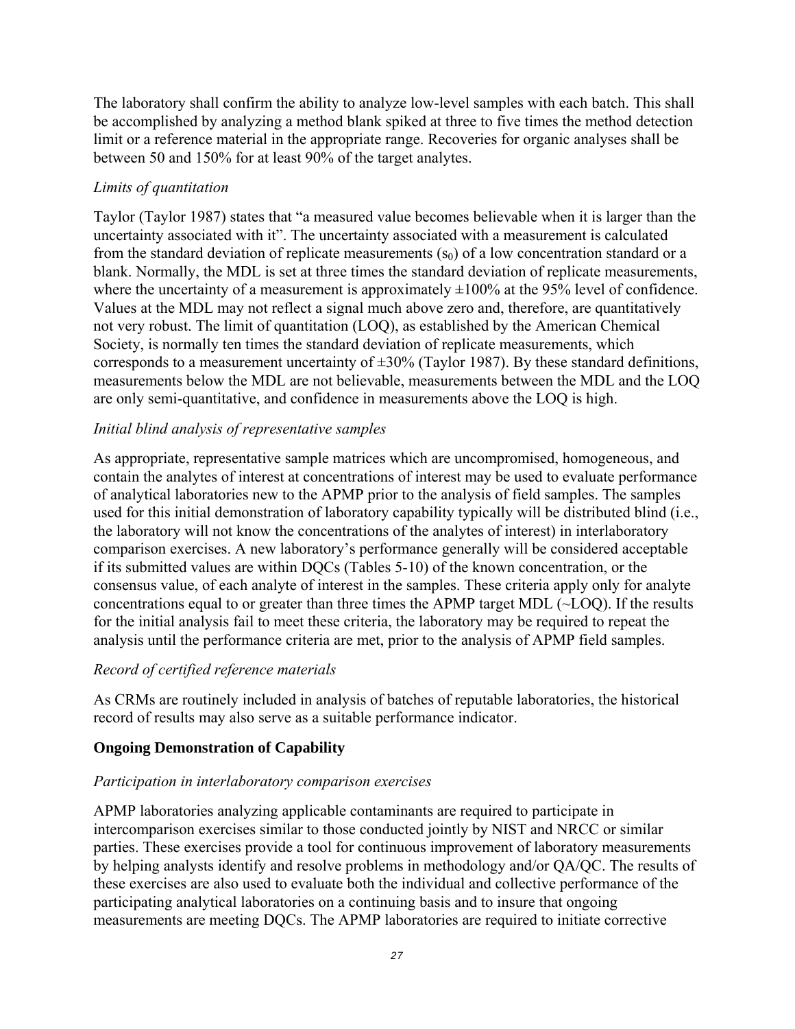The laboratory shall confirm the ability to analyze low-level samples with each batch. This shall be accomplished by analyzing a method blank spiked at three to five times the method detection limit or a reference material in the appropriate range. Recoveries for organic analyses shall be between 50 and 150% for at least 90% of the target analytes.

*Limits of quantitation*

Taylor (Taylor 1987) states that "a measured value becomes believable when it is larger than the uncertainty associated with it". The uncertainty associated with a measurement is calculated from the standard deviation of replicate measurements ($s_0$) of a low concentration standard or a blank. Normally, the MDL is set at three times the standard deviation of replicate measurements, where the uncertainty of a measurement is approximately ±100% at the 95% level of confidence. Values at the MDL may not reflect a signal much above zero and, therefore, are quantitatively not very robust. The limit of quantitation (LOQ), as established by the American Chemical Society, is normally ten times the standard deviation of replicate measurements, which corresponds to a measurement uncertainty of ±30% (Taylor 1987). By these standard definitions, measurements below the MDL are not believable, measurements between the MDL and the LOQ are only semi-quantitative, and confidence in measurements above the LOQ is high.

*Initial blind analysis of representative samples*

As appropriate, representative sample matrices which are uncompromised, homogeneous, and contain the analytes of interest at concentrations of interest may be used to evaluate performance of analytical laboratories new to the APMP prior to the analysis of field samples. The samples used for this initial demonstration of laboratory capability typically will be distributed blind (i.e., the laboratory will not know the concentrations of the analytes of interest) in interlaboratory comparison exercises. A new laboratory's performance generally will be considered acceptable if its submitted values are within DQCs (Tables 5-10) of the known concentration, or the consensus value, of each analyte of interest in the samples. These criteria apply only for analyte concentrations equal to or greater than three times the APMP target MDL (~LOQ). If the results for the initial analysis fail to meet these criteria, the laboratory may be required to repeat the analysis until the performance criteria are met, prior to the analysis of APMP field samples.

*Record of certified reference materials*

As CRMs are routinely included in analysis of batches of reputable laboratories, the historical record of results may also serve as a suitable performance indicator.

**Ongoing Demonstration of Capability**

*Participation in interlaboratory comparison exercises*

APMP laboratories analyzing applicable contaminants are required to participate in intercomparison exercises similar to those conducted jointly by NIST and NRCC or similar parties. These exercises provide a tool for continuous improvement of laboratory measurements by helping analysts identify and resolve problems in methodology and/or QA/QC. The results of these exercises are also used to evaluate both the individual and collective performance of the participating analytical laboratories on a continuing basis and to insure that ongoing measurements are meeting DQCs. The APMP laboratories are required to initiate corrective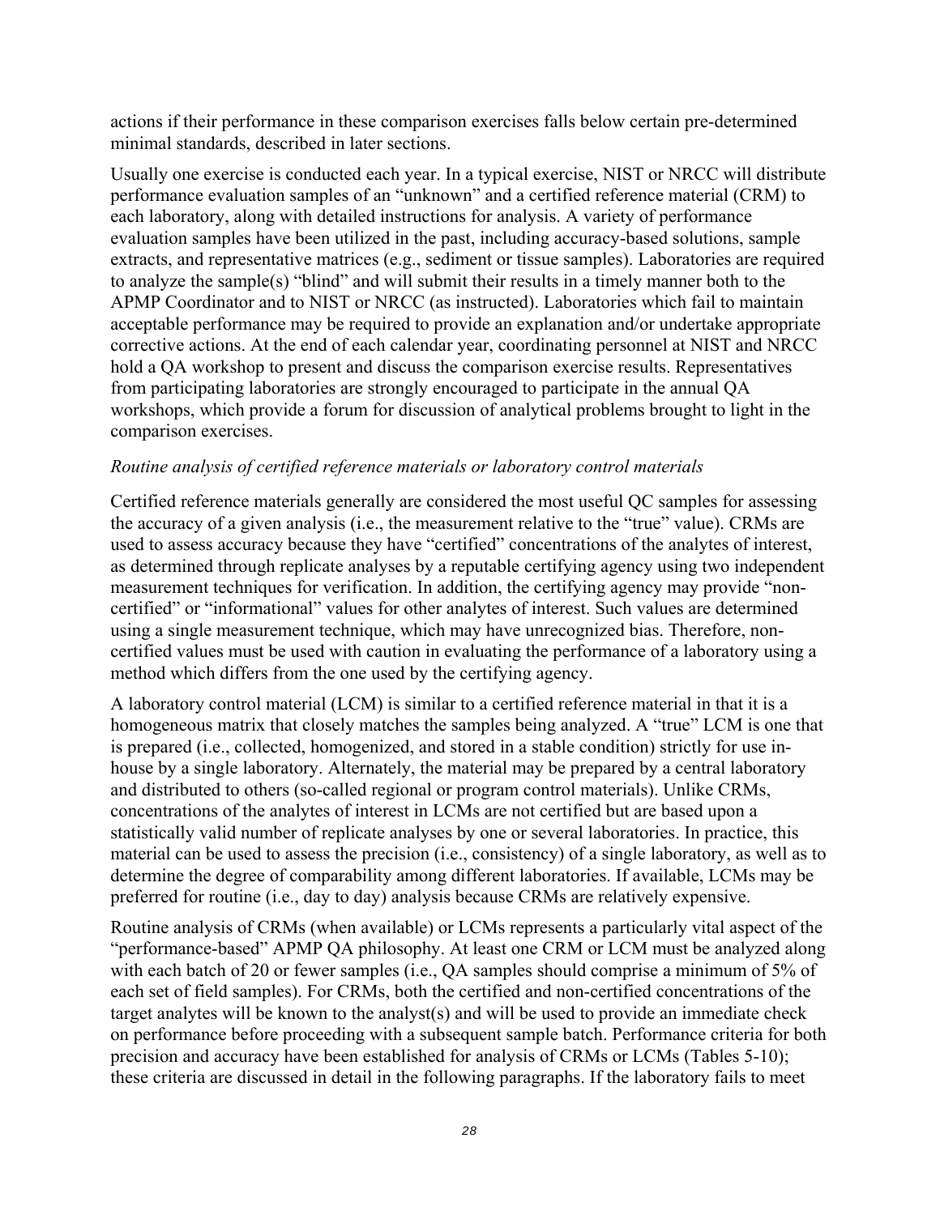actions if their performance in these comparison exercises falls below certain pre-determined minimal standards, described in later sections.

Usually one exercise is conducted each year. In a typical exercise, NIST or NRCC will distribute performance evaluation samples of an "unknown" and a certified reference material (CRM) to each laboratory, along with detailed instructions for analysis. A variety of performance evaluation samples have been utilized in the past, including accuracy-based solutions, sample extracts, and representative matrices (e.g., sediment or tissue samples). Laboratories are required to analyze the sample(s) "blind" and will submit their results in a timely manner both to the APMP Coordinator and to NIST or NRCC (as instructed). Laboratories which fail to maintain acceptable performance may be required to provide an explanation and/or undertake appropriate corrective actions. At the end of each calendar year, coordinating personnel at NIST and NRCC hold a QA workshop to present and discuss the comparison exercise results. Representatives from participating laboratories are strongly encouraged to participate in the annual QA workshops, which provide a forum for discussion of analytical problems brought to light in the comparison exercises.

*Routine analysis of certified reference materials or laboratory control materials*

Certified reference materials generally are considered the most useful QC samples for assessing the accuracy of a given analysis (i.e., the measurement relative to the "true" value). CRMs are used to assess accuracy because they have "certified" concentrations of the analytes of interest, as determined through replicate analyses by a reputable certifying agency using two independent measurement techniques for verification. In addition, the certifying agency may provide "non-certified" or "informational" values for other analytes of interest. Such values are determined using a single measurement technique, which may have unrecognized bias. Therefore, non-certified values must be used with caution in evaluating the performance of a laboratory using a method which differs from the one used by the certifying agency.

A laboratory control material (LCM) is similar to a certified reference material in that it is a homogeneous matrix that closely matches the samples being analyzed. A "true" LCM is one that is prepared (i.e., collected, homogenized, and stored in a stable condition) strictly for use in-house by a single laboratory. Alternately, the material may be prepared by a central laboratory and distributed to others (so-called regional or program control materials). Unlike CRMs, concentrations of the analytes of interest in LCMs are not certified but are based upon a statistically valid number of replicate analyses by one or several laboratories. In practice, this material can be used to assess the precision (i.e., consistency) of a single laboratory, as well as to determine the degree of comparability among different laboratories. If available, LCMs may be preferred for routine (i.e., day to day) analysis because CRMs are relatively expensive.

Routine analysis of CRMs (when available) or LCMs represents a particularly vital aspect of the "performance-based" APMP QA philosophy. At least one CRM or LCM must be analyzed along with each batch of 20 or fewer samples (i.e., QA samples should comprise a minimum of 5% of each set of field samples). For CRMs, both the certified and non-certified concentrations of the target analytes will be known to the analyst(s) and will be used to provide an immediate check on performance before proceeding with a subsequent sample batch. Performance criteria for both precision and accuracy have been established for analysis of CRMs or LCMs (Tables 5-10); these criteria are discussed in detail in the following paragraphs. If the laboratory fails to meet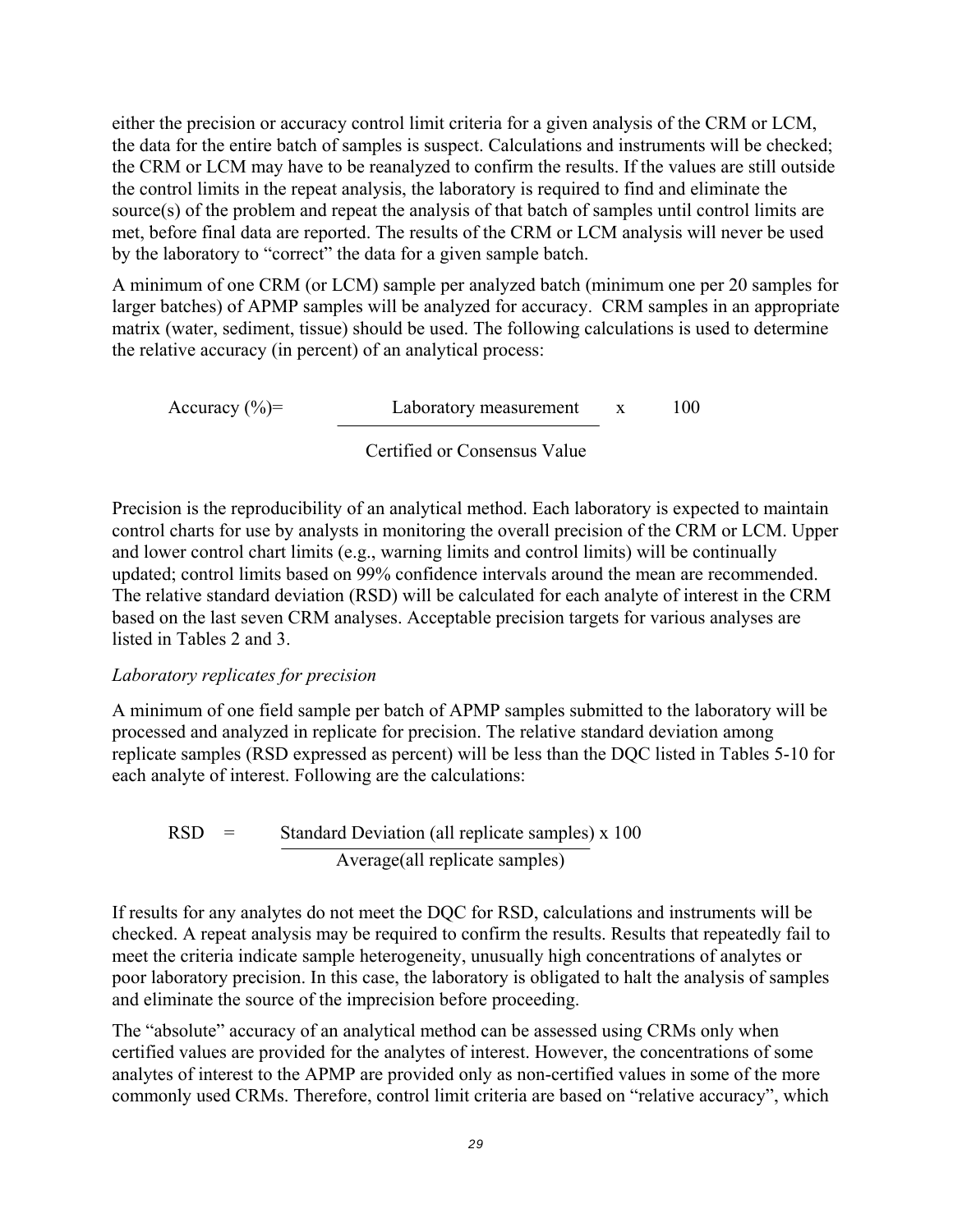either the precision or accuracy control limit criteria for a given analysis of the CRM or LCM, the data for the entire batch of samples is suspect. Calculations and instruments will be checked; the CRM or LCM may have to be reanalyzed to confirm the results. If the values are still outside the control limits in the repeat analysis, the laboratory is required to find and eliminate the source(s) of the problem and repeat the analysis of that batch of samples until control limits are met, before final data are reported. The results of the CRM or LCM analysis will never be used by the laboratory to "correct" the data for a given sample batch.

A minimum of one CRM (or LCM) sample per analyzed batch (minimum one per 20 samples for larger batches) of APMP samples will be analyzed for accuracy. CRM samples in an appropriate matrix (water, sediment, tissue) should be used. The following calculations is used to determine the relative accuracy (in percent) of an analytical process:

$$\text{Accuracy (\%)} = \frac{\text{Laboratory measurement}}{\text{Certified or Consensus Value}} \times 100$$

Precision is the reproducibility of an analytical method. Each laboratory is expected to maintain control charts for use by analysts in monitoring the overall precision of the CRM or LCM. Upper and lower control chart limits (e.g., warning limits and control limits) will be continually updated; control limits based on 99% confidence intervals around the mean are recommended. The relative standard deviation (RSD) will be calculated for each analyte of interest in the CRM based on the last seven CRM analyses. Acceptable precision targets for various analyses are listed in Tables 2 and 3.

*Laboratory replicates for precision*

A minimum of one field sample per batch of APMP samples submitted to the laboratory will be processed and analyzed in replicate for precision. The relative standard deviation among replicate samples (RSD expressed as percent) will be less than the DQC listed in Tables 5-10 for each analyte of interest. Following are the calculations:

$$\text{RSD} = \frac{\text{Standard Deviation (all replicate samples)} \times 100}{\text{Average(all replicate samples)}}$$

If results for any analytes do not meet the DQC for RSD, calculations and instruments will be checked. A repeat analysis may be required to confirm the results. Results that repeatedly fail to meet the criteria indicate sample heterogeneity, unusually high concentrations of analytes or poor laboratory precision. In this case, the laboratory is obligated to halt the analysis of samples and eliminate the source of the imprecision before proceeding.

The "absolute" accuracy of an analytical method can be assessed using CRMs only when certified values are provided for the analytes of interest. However, the concentrations of some analytes of interest to the APMP are provided only as non-certified values in some of the more commonly used CRMs. Therefore, control limit criteria are based on "relative accuracy", which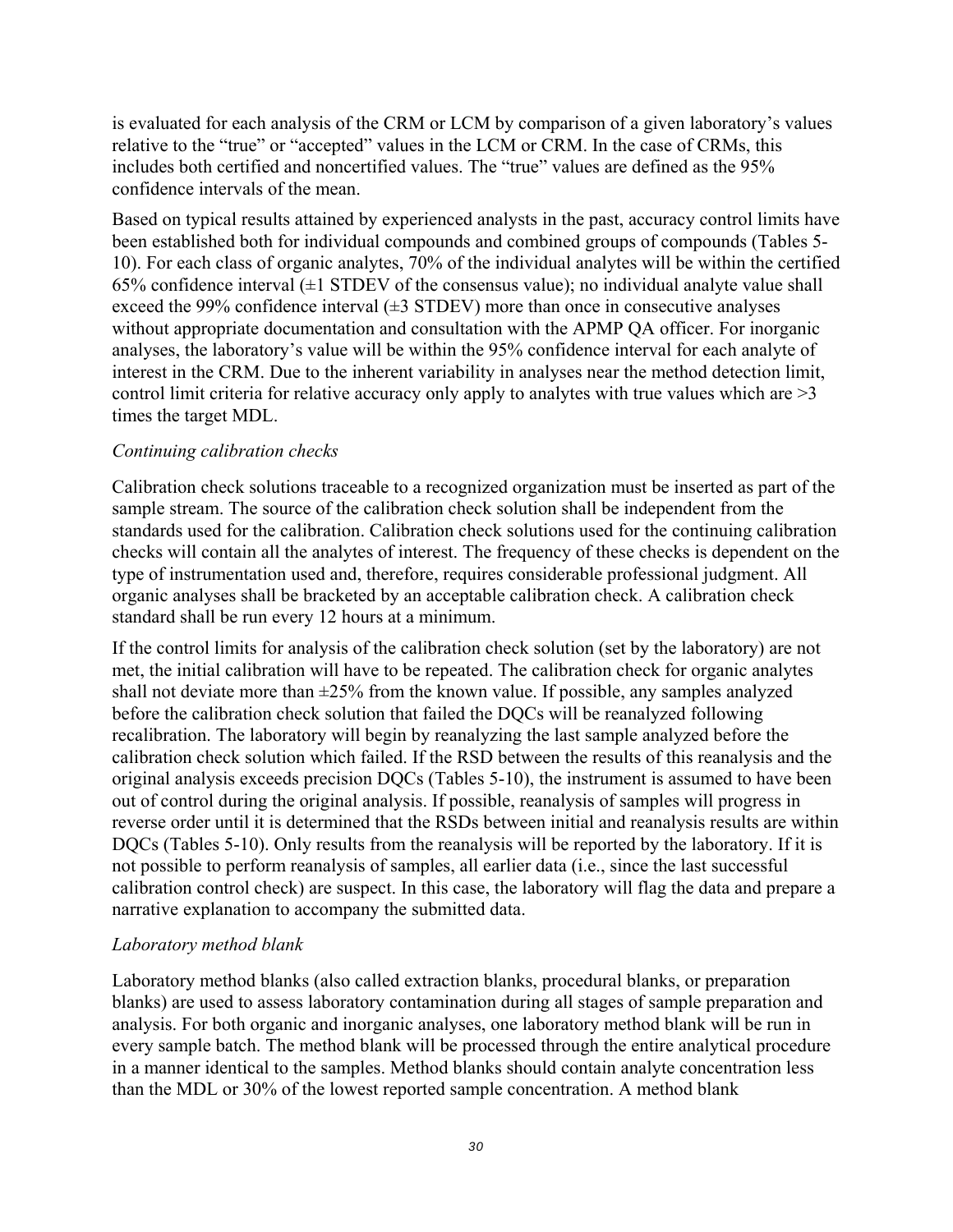is evaluated for each analysis of the CRM or LCM by comparison of a given laboratory's values relative to the "true" or "accepted" values in the LCM or CRM. In the case of CRMs, this includes both certified and noncertified values. The "true" values are defined as the 95% confidence intervals of the mean.

Based on typical results attained by experienced analysts in the past, accuracy control limits have been established both for individual compounds and combined groups of compounds (Tables 5-10). For each class of organic analytes, 70% of the individual analytes will be within the certified 65% confidence interval (±1 STDEV of the consensus value); no individual analyte value shall exceed the 99% confidence interval (±3 STDEV) more than once in consecutive analyses without appropriate documentation and consultation with the APMP QA officer. For inorganic analyses, the laboratory's value will be within the 95% confidence interval for each analyte of interest in the CRM. Due to the inherent variability in analyses near the method detection limit, control limit criteria for relative accuracy only apply to analytes with true values which are >3 times the target MDL.

*Continuing calibration checks*

Calibration check solutions traceable to a recognized organization must be inserted as part of the sample stream. The source of the calibration check solution shall be independent from the standards used for the calibration. Calibration check solutions used for the continuing calibration checks will contain all the analytes of interest. The frequency of these checks is dependent on the type of instrumentation used and, therefore, requires considerable professional judgment. All organic analyses shall be bracketed by an acceptable calibration check. A calibration check standard shall be run every 12 hours at a minimum.

If the control limits for analysis of the calibration check solution (set by the laboratory) are not met, the initial calibration will have to be repeated. The calibration check for organic analytes shall not deviate more than ±25% from the known value. If possible, any samples analyzed before the calibration check solution that failed the DQCs will be reanalyzed following recalibration. The laboratory will begin by reanalyzing the last sample analyzed before the calibration check solution which failed. If the RSD between the results of this reanalysis and the original analysis exceeds precision DQCs (Tables 5-10), the instrument is assumed to have been out of control during the original analysis. If possible, reanalysis of samples will progress in reverse order until it is determined that the RSDs between initial and reanalysis results are within DQCs (Tables 5-10). Only results from the reanalysis will be reported by the laboratory. If it is not possible to perform reanalysis of samples, all earlier data (i.e., since the last successful calibration control check) are suspect. In this case, the laboratory will flag the data and prepare a narrative explanation to accompany the submitted data.

*Laboratory method blank*

Laboratory method blanks (also called extraction blanks, procedural blanks, or preparation blanks) are used to assess laboratory contamination during all stages of sample preparation and analysis. For both organic and inorganic analyses, one laboratory method blank will be run in every sample batch. The method blank will be processed through the entire analytical procedure in a manner identical to the samples. Method blanks should contain analyte concentration less than the MDL or 30% of the lowest reported sample concentration. A method blank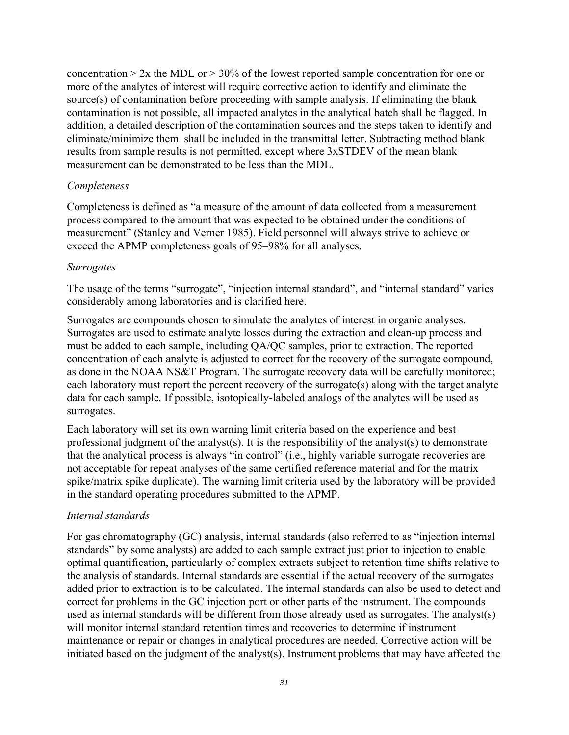concentration > 2x the MDL or > 30% of the lowest reported sample concentration for one or more of the analytes of interest will require corrective action to identify and eliminate the source(s) of contamination before proceeding with sample analysis. If eliminating the blank contamination is not possible, all impacted analytes in the analytical batch shall be flagged. In addition, a detailed description of the contamination sources and the steps taken to identify and eliminate/minimize them shall be included in the transmittal letter. Subtracting method blank results from sample results is not permitted, except where 3xSTDEV of the mean blank measurement can be demonstrated to be less than the MDL.

*Completeness*

Completeness is defined as "a measure of the amount of data collected from a measurement process compared to the amount that was expected to be obtained under the conditions of measurement" (Stanley and Verner 1985). Field personnel will always strive to achieve or exceed the APMP completeness goals of 95–98% for all analyses.

*Surrogates*

The usage of the terms "surrogate", "injection internal standard", and "internal standard" varies considerably among laboratories and is clarified here.

Surrogates are compounds chosen to simulate the analytes of interest in organic analyses. Surrogates are used to estimate analyte losses during the extraction and clean-up process and must be added to each sample, including QA/QC samples, prior to extraction. The reported concentration of each analyte is adjusted to correct for the recovery of the surrogate compound, as done in the NOAA NS&T Program. The surrogate recovery data will be carefully monitored; each laboratory must report the percent recovery of the surrogate(s) along with the target analyte data for each sample. If possible, isotopically-labeled analogs of the analytes will be used as surrogates.

Each laboratory will set its own warning limit criteria based on the experience and best professional judgment of the analyst(s). It is the responsibility of the analyst(s) to demonstrate that the analytical process is always "in control" (i.e., highly variable surrogate recoveries are not acceptable for repeat analyses of the same certified reference material and for the matrix spike/matrix spike duplicate). The warning limit criteria used by the laboratory will be provided in the standard operating procedures submitted to the APMP.

*Internal standards*

For gas chromatography (GC) analysis, internal standards (also referred to as "injection internal standards" by some analysts) are added to each sample extract just prior to injection to enable optimal quantification, particularly of complex extracts subject to retention time shifts relative to the analysis of standards. Internal standards are essential if the actual recovery of the surrogates added prior to extraction is to be calculated. The internal standards can also be used to detect and correct for problems in the GC injection port or other parts of the instrument. The compounds used as internal standards will be different from those already used as surrogates. The analyst(s) will monitor internal standard retention times and recoveries to determine if instrument maintenance or repair or changes in analytical procedures are needed. Corrective action will be initiated based on the judgment of the analyst(s). Instrument problems that may have affected the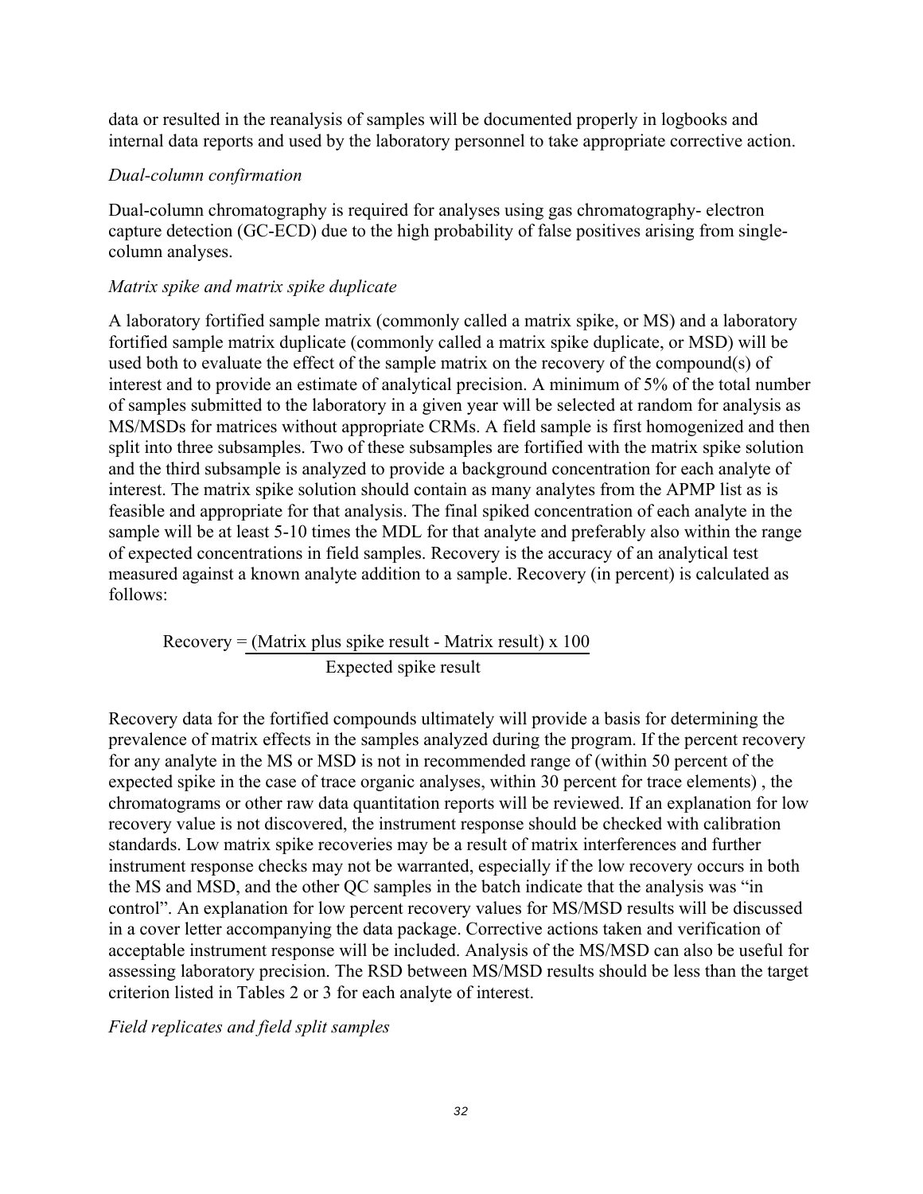data or resulted in the reanalysis of samples will be documented properly in logbooks and internal data reports and used by the laboratory personnel to take appropriate corrective action.

*Dual-column confirmation*

Dual-column chromatography is required for analyses using gas chromatography- electron capture detection (GC-ECD) due to the high probability of false positives arising from single-column analyses.

*Matrix spike and matrix spike duplicate*

A laboratory fortified sample matrix (commonly called a matrix spike, or MS) and a laboratory fortified sample matrix duplicate (commonly called a matrix spike duplicate, or MSD) will be used both to evaluate the effect of the sample matrix on the recovery of the compound(s) of interest and to provide an estimate of analytical precision. A minimum of 5% of the total number of samples submitted to the laboratory in a given year will be selected at random for analysis as MS/MSDs for matrices without appropriate CRMs. A field sample is first homogenized and then split into three subsamples. Two of these subsamples are fortified with the matrix spike solution and the third subsample is analyzed to provide a background concentration for each analyte of interest. The matrix spike solution should contain as many analytes from the APMP list as is feasible and appropriate for that analysis. The final spiked concentration of each analyte in the sample will be at least 5-10 times the MDL for that analyte and preferably also within the range of expected concentrations in field samples. Recovery is the accuracy of an analytical test measured against a known analyte addition to a sample. Recovery (in percent) is calculated as follows:

$$\text{Recovery} = \frac{(\text{Matrix plus spike result} - \text{Matrix result}) \times 100}{\text{Expected spike result}}$$

Recovery data for the fortified compounds ultimately will provide a basis for determining the prevalence of matrix effects in the samples analyzed during the program. If the percent recovery for any analyte in the MS or MSD is not in recommended range of (within 50 percent of the expected spike in the case of trace organic analyses, within 30 percent for trace elements) , the chromatograms or other raw data quantitation reports will be reviewed. If an explanation for low recovery value is not discovered, the instrument response should be checked with calibration standards. Low matrix spike recoveries may be a result of matrix interferences and further instrument response checks may not be warranted, especially if the low recovery occurs in both the MS and MSD, and the other QC samples in the batch indicate that the analysis was "in control". An explanation for low percent recovery values for MS/MSD results will be discussed in a cover letter accompanying the data package. Corrective actions taken and verification of acceptable instrument response will be included. Analysis of the MS/MSD can also be useful for assessing laboratory precision. The RSD between MS/MSD results should be less than the target criterion listed in Tables 2 or 3 for each analyte of interest.

*Field replicates and field split samples*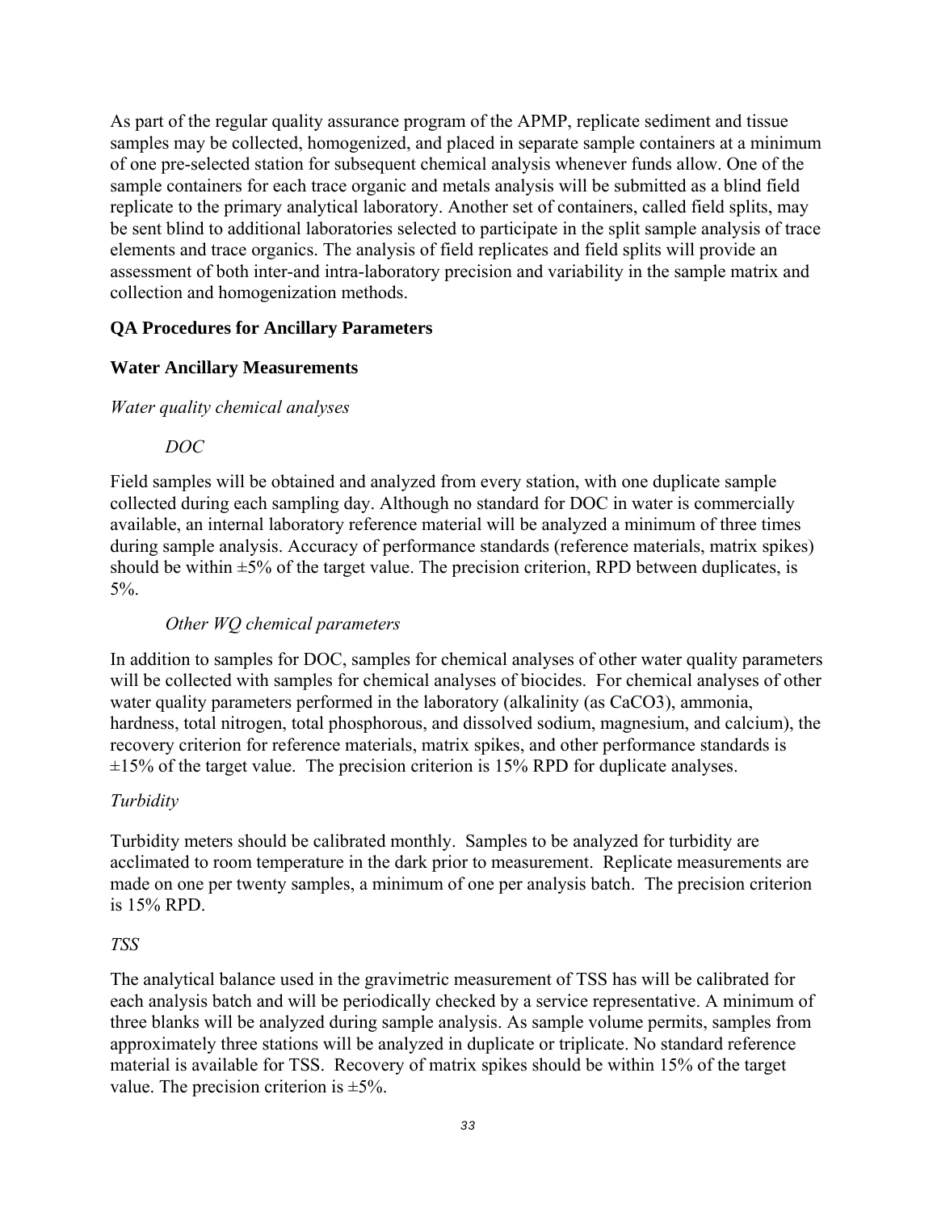As part of the regular quality assurance program of the APMP, replicate sediment and tissue samples may be collected, homogenized, and placed in separate sample containers at a minimum of one pre-selected station for subsequent chemical analysis whenever funds allow. One of the sample containers for each trace organic and metals analysis will be submitted as a blind field replicate to the primary analytical laboratory. Another set of containers, called field splits, may be sent blind to additional laboratories selected to participate in the split sample analysis of trace elements and trace organics. The analysis of field replicates and field splits will provide an assessment of both inter-and intra-laboratory precision and variability in the sample matrix and collection and homogenization methods.

**QA Procedures for Ancillary Parameters**

**Water Ancillary Measurements**

*Water quality chemical analyses*

*DOC*

Field samples will be obtained and analyzed from every station, with one duplicate sample collected during each sampling day. Although no standard for DOC in water is commercially available, an internal laboratory reference material will be analyzed a minimum of three times during sample analysis. Accuracy of performance standards (reference materials, matrix spikes) should be within ±5% of the target value. The precision criterion, RPD between duplicates, is 5%.

*Other WQ chemical parameters*

In addition to samples for DOC, samples for chemical analyses of other water quality parameters will be collected with samples for chemical analyses of biocides. For chemical analyses of other water quality parameters performed in the laboratory (alkalinity (as $CaCO3$), ammonia, hardness, total nitrogen, total phosphorous, and dissolved sodium, magnesium, and calcium), the recovery criterion for reference materials, matrix spikes, and other performance standards is ±15% of the target value. The precision criterion is 15% RPD for duplicate analyses.

*Turbidity*

Turbidity meters should be calibrated monthly. Samples to be analyzed for turbidity are acclimated to room temperature in the dark prior to measurement. Replicate measurements are made on one per twenty samples, a minimum of one per analysis batch. The precision criterion is 15% RPD.

*TSS*

The analytical balance used in the gravimetric measurement of TSS has will be calibrated for each analysis batch and will be periodically checked by a service representative. A minimum of three blanks will be analyzed during sample analysis. As sample volume permits, samples from approximately three stations will be analyzed in duplicate or triplicate. No standard reference material is available for TSS. Recovery of matrix spikes should be within 15% of the target value. The precision criterion is ±5%.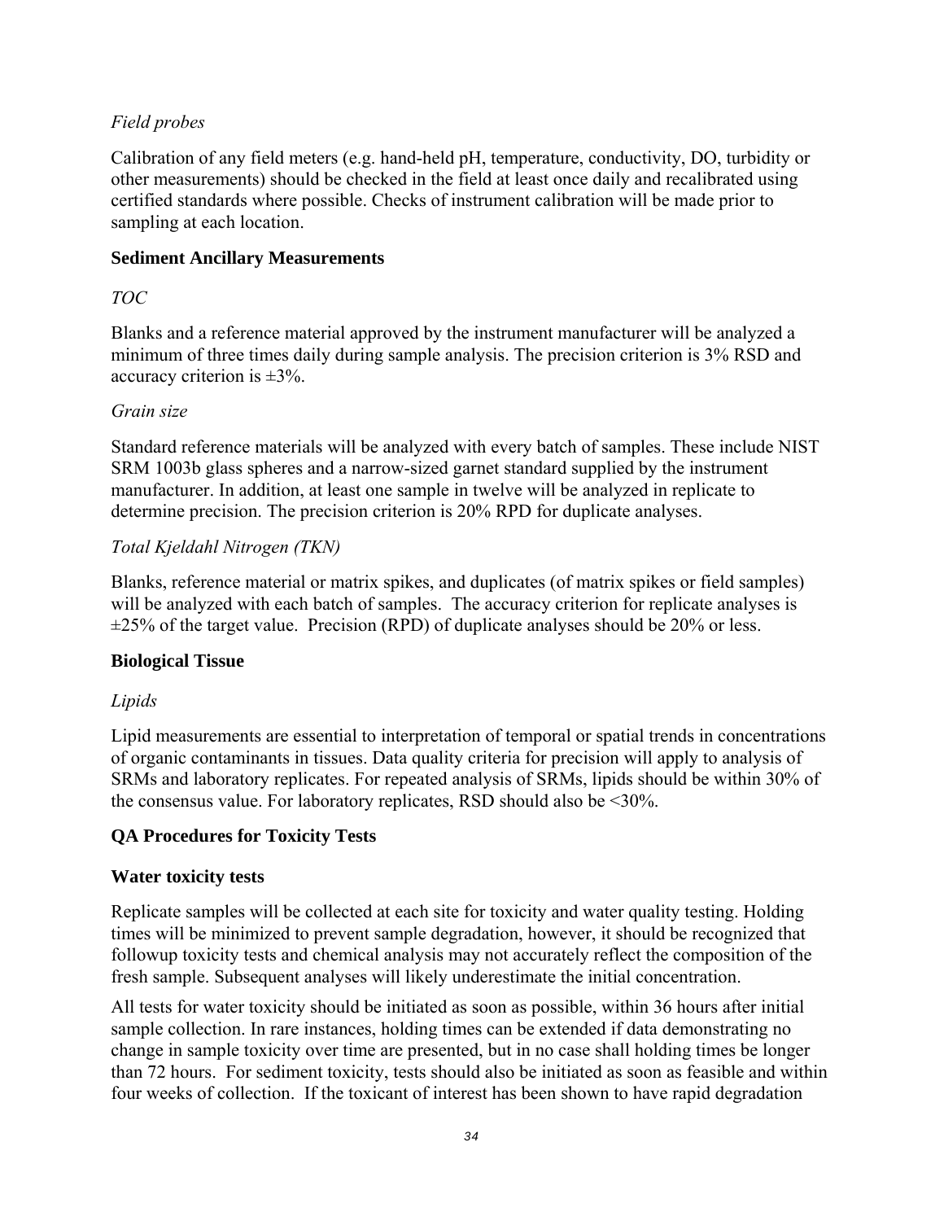*Field probes*

Calibration of any field meters (e.g. hand-held pH, temperature, conductivity, DO, turbidity or other measurements) should be checked in the field at least once daily and recalibrated using certified standards where possible. Checks of instrument calibration will be made prior to sampling at each location.

**Sediment Ancillary Measurements**

*TOC*

Blanks and a reference material approved by the instrument manufacturer will be analyzed a minimum of three times daily during sample analysis. The precision criterion is 3% RSD and accuracy criterion is ±3%.

*Grain size*

Standard reference materials will be analyzed with every batch of samples. These include NIST SRM 1003b glass spheres and a narrow-sized garnet standard supplied by the instrument manufacturer. In addition, at least one sample in twelve will be analyzed in replicate to determine precision. The precision criterion is 20% RPD for duplicate analyses.

*Total Kjeldahl Nitrogen (TKN)*

Blanks, reference material or matrix spikes, and duplicates (of matrix spikes or field samples) will be analyzed with each batch of samples. The accuracy criterion for replicate analyses is ±25% of the target value. Precision (RPD) of duplicate analyses should be 20% or less.

**Biological Tissue**

*Lipids*

Lipid measurements are essential to interpretation of temporal or spatial trends in concentrations of organic contaminants in tissues. Data quality criteria for precision will apply to analysis of SRMs and laboratory replicates. For repeated analysis of SRMs, lipids should be within 30% of the consensus value. For laboratory replicates, RSD should also be <30%.

**QA Procedures for Toxicity Tests**

**Water toxicity tests**

Replicate samples will be collected at each site for toxicity and water quality testing. Holding times will be minimized to prevent sample degradation, however, it should be recognized that followup toxicity tests and chemical analysis may not accurately reflect the composition of the fresh sample. Subsequent analyses will likely underestimate the initial concentration.

All tests for water toxicity should be initiated as soon as possible, within 36 hours after initial sample collection. In rare instances, holding times can be extended if data demonstrating no change in sample toxicity over time are presented, but in no case shall holding times be longer than 72 hours. For sediment toxicity, tests should also be initiated as soon as feasible and within four weeks of collection. If the toxicant of interest has been shown to have rapid degradation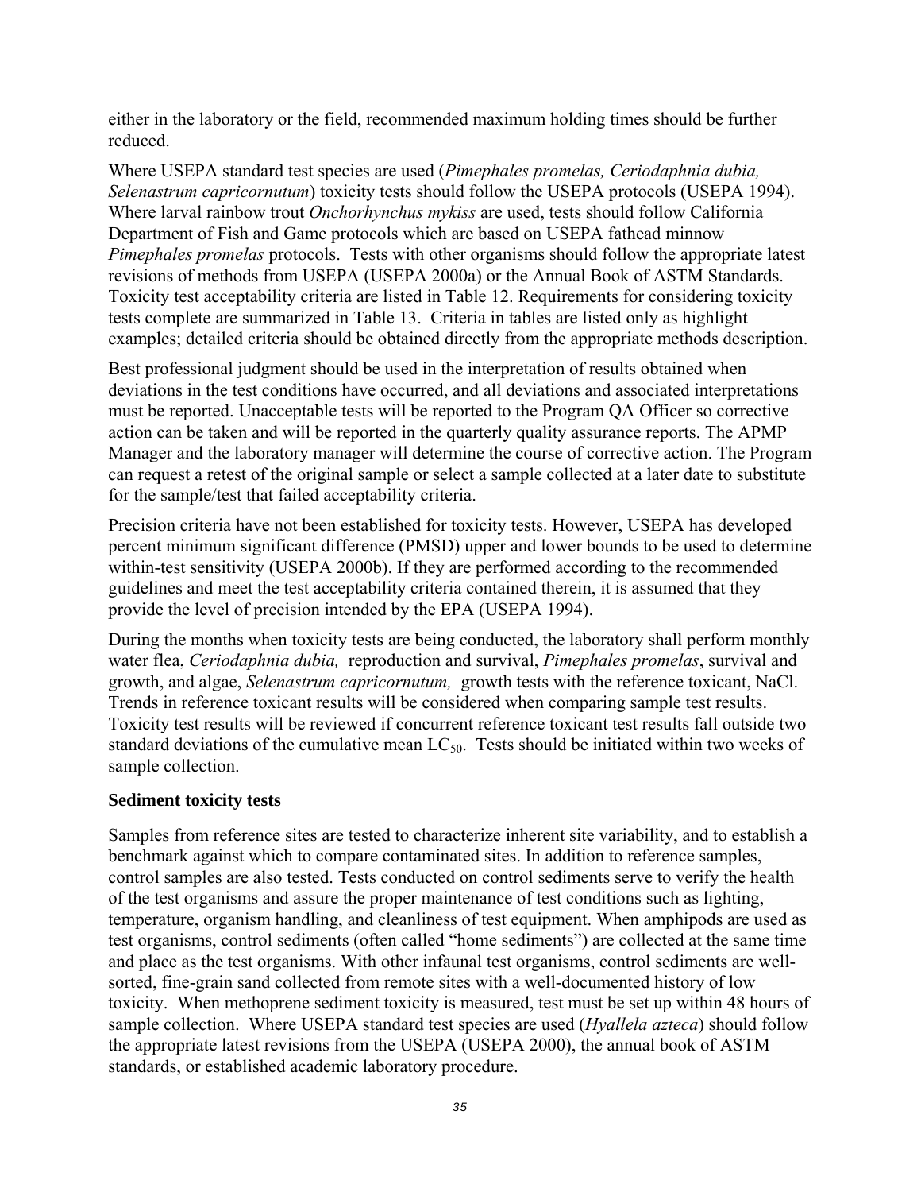either in the laboratory or the field, recommended maximum holding times should be further reduced.

Where USEPA standard test species are used (*Pimephales promelas, Ceriodaphnia dubia, Selenastrum capricornutum*) toxicity tests should follow the USEPA protocols (USEPA 1994). Where larval rainbow trout *Onchorhynchus mykiss* are used, tests should follow California Department of Fish and Game protocols which are based on USEPA fathead minnow *Pimephales promelas* protocols. Tests with other organisms should follow the appropriate latest revisions of methods from USEPA (USEPA 2000a) or the Annual Book of ASTM Standards. Toxicity test acceptability criteria are listed in Table 12. Requirements for considering toxicity tests complete are summarized in Table 13. Criteria in tables are listed only as highlight examples; detailed criteria should be obtained directly from the appropriate methods description.

Best professional judgment should be used in the interpretation of results obtained when deviations in the test conditions have occurred, and all deviations and associated interpretations must be reported. Unacceptable tests will be reported to the Program QA Officer so corrective action can be taken and will be reported in the quarterly quality assurance reports. The APMP Manager and the laboratory manager will determine the course of corrective action. The Program can request a retest of the original sample or select a sample collected at a later date to substitute for the sample/test that failed acceptability criteria.

Precision criteria have not been established for toxicity tests. However, USEPA has developed percent minimum significant difference (PMSD) upper and lower bounds to be used to determine within-test sensitivity (USEPA 2000b). If they are performed according to the recommended guidelines and meet the test acceptability criteria contained therein, it is assumed that they provide the level of precision intended by the EPA (USEPA 1994).

During the months when toxicity tests are being conducted, the laboratory shall perform monthly water flea, *Ceriodaphnia dubia,* reproduction and survival, *Pimephales promelas*, survival and growth, and algae, *Selenastrum capricornutum,* growth tests with the reference toxicant, NaCl. Trends in reference toxicant results will be considered when comparing sample test results. Toxicity test results will be reviewed if concurrent reference toxicant test results fall outside two standard deviations of the cumulative mean $LC_{50}$. Tests should be initiated within two weeks of sample collection.

**Sediment toxicity tests**

Samples from reference sites are tested to characterize inherent site variability, and to establish a benchmark against which to compare contaminated sites. In addition to reference samples, control samples are also tested. Tests conducted on control sediments serve to verify the health of the test organisms and assure the proper maintenance of test conditions such as lighting, temperature, organism handling, and cleanliness of test equipment. When amphipods are used as test organisms, control sediments (often called "home sediments") are collected at the same time and place as the test organisms. With other infaunal test organisms, control sediments are well-sorted, fine-grain sand collected from remote sites with a well-documented history of low toxicity. When methoprene sediment toxicity is measured, test must be set up within 48 hours of sample collection. Where USEPA standard test species are used (*Hyallela azteca*) should follow the appropriate latest revisions from the USEPA (USEPA 2000), the annual book of ASTM standards, or established academic laboratory procedure.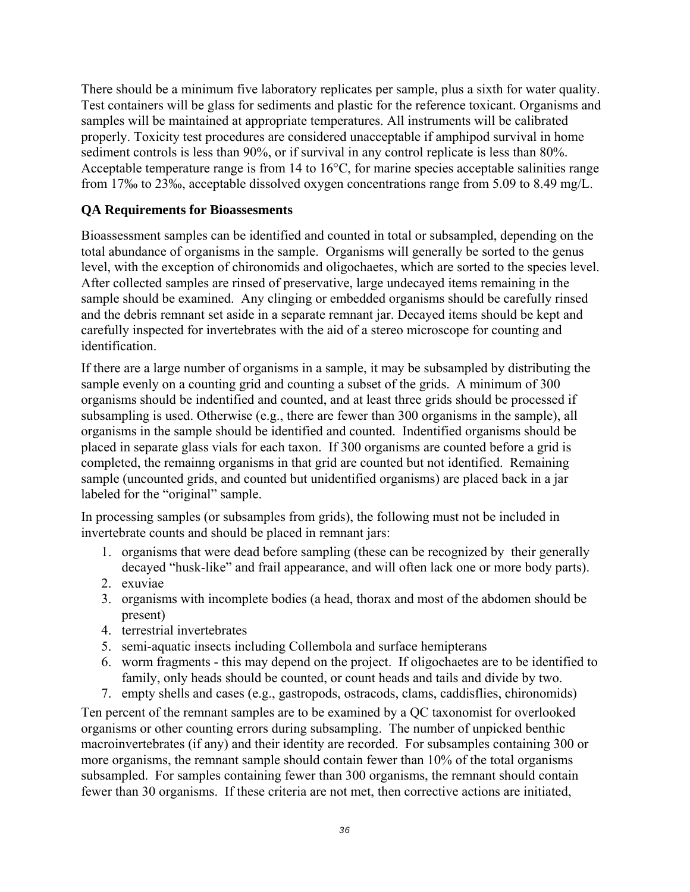There should be a minimum five laboratory replicates per sample, plus a sixth for water quality. Test containers will be glass for sediments and plastic for the reference toxicant. Organisms and samples will be maintained at appropriate temperatures. All instruments will be calibrated properly. Toxicity test procedures are considered unacceptable if amphipod survival in home sediment controls is less than 90%, or if survival in any control replicate is less than 80%. Acceptable temperature range is from 14 to 16°C, for marine species acceptable salinities range from 17‰ to 23‰, acceptable dissolved oxygen concentrations range from 5.09 to 8.49 mg/L.

### QA Requirements for Bioassesments

Bioassessment samples can be identified and counted in total or subsampled, depending on the total abundance of organisms in the sample. Organisms will generally be sorted to the genus level, with the exception of chironomids and oligochaetes, which are sorted to the species level. After collected samples are rinsed of preservative, large undecayed items remaining in the sample should be examined. Any clinging or embedded organisms should be carefully rinsed and the debris remnant set aside in a separate remnant jar. Decayed items should be kept and carefully inspected for invertebrates with the aid of a stereo microscope for counting and identification.

If there are a large number of organisms in a sample, it may be subsampled by distributing the sample evenly on a counting grid and counting a subset of the grids. A minimum of 300 organisms should be indentified and counted, and at least three grids should be processed if subsampling is used. Otherwise (e.g., there are fewer than 300 organisms in the sample), all organisms in the sample should be identified and counted. Indentified organisms should be placed in separate glass vials for each taxon. If 300 organisms are counted before a grid is completed, the remainng organisms in that grid are counted but not identified. Remaining sample (uncounted grids, and counted but unidentified organisms) are placed back in a jar labeled for the "original" sample.

In processing samples (or subsamples from grids), the following must not be included in invertebrate counts and should be placed in remnant jars:

1. organisms that were dead before sampling (these can be recognized by their generally decayed "husk-like" and frail appearance, and will often lack one or more body parts).
2. exuviae
3. organisms with incomplete bodies (a head, thorax and most of the abdomen should be present)
4. terrestrial invertebrates
5. semi-aquatic insects including Collembola and surface hemipterans
6. worm fragments - this may depend on the project. If oligochaetes are to be identified to family, only heads should be counted, or count heads and tails and divide by two.
7. empty shells and cases (e.g., gastropods, ostracods, clams, caddisflies, chironomids)

Ten percent of the remnant samples are to be examined by a QC taxonomist for overlooked organisms or other counting errors during subsampling. The number of unpicked benthic macroinvertebrates (if any) and their identity are recorded. For subsamples containing 300 or more organisms, the remnant sample should contain fewer than 10% of the total organisms subsampled. For samples containing fewer than 300 organisms, the remnant should contain fewer than 30 organisms. If these criteria are not met, then corrective actions are initiated,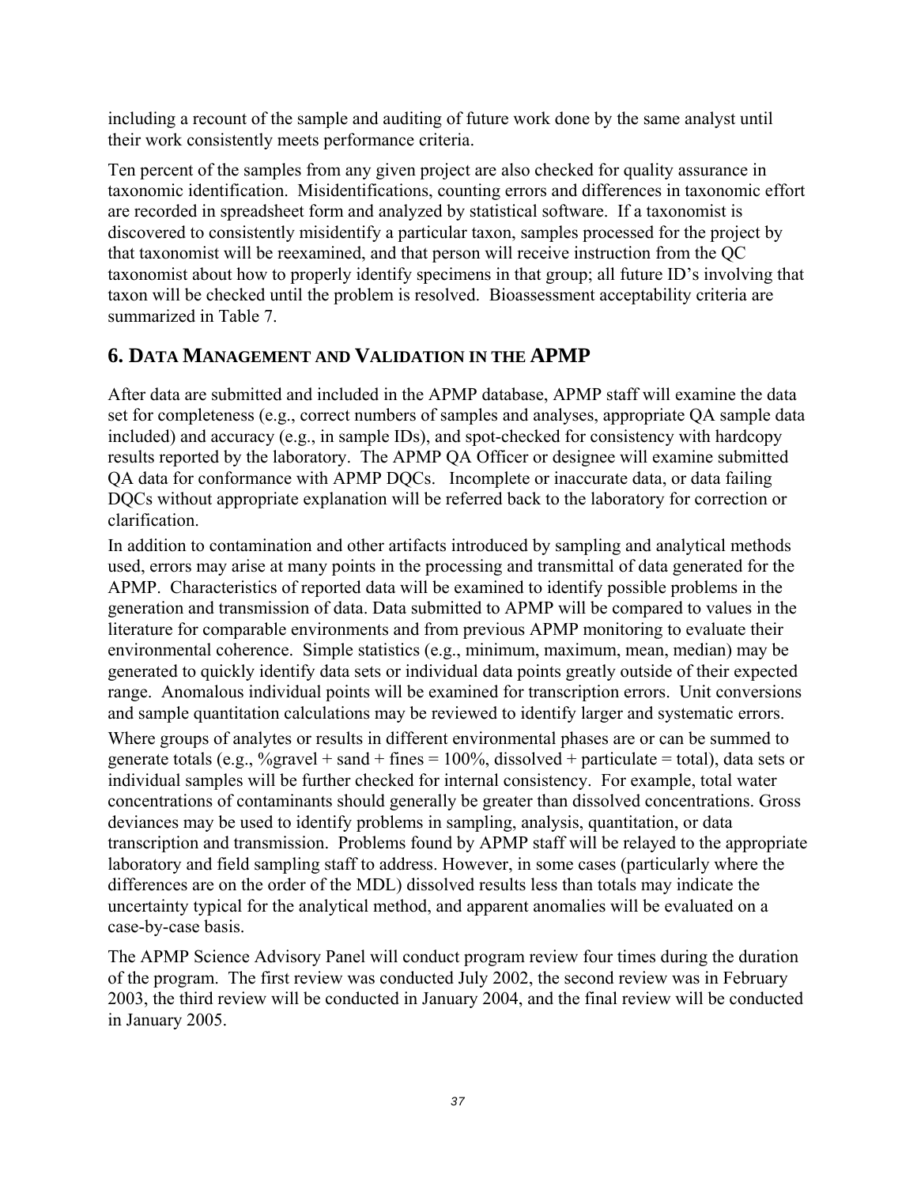including a recount of the sample and auditing of future work done by the same analyst until their work consistently meets performance criteria.

Ten percent of the samples from any given project are also checked for quality assurance in taxonomic identification. Misidentifications, counting errors and differences in taxonomic effort are recorded in spreadsheet form and analyzed by statistical software. If a taxonomist is discovered to consistently misidentify a particular taxon, samples processed for the project by that taxonomist will be reexamined, and that person will receive instruction from the QC taxonomist about how to properly identify specimens in that group; all future ID's involving that taxon will be checked until the problem is resolved. Bioassessment acceptability criteria are summarized in Table 7.

## 6. Data Management and Validation in the APMP

After data are submitted and included in the APMP database, APMP staff will examine the data set for completeness (e.g., correct numbers of samples and analyses, appropriate QA sample data included) and accuracy (e.g., in sample IDs), and spot-checked for consistency with hardcopy results reported by the laboratory. The APMP QA Officer or designee will examine submitted QA data for conformance with APMP DQCs. Incomplete or inaccurate data, or data failing DQCs without appropriate explanation will be referred back to the laboratory for correction or clarification.

In addition to contamination and other artifacts introduced by sampling and analytical methods used, errors may arise at many points in the processing and transmittal of data generated for the APMP. Characteristics of reported data will be examined to identify possible problems in the generation and transmission of data. Data submitted to APMP will be compared to values in the literature for comparable environments and from previous APMP monitoring to evaluate their environmental coherence. Simple statistics (e.g., minimum, maximum, mean, median) may be generated to quickly identify data sets or individual data points greatly outside of their expected range. Anomalous individual points will be examined for transcription errors. Unit conversions and sample quantitation calculations may be reviewed to identify larger and systematic errors.

Where groups of analytes or results in different environmental phases are or can be summed to generate totals (e.g., %gravel + sand + fines = 100%, dissolved + particulate = total), data sets or individual samples will be further checked for internal consistency. For example, total water concentrations of contaminants should generally be greater than dissolved concentrations. Gross deviances may be used to identify problems in sampling, analysis, quantitation, or data transcription and transmission. Problems found by APMP staff will be relayed to the appropriate laboratory and field sampling staff to address. However, in some cases (particularly where the differences are on the order of the MDL) dissolved results less than totals may indicate the uncertainty typical for the analytical method, and apparent anomalies will be evaluated on a case-by-case basis.

The APMP Science Advisory Panel will conduct program review four times during the duration of the program. The first review was conducted July 2002, the second review was in February 2003, the third review will be conducted in January 2004, and the final review will be conducted in January 2005.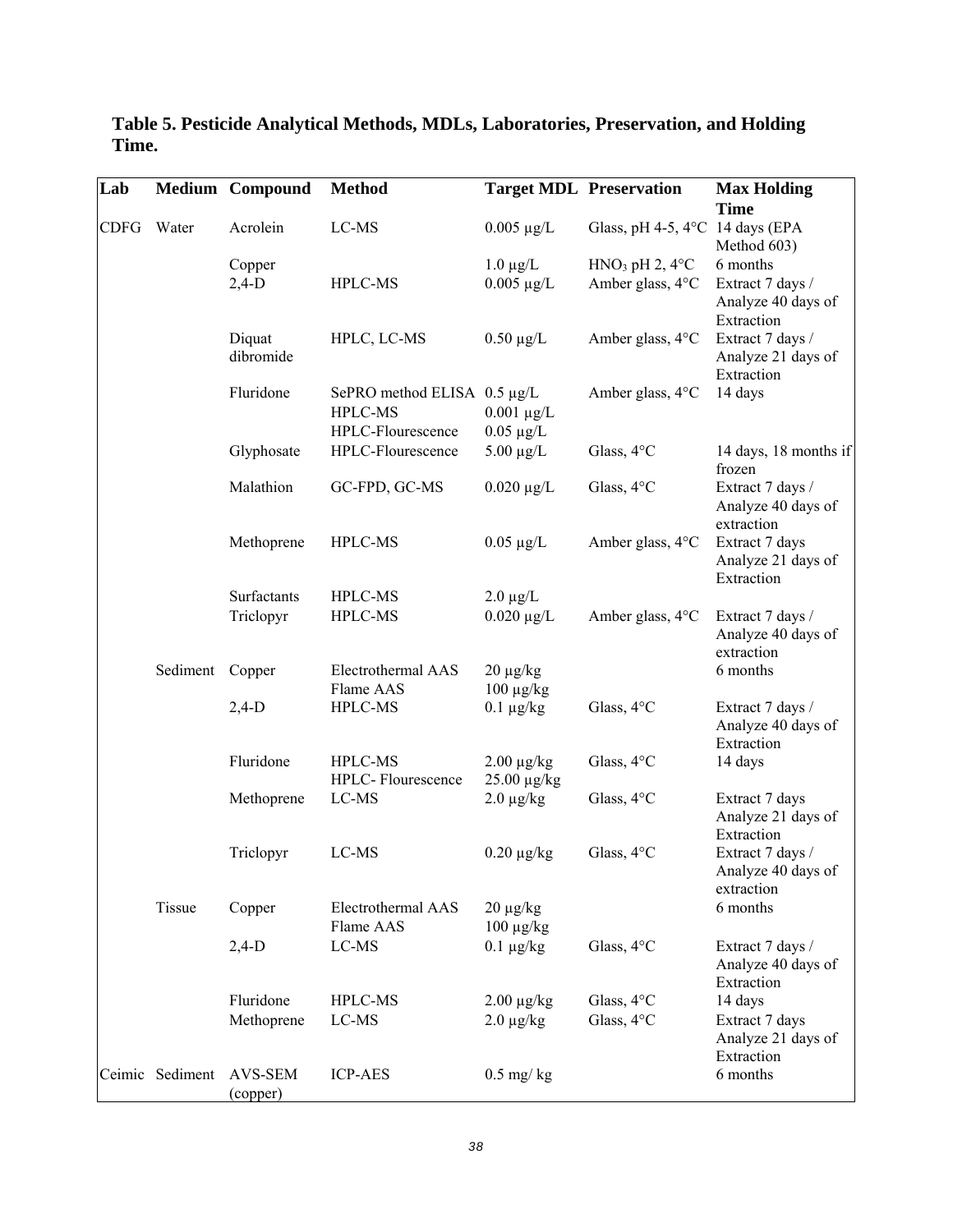**Table 5. Pesticide Analytical Methods, MDLs, Laboratories, Preservation, and Holding Time.**

| Lab | Medium | Compound | Method | Target MDL | Preservation | Max Holding Time |
|---|---|---|---|---|---|---|
| CDFG | Water | Acrolein | LC-MS | 0.005 µg/L | Glass, pH 4-5, 4°C | 14 days (EPA Method 603) |
| | | Copper | | 1.0 µg/L | $HNO_3$ pH 2, 4°C | 6 months |
| | | 2,4-D | HPLC-MS | 0.005 µg/L | Amber glass, 4°C | Extract 7 days / Analyze 40 days of Extraction |
| | | Diquat dibromide | HPLC, LC-MS | 0.50 µg/L | Amber glass, 4°C | Extract 7 days / Analyze 21 days of Extraction |
| | | Fluridone | SePRO method ELISA<br>HPLC-MS<br>HPLC-Flourescence | 0.5 µg/L<br>0.001 µg/L<br>0.05 µg/L | Amber glass, 4°C | 14 days |
| | | Glyphosate | HPLC-Flourescence | 5.00 µg/L | Glass, 4°C | 14 days, 18 months if frozen |
| | | Malathion | GC-FPD, GC-MS | 0.020 µg/L | Glass, 4°C | Extract 7 days / Analyze 40 days of extraction |
| | | Methoprene | HPLC-MS | 0.05 µg/L | Amber glass, 4°C | Extract 7 days Analyze 21 days of Extraction |
| | | Surfactants | HPLC-MS | 2.0 µg/L | | |
| | | Triclopyr | HPLC-MS | 0.020 µg/L | Amber glass, 4°C | Extract 7 days / Analyze 40 days of extraction |
| | Sediment | Copper | Electrothermal AAS<br>Flame AAS | 20 µg/kg<br>100 µg/kg | | 6 months |
| | | 2,4-D | HPLC-MS | 0.1 µg/kg | Glass, 4°C | Extract 7 days / Analyze 40 days of Extraction |
| | | Fluridone | HPLC-MS<br>HPLC- Flourescence | 2.00 µg/kg<br>25.00 µg/kg | Glass, 4°C | 14 days |
| | | Methoprene | LC-MS | 2.0 µg/kg | Glass, 4°C | Extract 7 days Analyze 21 days of Extraction |
| | | Triclopyr | LC-MS | 0.20 µg/kg | Glass, 4°C | Extract 7 days / Analyze 40 days of extraction |
| | Tissue | Copper | Electrothermal AAS<br>Flame AAS | 20 µg/kg<br>100 µg/kg | | 6 months |
| | | 2,4-D | LC-MS | 0.1 µg/kg | Glass, 4°C | Extract 7 days / Analyze 40 days of Extraction |
| | | Fluridone | HPLC-MS | 2.00 µg/kg | Glass, 4°C | 14 days |
| | | Methoprene | LC-MS | 2.0 µg/kg | Glass, 4°C | Extract 7 days Analyze 21 days of Extraction |
| Ceimic | Sediment | AVS-SEM (copper) | ICP-AES | 0.5 mg/ kg | | 6 months |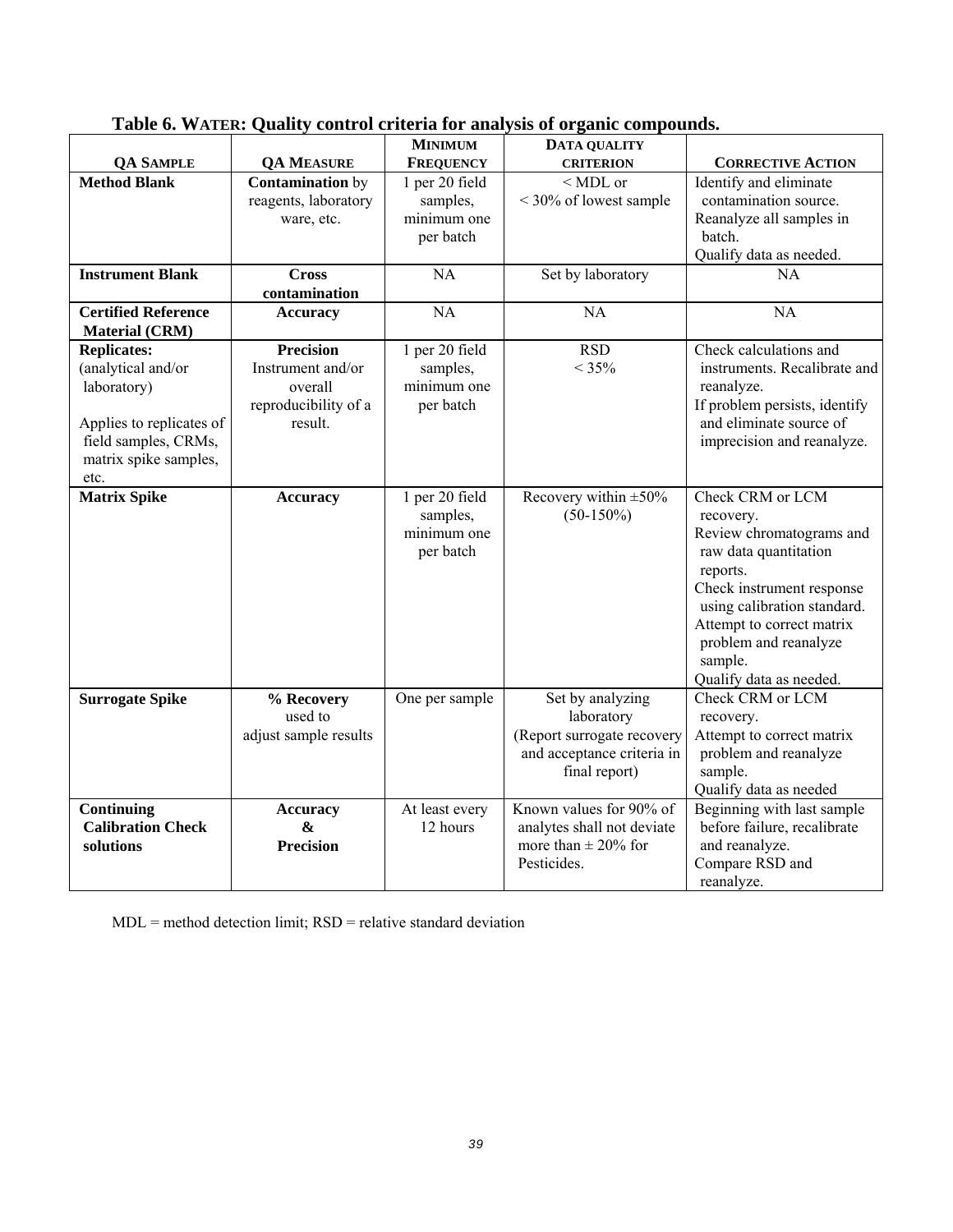**Table 6. WATER: Quality control criteria for analysis of organic compounds.**

| QA SAMPLE | QA MEASURE | MINIMUM FREQUENCY | DATA QUALITY CRITERION | CORRECTIVE ACTION |
|---|---|---|---|---|
| **Method Blank** | **Contamination** by reagents, laboratory ware, etc. | 1 per 20 field samples, minimum one per batch | < MDL or < 30% of lowest sample | Identify and eliminate contamination source. Reanalyze all samples in batch. Qualify data as needed. |
| **Instrument Blank** | **Cross contamination** | NA | Set by laboratory | NA |
| **Certified Reference Material (CRM)** | **Accuracy** | NA | NA | NA |
| **Replicates:** (analytical and/or laboratory) Applies to replicates of field samples, CRMs, matrix spike samples, etc. | **Precision** Instrument and/or overall reproducibility of a result. | 1 per 20 field samples, minimum one per batch | RSD < 35% | Check calculations and instruments. Recalibrate and reanalyze. If problem persists, identify and eliminate source of imprecision and reanalyze. |
| **Matrix Spike** | **Accuracy** | 1 per 20 field samples, minimum one per batch | Recovery within ±50% (50-150%) | Check CRM or LCM recovery. Review chromatograms and raw data quantitation reports. Check instrument response using calibration standard. Attempt to correct matrix problem and reanalyze sample. Qualify data as needed. |
| **Surrogate Spike** | **% Recovery** used to adjust sample results | One per sample | Set by analyzing laboratory (Report surrogate recovery and acceptance criteria in final report) | Check CRM or LCM recovery. Attempt to correct matrix problem and reanalyze sample. Qualify data as needed |
| **Continuing Calibration Check solutions** | **Accuracy & Precision** | At least every 12 hours | Known values for 90% of analytes shall not deviate more than ± 20% for Pesticides. | Beginning with last sample before failure, recalibrate and reanalyze. Compare RSD and reanalyze. |

MDL = method detection limit; RSD = relative standard deviation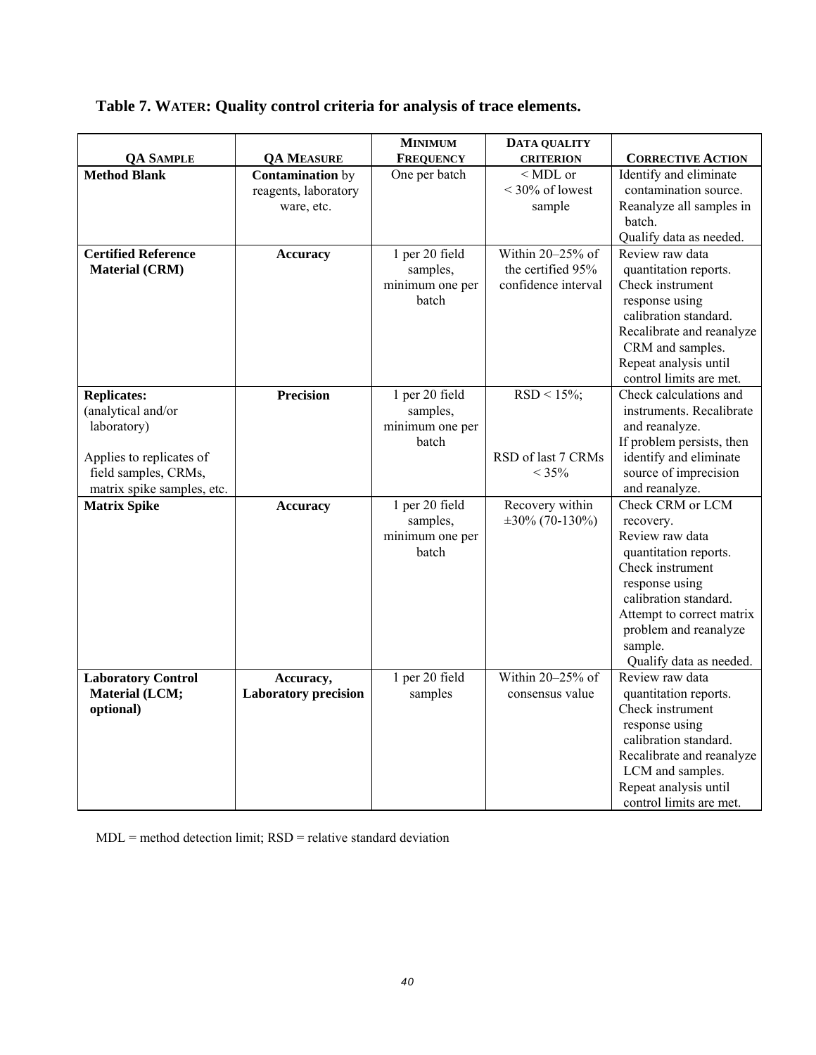# Table 7. WATER: Quality control criteria for analysis of trace elements.

| QA SAMPLE | QA MEASURE | MINIMUM FREQUENCY | DATA QUALITY CRITERION | CORRECTIVE ACTION |
|---|---|---|---|---|
| **Method Blank** | **Contamination** by reagents, laboratory ware, etc. | One per batch | < MDL or < 30% of lowest sample | Identify and eliminate contamination source. Reanalyze all samples in batch. Qualify data as needed. |
| **Certified Reference Material (CRM)** | **Accuracy** | 1 per 20 field samples, minimum one per batch | Within 20–25% of the certified 95% confidence interval | Review raw data quantitation reports. Check instrument response using calibration standard. Recalibrate and reanalyze CRM and samples. Repeat analysis until control limits are met. |
| **Replicates:** (analytical and/or laboratory) Applies to replicates of field samples, CRMs, matrix spike samples, etc. | **Precision** | 1 per 20 field samples, minimum one per batch | RSD < 15%; RSD of last 7 CRMs < 35% | Check calculations and instruments. Recalibrate and reanalyze. If problem persists, then identify and eliminate source of imprecision and reanalyze. |
| **Matrix Spike** | **Accuracy** | 1 per 20 field samples, minimum one per batch | Recovery within ±30% (70-130%) | Check CRM or LCM recovery. Review raw data quantitation reports. Check instrument response using calibration standard. Attempt to correct matrix problem and reanalyze sample. Qualify data as needed. |
| **Laboratory Control Material (LCM; optional)** | **Accuracy, Laboratory precision** | 1 per 20 field samples | Within 20–25% of consensus value | Review raw data quantitation reports. Check instrument response using calibration standard. Recalibrate and reanalyze LCM and samples. Repeat analysis until control limits are met. |

MDL = method detection limit; RSD = relative standard deviation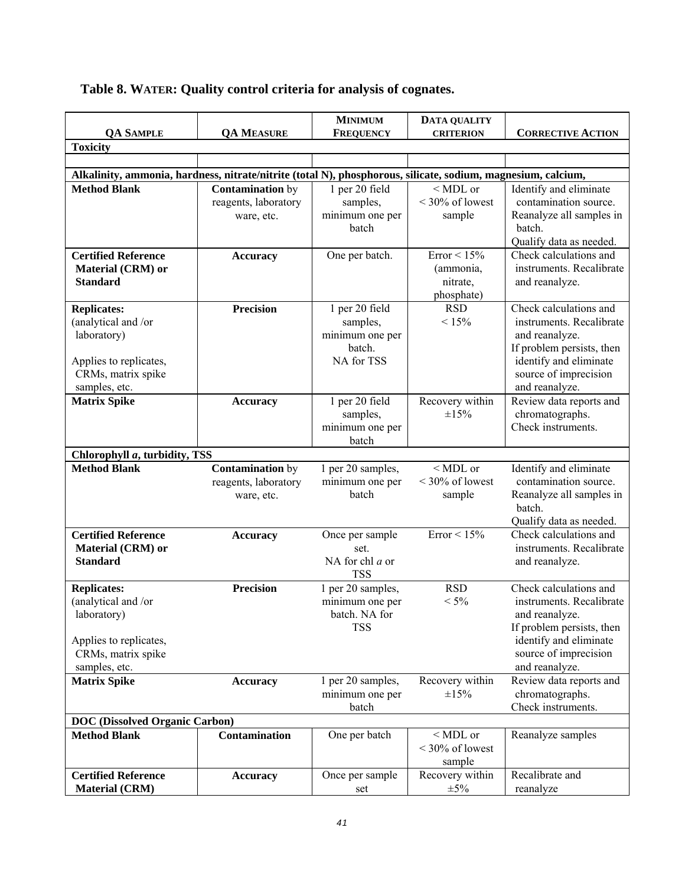**Table 8. WATER: Quality control criteria for analysis of cognates.**

| QA SAMPLE | QA MEASURE | MINIMUM FREQUENCY | DATA QUALITY CRITERION | CORRECTIVE ACTION |
|---|---|---|---|---|
| **Toxicity** | | | | |
| | | | | |
| **Alkalinity, ammonia, hardness, nitrate/nitrite (total N), phosphorous, silicate, sodium, magnesium, calcium,** | | | | |
| **Method Blank** | **Contamination** by reagents, laboratory ware, etc. | 1 per 20 field samples, minimum one per batch | < MDL or < 30% of lowest sample | Identify and eliminate contamination source. Reanalyze all samples in batch. Qualify data as needed. |
| **Certified Reference Material (CRM) or Standard** | **Accuracy** | One per batch. | Error < 15% (ammonia, nitrate, phosphate) | Check calculations and instruments. Recalibrate and reanalyze. |
| **Replicates:** (analytical and /or laboratory) Applies to replicates, CRMs, matrix spike samples, etc. | **Precision** | 1 per 20 field samples, minimum one per batch. NA for TSS | RSD < 15% | Check calculations and instruments. Recalibrate and reanalyze. If problem persists, then identify and eliminate source of imprecision and reanalyze. |
| **Matrix Spike** | **Accuracy** | 1 per 20 field samples, minimum one per batch | Recovery within ±15% | Review data reports and chromatographs. Check instruments. |
| **Chlorophyll *a*, turbidity, TSS** | | | | |
| **Method Blank** | **Contamination** by reagents, laboratory ware, etc. | 1 per 20 samples, minimum one per batch | < MDL or < 30% of lowest sample | Identify and eliminate contamination source. Reanalyze all samples in batch. Qualify data as needed. |
| **Certified Reference Material (CRM) or Standard** | **Accuracy** | Once per sample set. NA for chl *a* or TSS | Error < 15% | Check calculations and instruments. Recalibrate and reanalyze. |
| **Replicates:** (analytical and /or laboratory) Applies to replicates, CRMs, matrix spike samples, etc. | **Precision** | 1 per 20 samples, minimum one per batch. NA for TSS | RSD < 5% | Check calculations and instruments. Recalibrate and reanalyze. If problem persists, then identify and eliminate source of imprecision and reanalyze. |
| **Matrix Spike** | **Accuracy** | 1 per 20 samples, minimum one per batch | Recovery within ±15% | Review data reports and chromatographs. Check instruments. |
| **DOC (Dissolved Organic Carbon)** | | | | |
| **Method Blank** | **Contamination** | One per batch | < MDL or < 30% of lowest sample | Reanalyze samples |
| **Certified Reference Material (CRM)** | **Accuracy** | Once per sample set | Recovery within ±5% | Recalibrate and reanalyze |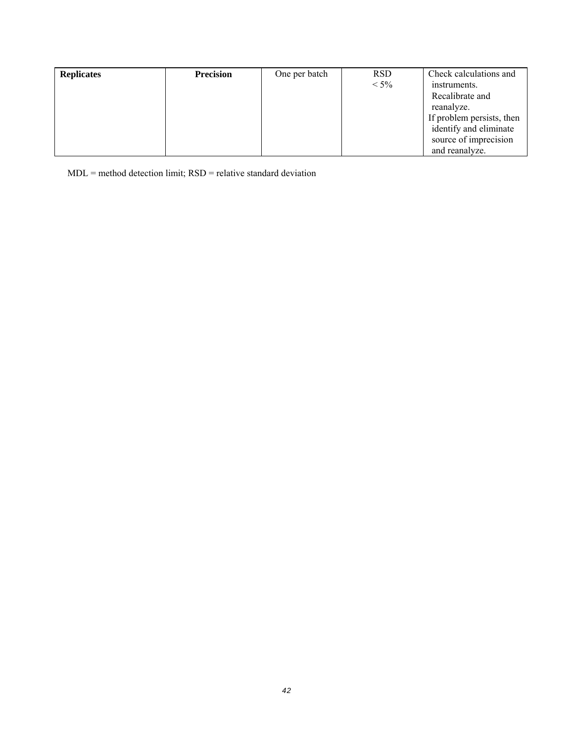| **Replicates** | **Precision** | One per batch | RSD < 5% | Check calculations and instruments. Recalibrate and reanalyze. If problem persists, then identify and eliminate source of imprecision and reanalyze. |
|---|---|---|---|---|

MDL = method detection limit; RSD = relative standard deviation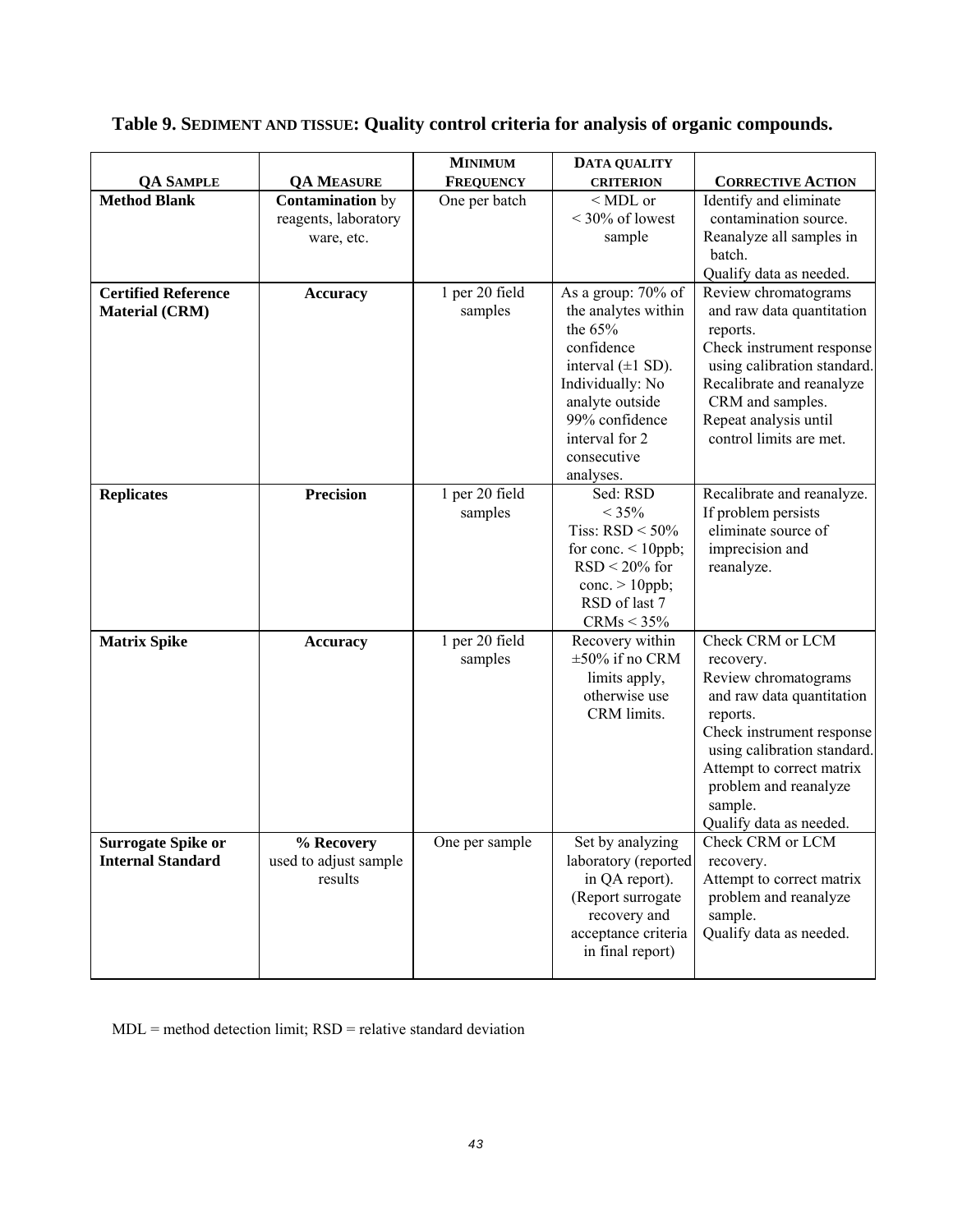**Table 9. SEDIMENT AND TISSUE: Quality control criteria for analysis of organic compounds.**

| QA SAMPLE | QA MEASURE | MINIMUM FREQUENCY | DATA QUALITY CRITERION | CORRECTIVE ACTION |
|---|---|---|---|---|
| **Method Blank** | **Contamination** by reagents, laboratory ware, etc. | One per batch | < MDL or < 30% of lowest sample | Identify and eliminate contamination source. Reanalyze all samples in batch. Qualify data as needed. |
| **Certified Reference Material (CRM)** | **Accuracy** | 1 per 20 field samples | As a group: 70% of the analytes within the 65% confidence interval (±1 SD). Individually: No analyte outside 99% confidence interval for 2 consecutive analyses. | Review chromatograms and raw data quantitation reports. Check instrument response using calibration standard. Recalibrate and reanalyze CRM and samples. Repeat analysis until control limits are met. |
| **Replicates** | **Precision** | 1 per 20 field samples | Sed: RSD < 35% Tiss: RSD < 50% for conc. < 10ppb; RSD < 20% for conc. > 10ppb; RSD of last 7 CRMs < 35% | Recalibrate and reanalyze. If problem persists eliminate source of imprecision and reanalyze. |
| **Matrix Spike** | **Accuracy** | 1 per 20 field samples | Recovery within ±50% if no CRM limits apply, otherwise use CRM limits. | Check CRM or LCM recovery. Review chromatograms and raw data quantitation reports. Check instrument response using calibration standard. Attempt to correct matrix problem and reanalyze sample. Qualify data as needed. |
| **Surrogate Spike or Internal Standard** | **% Recovery** used to adjust sample results | One per sample | Set by analyzing laboratory (reported in QA report). (Report surrogate recovery and acceptance criteria in final report) | Check CRM or LCM recovery. Attempt to correct matrix problem and reanalyze sample. Qualify data as needed. |

MDL = method detection limit; RSD = relative standard deviation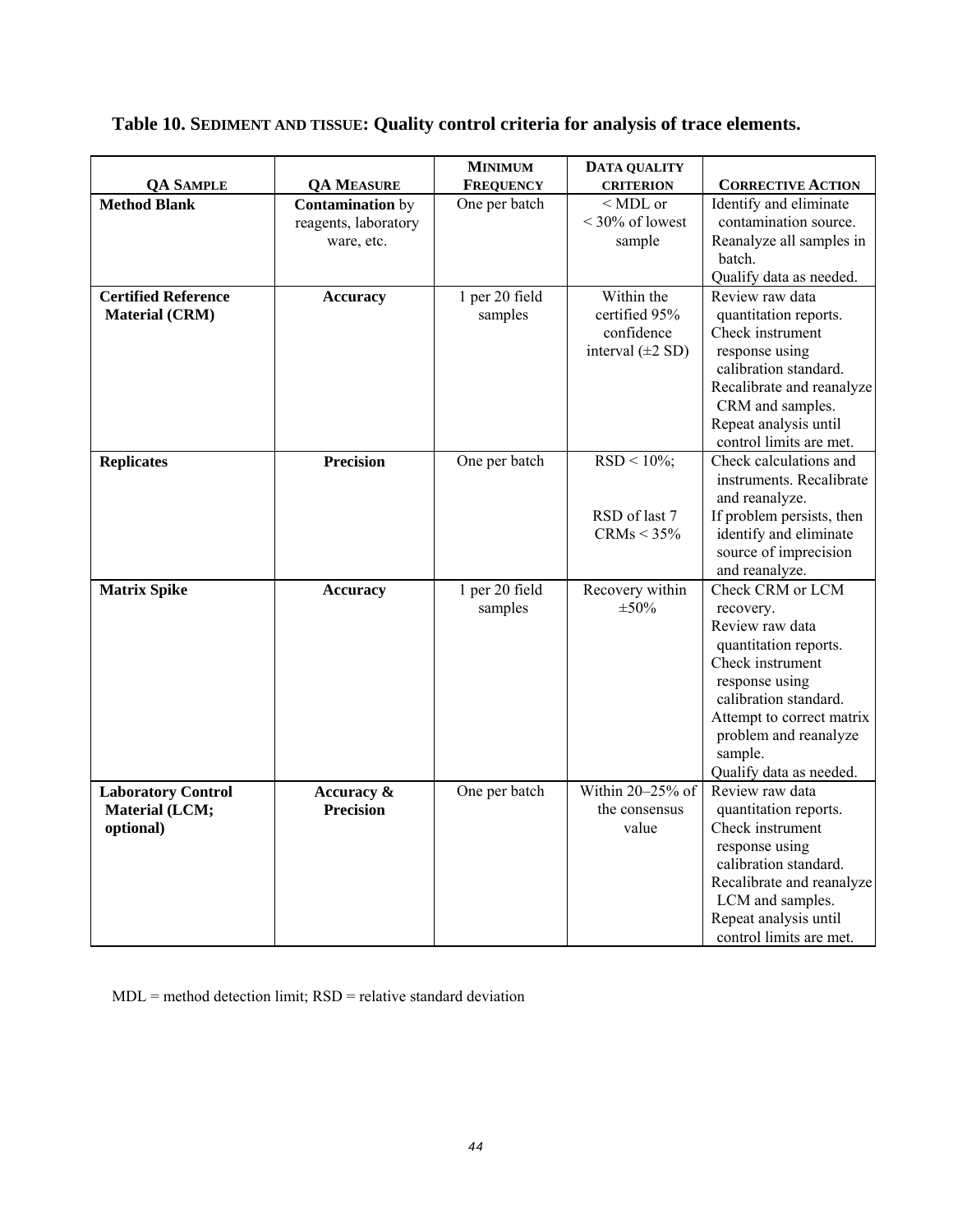**Table 10. SEDIMENT AND TISSUE: Quality control criteria for analysis of trace elements.**

| QA SAMPLE | QA MEASURE | MINIMUM FREQUENCY | DATA QUALITY CRITERION | CORRECTIVE ACTION |
|---|---|---|---|---|
| **Method Blank** | **Contamination** by reagents, laboratory ware, etc. | One per batch | < MDL or < 30% of lowest sample | Identify and eliminate contamination source. Reanalyze all samples in batch. Qualify data as needed. |
| **Certified Reference Material (CRM)** | **Accuracy** | 1 per 20 field samples | Within the certified 95% confidence interval (±2 SD) | Review raw data quantitation reports. Check instrument response using calibration standard. Recalibrate and reanalyze CRM and samples. Repeat analysis until control limits are met. |
| **Replicates** | **Precision** | One per batch | RSD < 10%; RSD of last 7 CRMs < 35% | Check calculations and instruments. Recalibrate and reanalyze. If problem persists, then identify and eliminate source of imprecision and reanalyze. |
| **Matrix Spike** | **Accuracy** | 1 per 20 field samples | Recovery within ±50% | Check CRM or LCM recovery. Review raw data quantitation reports. Check instrument response using calibration standard. Attempt to correct matrix problem and reanalyze sample. Qualify data as needed. |
| **Laboratory Control Material (LCM; optional)** | **Accuracy & Precision** | One per batch | Within 20–25% of the consensus value | Review raw data quantitation reports. Check instrument response using calibration standard. Recalibrate and reanalyze LCM and samples. Repeat analysis until control limits are met. |

MDL = method detection limit; RSD = relative standard deviation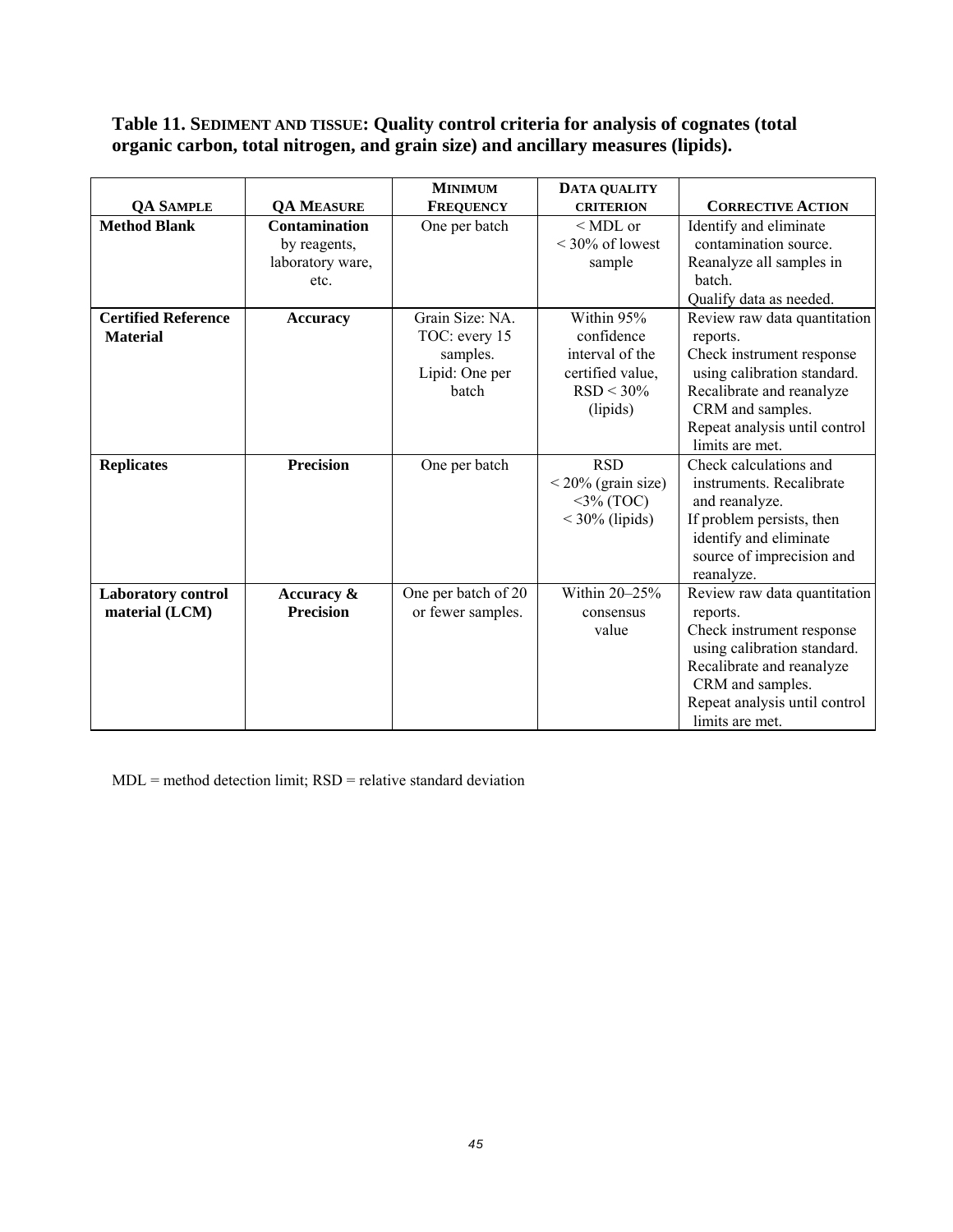**Table 11. SEDIMENT AND TISSUE: Quality control criteria for analysis of cognates (total organic carbon, total nitrogen, and grain size) and ancillary measures (lipids).**

| QA SAMPLE | QA MEASURE | MINIMUM FREQUENCY | DATA QUALITY CRITERION | CORRECTIVE ACTION |
|---|---|---|---|---|
| **Method Blank** | **Contamination** by reagents, laboratory ware, etc. | One per batch | < MDL or < 30% of lowest sample | Identify and eliminate contamination source. Reanalyze all samples in batch. Qualify data as needed. |
| **Certified Reference Material** | **Accuracy** | Grain Size: NA. TOC: every 15 samples. Lipid: One per batch | Within 95% confidence interval of the certified value, RSD < 30% (lipids) | Review raw data quantitation reports. Check instrument response using calibration standard. Recalibrate and reanalyze CRM and samples. Repeat analysis until control limits are met. |
| **Replicates** | **Precision** | One per batch | RSD < 20% (grain size) <3% (TOC) < 30% (lipids) | Check calculations and instruments. Recalibrate and reanalyze. If problem persists, then identify and eliminate source of imprecision and reanalyze. |
| **Laboratory control material (LCM)** | **Accuracy & Precision** | One per batch of 20 or fewer samples. | Within 20–25% consensus value | Review raw data quantitation reports. Check instrument response using calibration standard. Recalibrate and reanalyze CRM and samples. Repeat analysis until control limits are met. |

MDL = method detection limit; RSD = relative standard deviation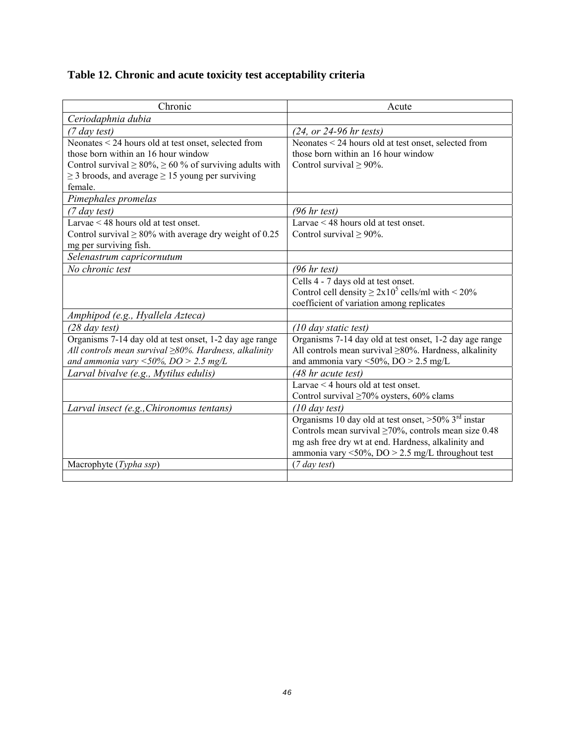**Table 12. Chronic and acute toxicity test acceptability criteria**

| Chronic | Acute |
|---|---|
| *Ceriodaphnia dubia* | |
| *(7 day test)* | *(24, or 24-96 hr tests)* |
| Neonates < 24 hours old at test onset, selected from those born within an 16 hour window<br>Control survival ≥ 80%, ≥ 60 % of surviving adults with ≥ 3 broods, and average ≥ 15 young per surviving female. | Neonates < 24 hours old at test onset, selected from those born within an 16 hour window<br>Control survival ≥ 90%. |
| *Pimephales promelas* | |
| *(7 day test)* | *(96 hr test)* |
| Larvae < 48 hours old at test onset.<br>Control survival ≥ 80% with average dry weight of 0.25 mg per surviving fish. | Larvae < 48 hours old at test onset.<br>Control survival ≥ 90%. |
| *Selenastrum capricornutum* | |
| *No chronic test* | *(96 hr test)* |
| | Cells 4 - 7 days old at test onset.<br>Control cell density ≥ $2x10^5$ cells/ml with < 20% coefficient of variation among replicates |
| *Amphipod (e.g., Hyallela Azteca)* | |
| *(28 day test)* | *(10 day static test)* |
| Organisms 7-14 day old at test onset, 1-2 day age range<br>*All controls mean survival ≥80%. Hardness, alkalinity and ammonia vary <50%, DO > 2.5 mg/L* | Organisms 7-14 day old at test onset, 1-2 day age range<br>All controls mean survival ≥80%. Hardness, alkalinity and ammonia vary <50%, DO > 2.5 mg/L |
| *Larval bivalve (e.g., Mytilus edulis)* | *(48 hr acute test)* |
| | Larvae < 4 hours old at test onset.<br>Control survival ≥70% oysters, 60% clams |
| *Larval insect (e.g.,Chironomus tentans)* | *(10 day test)* |
| | Organisms 10 day old at test onset, >50% 3rd instar<br>Controls mean survival ≥70%, controls mean size 0.48 mg ash free dry wt at end. Hardness, alkalinity and ammonia vary <50%, DO > 2.5 mg/L throughout test |
| Macrophyte (*Typha ssp*) | (*7 day test*) |
| | |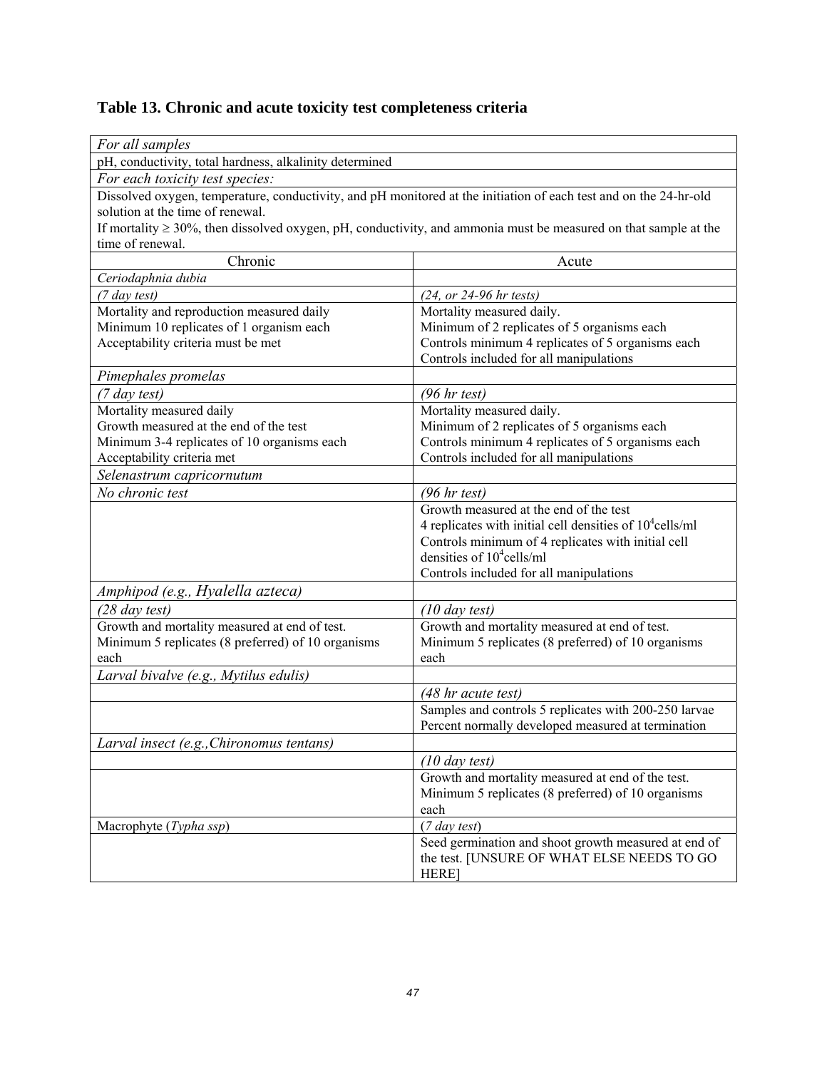# Table 13. Chronic and acute toxicity test completeness criteria

| | |
|---|---|
| *For all samples* | |
| pH, conductivity, total hardness, alkalinity determined | |
| *For each toxicity test species:* | |
| Dissolved oxygen, temperature, conductivity, and pH monitored at the initiation of each test and on the 24-hr-old solution at the time of renewal.<br>If mortality ≥ 30%, then dissolved oxygen, pH, conductivity, and ammonia must be measured on that sample at the time of renewal. | |
| Chronic | Acute |
| *Ceriodaphnia dubia* | |
| *(7 day test)* | *(24, or 24-96 hr tests)* |
| Mortality and reproduction measured daily<br>Minimum 10 replicates of 1 organism each<br>Acceptability criteria must be met | Mortality measured daily.<br>Minimum of 2 replicates of 5 organisms each<br>Controls minimum 4 replicates of 5 organisms each<br>Controls included for all manipulations |
| *Pimephales promelas* | |
| *(7 day test)* | *(96 hr test)* |
| Mortality measured daily<br>Growth measured at the end of the test<br>Minimum 3-4 replicates of 10 organisms each<br>Acceptability criteria met | Mortality measured daily.<br>Minimum of 2 replicates of 5 organisms each<br>Controls minimum 4 replicates of 5 organisms each<br>Controls included for all manipulations |
| *Selenastrum capricornutum* | |
| *No chronic test* | *(96 hr test)* |
| | Growth measured at the end of the test<br>4 replicates with initial cell densities of $10^4$cells/ml<br>Controls minimum of 4 replicates with initial cell densities of $10^4$cells/ml<br>Controls included for all manipulations |
| *Amphipod (e.g., Hyalella azteca)* | |
| *(28 day test)* | *(10 day test)* |
| Growth and mortality measured at end of test.<br>Minimum 5 replicates (8 preferred) of 10 organisms each | Growth and mortality measured at end of test.<br>Minimum 5 replicates (8 preferred) of 10 organisms each |
| *Larval bivalve (e.g., Mytilus edulis)* | |
| | *(48 hr acute test)* |
| | Samples and controls 5 replicates with 200-250 larvae<br>Percent normally developed measured at termination |
| *Larval insect (e.g.,Chironomus tentans)* | |
| | *(10 day test)* |
| | Growth and mortality measured at end of the test.<br>Minimum 5 replicates (8 preferred) of 10 organisms each |
| Macrophyte (*Typha ssp*) | (*7 day test*) |
| | Seed germination and shoot growth measured at end of the test. [UNSURE OF WHAT ELSE NEEDS TO GO HERE] |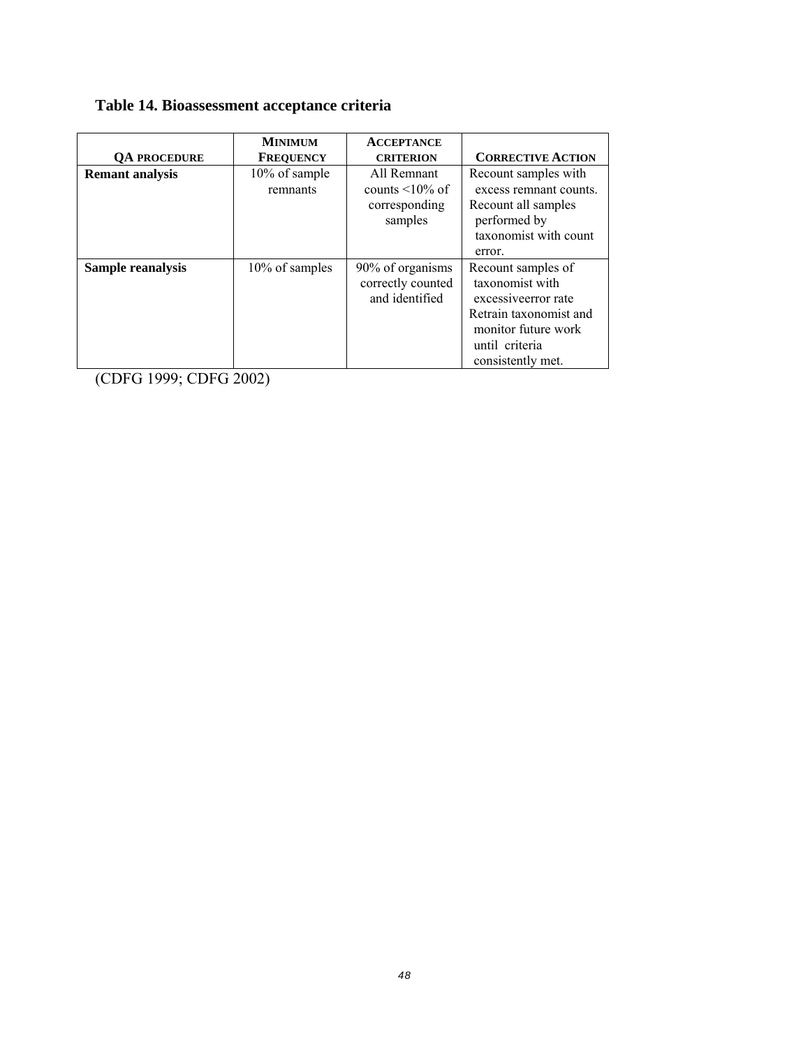**Table 14. Bioassessment acceptance criteria**

| QA PROCEDURE | MINIMUM FREQUENCY | ACCEPTANCE CRITERION | CORRECTIVE ACTION |
|---|---|---|---|
| **Remant analysis** | 10% of sample remnants | All Remnant counts <10% of corresponding samples | Recount samples with excess remnant counts. Recount all samples performed by taxonomist with count error. |
| **Sample reanalysis** | 10% of samples | 90% of organisms correctly counted and identified | Recount samples of taxonomist with excessiveerror rate Retrain taxonomist and monitor future work until criteria consistently met. |

(CDFG 1999; CDFG 2002)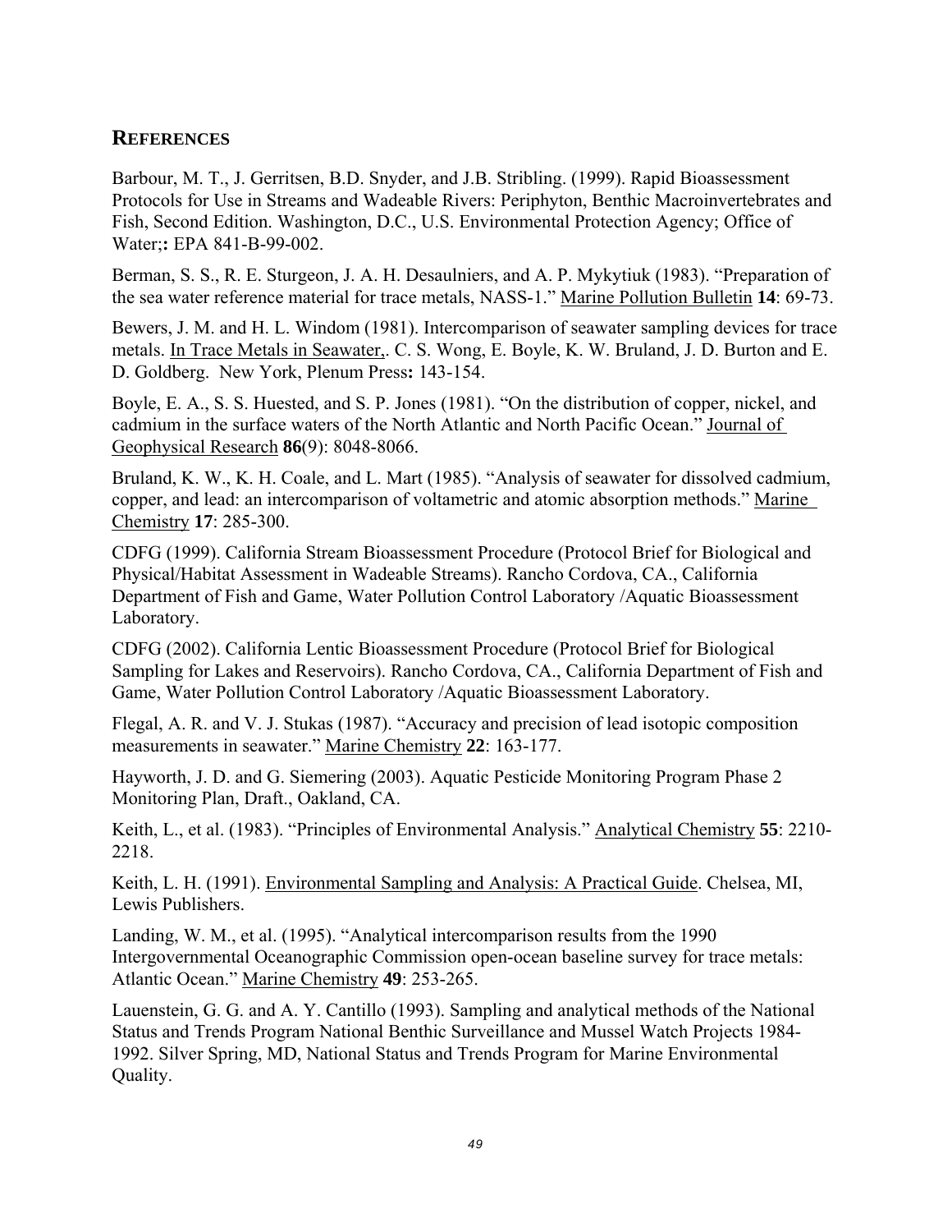## REFERENCES

Barbour, M. T., J. Gerritsen, B.D. Snyder, and J.B. Stribling. (1999). Rapid Bioassessment Protocols for Use in Streams and Wadeable Rivers: Periphyton, Benthic Macroinvertebrates and Fish, Second Edition. Washington, D.C., U.S. Environmental Protection Agency; Office of Water;**:** EPA 841-B-99-002.

Berman, S. S., R. E. Sturgeon, J. A. H. Desaulniers, and A. P. Mykytiuk (1983). "Preparation of the sea water reference material for trace metals, NASS-1." Marine Pollution Bulletin **14**: 69-73.

Bewers, J. M. and H. L. Windom (1981). Intercomparison of seawater sampling devices for trace metals. In Trace Metals in Seawater,. C. S. Wong, E. Boyle, K. W. Bruland, J. D. Burton and E. D. Goldberg. New York, Plenum Press**:** 143-154.

Boyle, E. A., S. S. Huested, and S. P. Jones (1981). "On the distribution of copper, nickel, and cadmium in the surface waters of the North Atlantic and North Pacific Ocean." Journal of Geophysical Research **86**(9): 8048-8066.

Bruland, K. W., K. H. Coale, and L. Mart (1985). "Analysis of seawater for dissolved cadmium, copper, and lead: an intercomparison of voltametric and atomic absorption methods." Marine Chemistry **17**: 285-300.

CDFG (1999). California Stream Bioassessment Procedure (Protocol Brief for Biological and Physical/Habitat Assessment in Wadeable Streams). Rancho Cordova, CA., California Department of Fish and Game, Water Pollution Control Laboratory /Aquatic Bioassessment Laboratory.

CDFG (2002). California Lentic Bioassessment Procedure (Protocol Brief for Biological Sampling for Lakes and Reservoirs). Rancho Cordova, CA., California Department of Fish and Game, Water Pollution Control Laboratory /Aquatic Bioassessment Laboratory.

Flegal, A. R. and V. J. Stukas (1987). "Accuracy and precision of lead isotopic composition measurements in seawater." Marine Chemistry **22**: 163-177.

Hayworth, J. D. and G. Siemering (2003). Aquatic Pesticide Monitoring Program Phase 2 Monitoring Plan, Draft., Oakland, CA.

Keith, L., et al. (1983). "Principles of Environmental Analysis." Analytical Chemistry **55**: 2210-2218.

Keith, L. H. (1991). Environmental Sampling and Analysis: A Practical Guide. Chelsea, MI, Lewis Publishers.

Landing, W. M., et al. (1995). "Analytical intercomparison results from the 1990 Intergovernmental Oceanographic Commission open-ocean baseline survey for trace metals: Atlantic Ocean." Marine Chemistry **49**: 253-265.

Lauenstein, G. G. and A. Y. Cantillo (1993). Sampling and analytical methods of the National Status and Trends Program National Benthic Surveillance and Mussel Watch Projects 1984-1992. Silver Spring, MD, National Status and Trends Program for Marine Environmental Quality.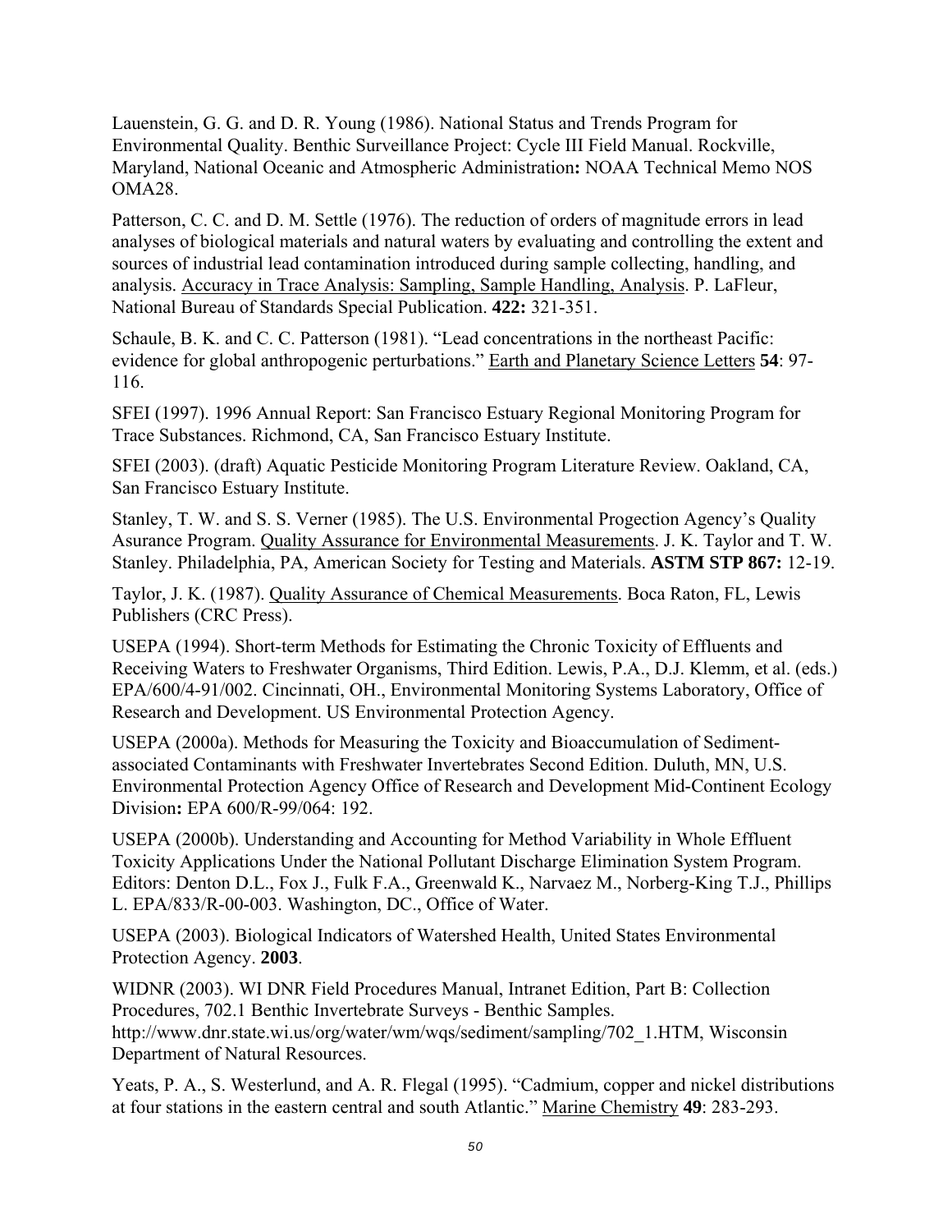Lauenstein, G. G. and D. R. Young (1986). National Status and Trends Program for Environmental Quality. Benthic Surveillance Project: Cycle III Field Manual. Rockville, Maryland, National Oceanic and Atmospheric Administration**:** NOAA Technical Memo NOS OMA28.

Patterson, C. C. and D. M. Settle (1976). The reduction of orders of magnitude errors in lead analyses of biological materials and natural waters by evaluating and controlling the extent and sources of industrial lead contamination introduced during sample collecting, handling, and analysis. Accuracy in Trace Analysis: Sampling, Sample Handling, Analysis. P. LaFleur, National Bureau of Standards Special Publication. **422:** 321-351.

Schaule, B. K. and C. C. Patterson (1981). "Lead concentrations in the northeast Pacific: evidence for global anthropogenic perturbations." Earth and Planetary Science Letters **54**: 97-116.

SFEI (1997). 1996 Annual Report: San Francisco Estuary Regional Monitoring Program for Trace Substances. Richmond, CA, San Francisco Estuary Institute.

SFEI (2003). (draft) Aquatic Pesticide Monitoring Program Literature Review. Oakland, CA, San Francisco Estuary Institute.

Stanley, T. W. and S. S. Verner (1985). The U.S. Environmental Progection Agency's Quality Asurance Program. Quality Assurance for Environmental Measurements. J. K. Taylor and T. W. Stanley. Philadelphia, PA, American Society for Testing and Materials. **ASTM STP 867:** 12-19.

Taylor, J. K. (1987). Quality Assurance of Chemical Measurements. Boca Raton, FL, Lewis Publishers (CRC Press).

USEPA (1994). Short-term Methods for Estimating the Chronic Toxicity of Effluents and Receiving Waters to Freshwater Organisms, Third Edition. Lewis, P.A., D.J. Klemm, et al. (eds.) EPA/600/4-91/002. Cincinnati, OH., Environmental Monitoring Systems Laboratory, Office of Research and Development. US Environmental Protection Agency.

USEPA (2000a). Methods for Measuring the Toxicity and Bioaccumulation of Sediment-associated Contaminants with Freshwater Invertebrates Second Edition. Duluth, MN, U.S. Environmental Protection Agency Office of Research and Development Mid-Continent Ecology Division**:** EPA 600/R-99/064: 192.

USEPA (2000b). Understanding and Accounting for Method Variability in Whole Effluent Toxicity Applications Under the National Pollutant Discharge Elimination System Program. Editors: Denton D.L., Fox J., Fulk F.A., Greenwald K., Narvaez M., Norberg-King T.J., Phillips L. EPA/833/R-00-003. Washington, DC., Office of Water.

USEPA (2003). Biological Indicators of Watershed Health, United States Environmental Protection Agency. **2003**.

WIDNR (2003). WI DNR Field Procedures Manual, Intranet Edition, Part B: Collection Procedures, 702.1 Benthic Invertebrate Surveys - Benthic Samples. http://www.dnr.state.wi.us/org/water/wm/wqs/sediment/sampling/702_1.HTM, Wisconsin Department of Natural Resources.

Yeats, P. A., S. Westerlund, and A. R. Flegal (1995). "Cadmium, copper and nickel distributions at four stations in the eastern central and south Atlantic." Marine Chemistry **49**: 283-293.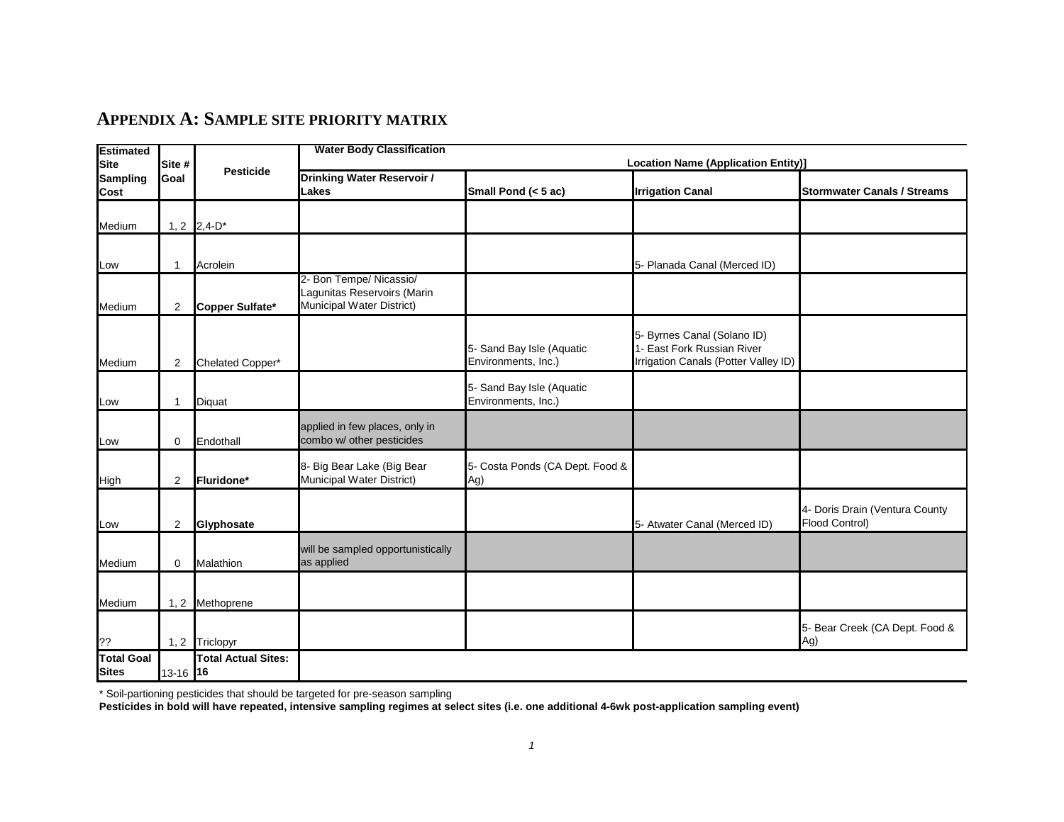## APPENDIX A: SAMPLE SITE PRIORITY MATRIX

| Estimated Site Sampling Cost | Site # Goal | Pesticide | Water Body Classification / Location Name (Application Entity)] | | | |
|---|---|---|---|---|---|---|
| | | | **Drinking Water Reservoir / Lakes** | **Small Pond (< 5 ac)** | **Irrigation Canal** | **Stormwater Canals / Streams** |
| Medium | 1, 2 | 2,4-D* | | | | |
| Low | 1 | Acrolein | | | 5- Planada Canal (Merced ID) | |
| Medium | 2 | **Copper Sulfate*** | 2- Bon Tempe/ Nicassio/ Lagunitas Reservoirs (Marin Municipal Water District) | | | |
| Medium | 2 | Chelated Copper* | | 5- Sand Bay Isle (Aquatic Environments, Inc.) | 5- Byrnes Canal (Solano ID) 1- East Fork Russian River Irrigation Canals (Potter Valley ID) | |
| Low | 1 | Diquat | | 5- Sand Bay Isle (Aquatic Environments, Inc.) | | |
| Low | 0 | Endothall | applied in few places, only in combo w/ other pesticides | | | |
| High | 2 | **Fluridone*** | 8- Big Bear Lake (Big Bear Municipal Water District) | 5- Costa Ponds (CA Dept. Food & Ag) | | |
| Low | 2 | **Glyphosate** | | | 5- Atwater Canal (Merced ID) | 4- Doris Drain (Ventura County Flood Control) |
| Medium | 0 | Malathion | will be sampled opportunistically as applied | | | |
| Medium | 1, 2 | Methoprene | | | | |
| ?? | 1, 2 | Triclopyr | | | | 5- Bear Creek (CA Dept. Food & Ag) |
| **Total Goal Sites** | 13-16 | **Total Actual Sites: 16** | | | | |

\* Soil-partioning pesticides that should be targeted for pre-season sampling

**Pesticides in bold will have repeated, intensive sampling regimes at select sites (i.e. one additional 4-6wk post-application sampling event)**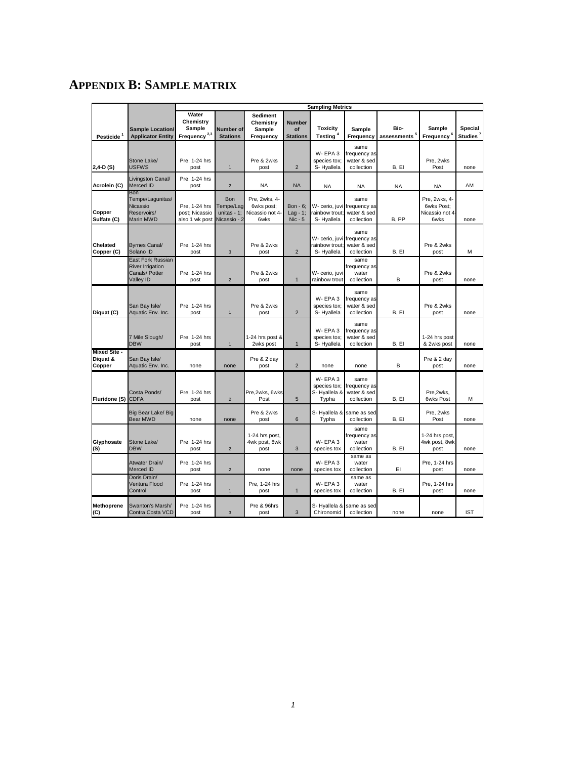# APPENDIX B: SAMPLE MATRIX

| | | Sampling Metrics | | | | | | | | |
|---|---|---|---|---|---|---|---|---|---|---|
| Pesticide [1] | Sample Location/ Applicator Entity | Water Chemistry Sample Frequency [2,3] | Number of Stations | Sediment Chemistry Sample Frequency | Number of Stations | Toxicity Testing [4] | Sample Frequency | Bio-assessments [5] | Sample Frequency [6] | Special Studies [7] |
| 2,4-D (S) | Stone Lake/ USFWS | Pre, 1-24 hrs post | 1 | Pre & 2wks post | 2 | W- EPA 3 species tox; S- Hyallela | same frequency as water & sed collection | B, EI | Pre, 2wks Post | none |
| Acrolein (C) | Livingston Canal/ Merced ID | Pre, 1-24 hrs post | 2 | NA | NA | NA | NA | NA | NA | AM |
| Copper Sulfate (C) | Bon Tempe/Lagunitas/ Nicassio Reservoirs/ Marin MWD | Pre, 1-24 hrs post; Nicassio also 1 wk post | Bon Tempe/Lag unitas - 1; Nicassio - 2 | Pre, 2wks, 4-6wks post; Nicassio not 4-6wks | Bon - 6; Lag - 1; Nic - 5 | W- cerio, juvi rainbow trout; S- Hyallela | same frequency as water & sed collection | B, PP | Pre, 2wks, 4-6wks Post; Nicassio not 4-6wks | none |
| Chelated Copper (C) | Byrnes Canal/ Solano ID | Pre, 1-24 hrs post | 3 | Pre & 2wks post | 2 | W- cerio, juvi rainbow trout; S- Hyallela | same frequency as water & sed collection | B, EI | Pre & 2wks post | M |
| | East Fork Russian River Irrigation Canals/ Potter Valley ID | Pre, 1-24 hrs post | 2 | Pre & 2wks post | 1 | W- cerio, juvi rainbow trout | same frequency as water collection | B | Pre & 2wks post | none |
| Diquat (C) | San Bay Isle/ Aquatic Env. Inc. | Pre, 1-24 hrs post | 1 | Pre & 2wks post | 2 | W- EPA 3 species tox; S- Hyallela | same frequency as water & sed collection | B, EI | Pre & 2wks post | none |
| | 7 Mile Slough/ DBW | Pre, 1-24 hrs post | 1 | 1-24 hrs post & 2wks post | 1 | W- EPA 3 species tox; S- Hyallela | same frequency as water & sed collection | B, EI | 1-24 hrs post & 2wks post | none |
| Mixed Site - Diquat & Copper | San Bay Isle/ Aquatic Env. Inc. | none | none | Pre & 2 day post | 2 | none | none | B | Pre & 2 day post | none |
| Fluridone (S) | Costa Ponds/ CDFA | Pre, 1-24 hrs post | 2 | Pre,2wks, 6wks Post | 5 | W- EPA 3 species tox; S- Hyallela & Typha | same frequency as water & sed collection | B, EI | Pre,2wks, 6wks Post | M |
| | Big Bear Lake/ Big Bear MWD | none | none | Pre & 2wks post | 6 | S- Hyallela & Typha | same as sed collection | B, EI | Pre, 2wks Post | none |
| Glyphosate (S) | Stone Lake/ DBW | Pre, 1-24 hrs post | 2 | 1-24 hrs post, 4wk post, 8wk post | 3 | W- EPA 3 species tox | same frequency as water collection | B, EI | 1-24 hrs post, 4wk post, 8wk post | none |
| | Atwater Drain/ Merced ID | Pre, 1-24 hrs post | 2 | none | none | W- EPA 3 species tox | same as water collection | EI | Pre, 1-24 hrs post | none |
| | Doris Drain/ Ventura Flood Control | Pre, 1-24 hrs post | 1 | Pre, 1-24 hrs post | 1 | W- EPA 3 species tox | same as water collection | B, EI | Pre, 1-24 hrs post | none |
| Methoprene (C) | Swanton's Marsh/ Contra Costa VCD | Pre, 1-24 hrs post | 3 | Pre & 96hrs post | 3 | S- Hyallela & Chironomid | same as sed collection | none | none | IST |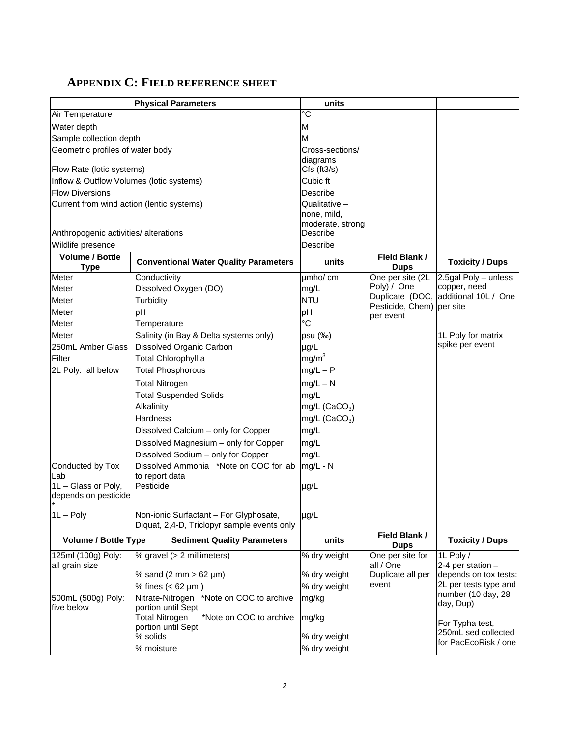## APPENDIX C: FIELD REFERENCE SHEET

| Physical Parameters | | units | | |
|---|---|---|---|---|
| Air Temperature | | °C | | |
| Water depth | | M | | |
| Sample collection depth | | M | | |
| Geometric profiles of water body | | Cross-sections/ diagrams | | |
| Flow Rate (lotic systems) | | Cfs (ft3/s) | | |
| Inflow & Outflow Volumes (lotic systems) | | Cubic ft | | |
| Flow Diversions | | Describe | | |
| Current from wind action (lentic systems) | | Qualitative – none, mild, moderate, strong | | |
| Anthropogenic activities/ alterations | | Describe | | |
| Wildlife presence | | Describe | | |
| **Volume / Bottle Type** | **Conventional Water Quality Parameters** | **units** | **Field Blank / Dups** | **Toxicity / Dups** |
| Meter | Conductivity | µmho/ cm | One per site (2L Poly) / One Duplicate (DOC, Pesticide, Chem) per event | 2.5gal Poly – unless copper, need additional 10L / One per site<br><br>1L Poly for matrix spike per event |
| Meter | Dissolved Oxygen (DO) | mg/L | | |
| Meter | Turbidity | NTU | | |
| Meter | pH | pH | | |
| Meter | Temperature | °C | | |
| Meter | Salinity (in Bay & Delta systems only) | psu (‰) | | |
| 250mL Amber Glass | Dissolved Organic Carbon | µg/L | | |
| Filter | Total Chlorophyll a | $mg/m^3$ | | |
| 2L Poly: all below | Total Phosphorous | mg/L – P | | |
| | Total Nitrogen | mg/L – N | | |
| | Total Suspended Solids | mg/L | | |
| | Alkalinity | mg/L ($CaCO_3$) | | |
| | Hardness | mg/L ($CaCO_3$) | | |
| | Dissolved Calcium – only for Copper | mg/L | | |
| | Dissolved Magnesium – only for Copper | mg/L | | |
| | Dissolved Sodium – only for Copper | mg/L | | |
| Conducted by Tox Lab | Dissolved Ammonia *Note on COC for lab to report data | mg/L - N | | |
| 1L – Glass or Poly, depends on pesticide * | Pesticide | µg/L | | |
| 1L – Poly | Non-ionic Surfactant – For Glyphosate, Diquat, 2,4-D, Triclopyr sample events only | µg/L | | |
| **Volume / Bottle Type** | **Sediment Quality Parameters** | **units** | **Field Blank / Dups** | **Toxicity / Dups** |
| 125ml (100g) Poly: all grain size | % gravel (> 2 millimeters) | % dry weight | One per site for all / One Duplicate all per event | 1L Poly / 2-4 per station – depends on tox tests: 2L per tests type and number (10 day, 28 day, Dup)<br><br>For Typha test, 250mL sed collected for PacEcoRisk / one |
| | % sand (2 mm > 62 µm) | % dry weight | | |
| | % fines (< 62 µm ) | % dry weight | | |
| 500mL (500g) Poly: five below | Nitrate-Nitrogen *Note on COC to archive portion until Sept | mg/kg | | |
| | Total Nitrogen *Note on COC to archive portion until Sept | mg/kg | | |
| | % solids | % dry weight | | |
| | % moisture | % dry weight | | |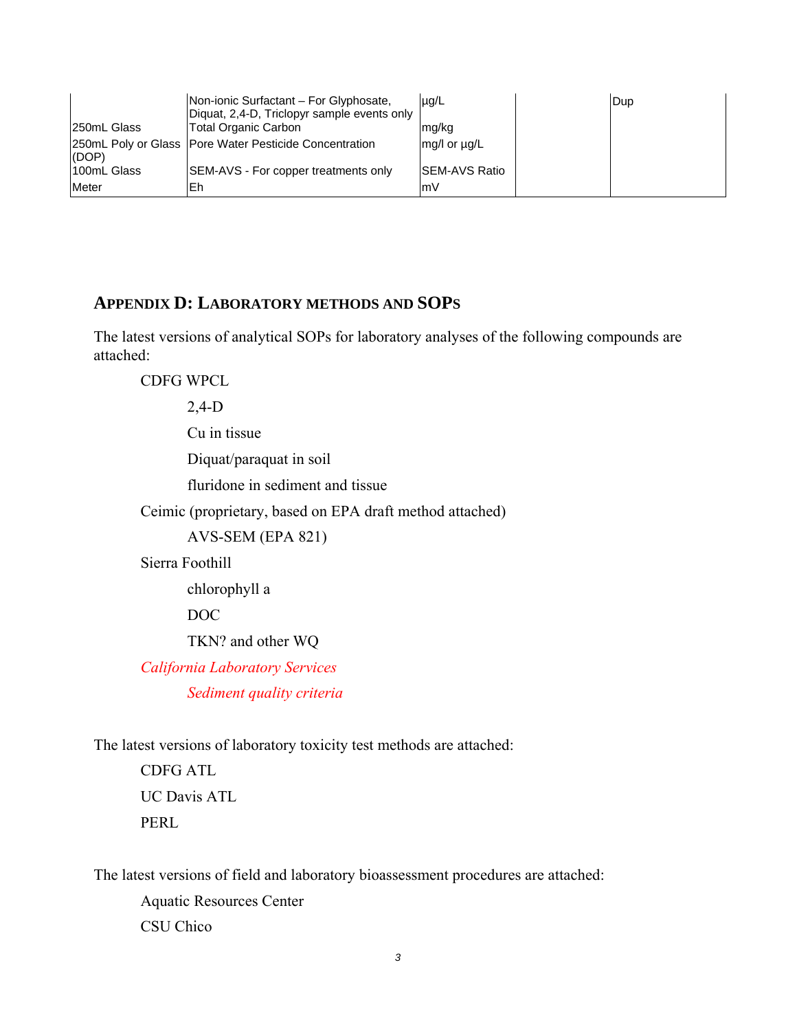|  |  |  |  |  |
|---|---|---|---|---|
|  | Non-ionic Surfactant – For Glyphosate, Diquat, 2,4-D, Triclopyr sample events only | µg/L |  | Dup |
| 250mL Glass | Total Organic Carbon | mg/kg |  |  |
| 250mL Poly or Glass (DOP) | Pore Water Pesticide Concentration | mg/l or µg/L |  |  |
| 100mL Glass | SEM-AVS - For copper treatments only | SEM-AVS Ratio |  |  |
| Meter | Eh | mV |  |  |

## Appendix D: Laboratory methods and SOPs

The latest versions of analytical SOPs for laboratory analyses of the following compounds are attached:

- CDFG WPCL
  - 2,4-D
  - Cu in tissue
  - Diquat/paraquat in soil
  - fluridone in sediment and tissue
- Ceimic (proprietary, based on EPA draft method attached)
  - AVS-SEM (EPA 821)
- Sierra Foothill
  - chlorophyll a
  - DOC
  - TKN? and other WQ
- *California Laboratory Services*
  - *Sediment quality criteria*

The latest versions of laboratory toxicity test methods are attached:

- CDFG ATL
- UC Davis ATL
- PERL

The latest versions of field and laboratory bioassessment procedures are attached:

- Aquatic Resources Center
- CSU Chico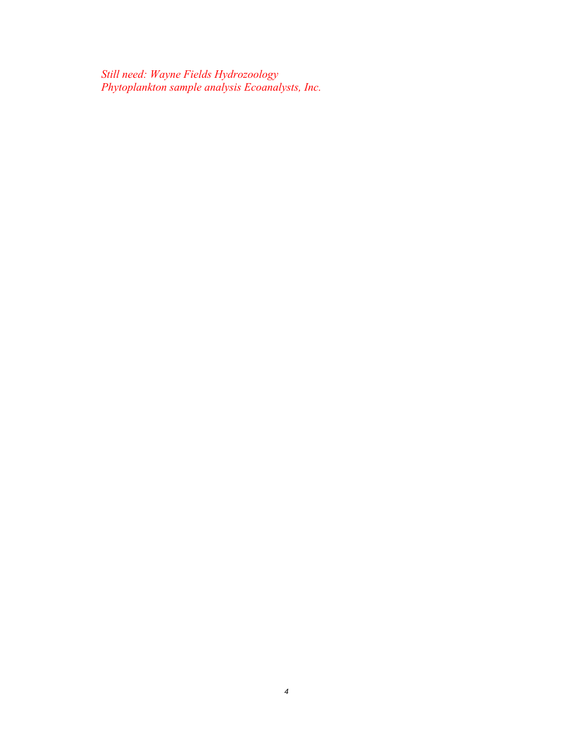*Still need: Wayne Fields Hydrozoology*
*Phytoplankton sample analysis Ecoanalysts, Inc.*